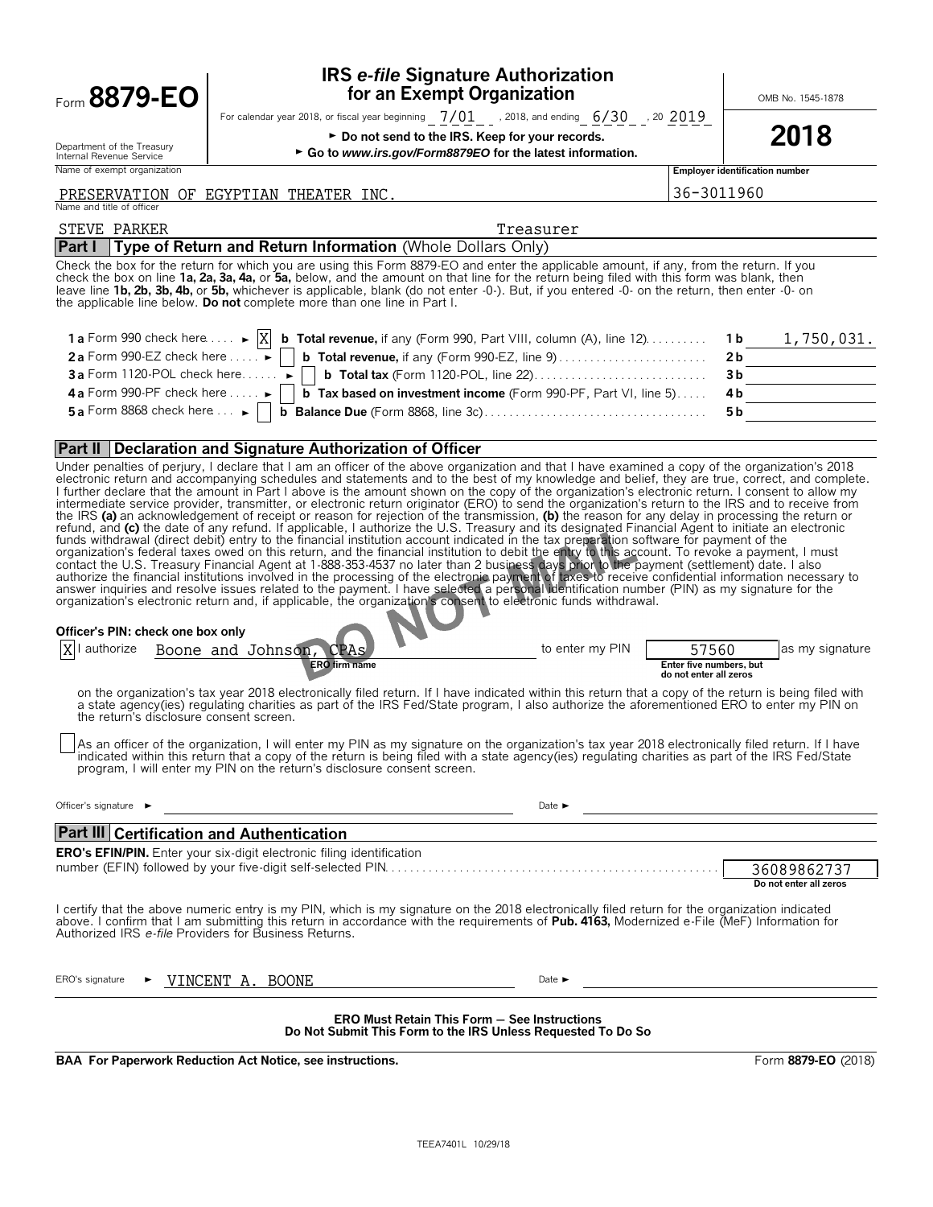Form **8879-EO**

Department of the Treasury
Internal Revenue Service

# IRS *e-file* Signature Authorization for an Exempt Organization

For calendar year 2018, or fiscal year beginning 7/01, 2018, and ending 6/30, 20 2019

► **Do not send to the IRS. Keep for your records.**

► **Go to *www.irs.gov/Form8879EO* for the latest information.**

OMB No. 1545-1878

**2018**

| Name of exempt organization | Employer identification number |
|---|---|
| PRESERVATION OF EGYPTIAN THEATER INC. | 36-3011960 |

Name and title of officer

STEVE PARKER Treasurer

## Part I — Type of Return and Return Information (Whole Dollars Only)

Check the box for the return for which you are using this Form 8879-EO and enter the applicable amount, if any, from the return. If you check the box on line **1a, 2a, 3a, 4a,** or **5a,** below, and the amount on that line for the return being filed with this form was blank, then leave line **1b, 2b, 3b, 4b,** or **5b,** whichever is applicable, blank (do not enter -0-). But, if you entered -0- on the return, then enter -0- on the applicable line below. **Do not** complete more than one line in Part I.

| | | | |
|---|---|---|---|
| **1 a** Form 990 check here ► [X] | **b Total revenue,** if any (Form 990, Part VIII, column (A), line 12) | **1 b** | 1,750,031. |
| **2 a** Form 990-EZ check here ► [ ] | **b Total revenue,** if any (Form 990-EZ, line 9) | **2 b** | |
| **3 a** Form 1120-POL check here ► [ ] | **b Total tax** (Form 1120-POL, line 22) | **3 b** | |
| **4 a** Form 990-PF check here ► [ ] | **b Tax based on investment income** (Form 990-PF, Part VI, line 5) | **4 b** | |
| **5 a** Form 8868 check here ► [ ] | **b Balance Due** (Form 8868, line 3c) | **5 b** | |

## Part II — Declaration and Signature Authorization of Officer

Under penalties of perjury, I declare that I am an officer of the above organization and that I have examined a copy of the organization's 2018 electronic return and accompanying schedules and statements and to the best of my knowledge and belief, they are true, correct, and complete. I further declare that the amount in Part I above is the amount shown on the copy of the organization's electronic return. I consent to allow my intermediate service provider, transmitter, or electronic return originator (ERO) to send the organization's return to the IRS and to receive from the IRS **(a)** an acknowledgement of receipt or reason for rejection of the transmission, **(b)** the reason for any delay in processing the return or refund, and **(c)** the date of any refund. If applicable, I authorize the U.S. Treasury and its designated Financial Agent to initiate an electronic funds withdrawal (direct debit) entry to the financial institution account indicated in the tax preparation software for payment of the organization's federal taxes owed on this return, and the financial institution to debit the entry to this account. To revoke a payment, I must contact the U.S. Treasury Financial Agent at 1-888-353-4537 no later than 2 business days prior to the payment (settlement) date. I also authorize the financial institutions involved in the processing of the electronic payment of taxes to receive confidential information necessary to answer inquiries and resolve issues related to the payment. I have selected a personal identification number (PIN) as my signature for the organization's electronic return and, if applicable, the organization's consent to electronic funds withdrawal.

DO NOT MAIL

**Officer's PIN: check one box only**

[X] I authorize Boone and Johnson, CPAs (ERO firm name) to enter my PIN 57560 (Enter five numbers, but do not enter all zeros) as my signature on the organization's tax year 2018 electronically filed return. If I have indicated within this return that a copy of the return is being filed with a state agency(ies) regulating charities as part of the IRS Fed/State program, I also authorize the aforementioned ERO to enter my PIN on the return's disclosure consent screen.

[ ] As an officer of the organization, I will enter my PIN as my signature on the organization's tax year 2018 electronically filed return. If I have indicated within this return that a copy of the return is being filed with a state agency(ies) regulating charities as part of the IRS Fed/State program, I will enter my PIN on the return's disclosure consent screen.

Officer's signature ► ______________________ Date ► ______________

## Part III — Certification and Authentication

**ERO's EFIN/PIN.** Enter your six-digit electronic filing identification number (EFIN) followed by your five-digit self-selected PIN: 36089862737 (Do not enter all zeros)

I certify that the above numeric entry is my PIN, which is my signature on the 2018 electronically filed return for the organization indicated above. I confirm that I am submitting this return in accordance with the requirements of **Pub. 4163,** Modernized e-File (MeF) Information for Authorized IRS *e-file* Providers for Business Returns.

ERO's signature ► VINCENT A. BOONE Date ► ______________

**ERO Must Retain This Form — See Instructions**
**Do Not Submit This Form to the IRS Unless Requested To Do So**

**BAA For Paperwork Reduction Act Notice, see instructions.** Form **8879-EO** (2018)

TEEA7401L 10/29/18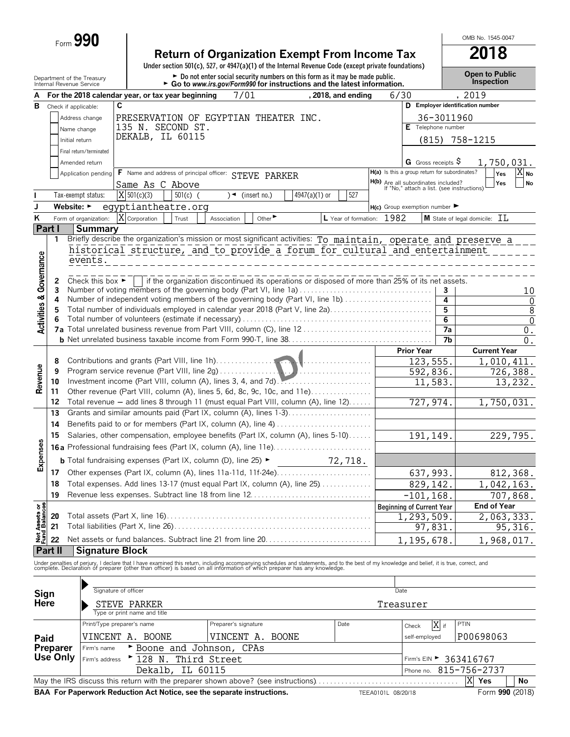Form **990**

# Return of Organization Exempt From Income Tax

OMB No. 1545-0047

**2018**

Under section 501(c), 527, or 4947(a)(1) of the Internal Revenue Code (except private foundations)

► Do not enter social security numbers on this form as it may be made public.

► Go to *www.irs.gov/Form990* for instructions and the latest information.

**Open to Public Inspection**

Department of the Treasury
Internal Revenue Service

**A** For the 2018 calendar year, or tax year beginning 7/01 , 2018, and ending 6/30 , 2019

**B** Check if applicable:
- Address change
- Name change
- Initial return
- Final return/terminated
- Amended return
- Application pending

**C** PRESERVATION OF EGYPTIAN THEATER INC.
135 N. SECOND ST.
DEKALB, IL 60115

**D** Employer identification number: 36-3011960

**E** Telephone number: (815) 758-1215

**G** Gross receipts $ 1,750,031.

**F** Name and address of principal officer: STEVE PARKER
Same As C Above

**H(a)** Is this a group return for subordinates? Yes [ ] No [X]

**H(b)** Are all subordinates included? Yes [ ] No [ ]
If "No," attach a list. (see instructions)

**I** Tax-exempt status: [X] 501(c)(3) [ ] 501(c) ( ) ◄ (insert no.) [ ] 4947(a)(1) or [ ] 527

**J** Website: ► egyptiantheatre.org

**H(c)** Group exemption number ►

**K** Form of organization: [X] Corporation [ ] Trust [ ] Association [ ] Other ►

**L** Year of formation: 1982 **M** State of legal domicile: IL

## Part I Summary

**Activities & Governance**

1 Briefly describe the organization's mission or most significant activities: To maintain, operate and preserve a historical structure, and to provide a forum for cultural and entertainment events.

2 Check this box ► [ ] if the organization discontinued its operations or disposed of more than 25% of its net assets.

| | | | |
|---|---|---|---|
| 3 | Number of voting members of the governing body (Part VI, line 1a) | 3 | 10 |
| 4 | Number of independent voting members of the governing body (Part VI, line 1b) | 4 | 0 |
| 5 | Total number of individuals employed in calendar year 2018 (Part V, line 2a) | 5 | 8 |
| 6 | Total number of volunteers (estimate if necessary) | 6 | 0 |
| 7a | Total unrelated business revenue from Part VIII, column (C), line 12 | 7a | 0. |
| b | Net unrelated business taxable income from Form 990-T, line 38 | 7b | 0. |

| | | | Prior Year | Current Year |
|---|---|---|---|---|
| **Revenue** | 8 | Contributions and grants (Part VIII, line 1h) | 123,555. | 1,010,411. |
| | 9 | Program service revenue (Part VIII, line 2g) | 592,836. | 726,388. |
| | 10 | Investment income (Part VIII, column (A), lines 3, 4, and 7d) | 11,583. | 13,232. |
| | 11 | Other revenue (Part VIII, column (A), lines 5, 6d, 8c, 9c, 10c, and 11e) | | |
| | 12 | Total revenue — add lines 8 through 11 (must equal Part VIII, column (A), line 12) | 727,974. | 1,750,031. |
| **Expenses** | 13 | Grants and similar amounts paid (Part IX, column (A), lines 1-3) | | |
| | 14 | Benefits paid to or for members (Part IX, column (A), line 4) | | |
| | 15 | Salaries, other compensation, employee benefits (Part IX, column (A), lines 5-10) | 191,149. | 229,795. |
| | 16a | Professional fundraising fees (Part IX, column (A), line 11e) | | |
| | b | Total fundraising expenses (Part IX, column (D), line 25) ► 72,718. | | |
| | 17 | Other expenses (Part IX, column (A), lines 11a-11d, 11f-24e) | 637,993. | 812,368. |
| | 18 | Total expenses. Add lines 13-17 (must equal Part IX, column (A), line 25) | 829,142. | 1,042,163. |
| | 19 | Revenue less expenses. Subtract line 18 from line 12 | -101,168. | 707,868. |

| | | | Beginning of Current Year | End of Year |
|---|---|---|---|---|
| **Net Assets or Fund Balances** | 20 | Total assets (Part X, line 16) | 1,293,509. | 2,063,333. |
| | 21 | Total liabilities (Part X, line 26) | 97,831. | 95,316. |
| | 22 | Net assets or fund balances. Subtract line 21 from line 20 | 1,195,678. | 1,968,017. |

## Part II Signature Block

Under penalties of perjury, I declare that I have examined this return, including accompanying schedules and statements, and to the best of my knowledge and belief, it is true, correct, and complete. Declaration of preparer (other than officer) is based on all information of which preparer has any knowledge.

**Sign Here**

Signature of officer — Date

STEVE PARKER — Treasurer
Type or print name and title

**Paid Preparer Use Only**

| Print/Type preparer's name | Preparer's signature | Date | Check [X] if self-employed | PTIN |
|---|---|---|---|---|
| VINCENT A. BOONE | VINCENT A. BOONE | | | P00698063 |

Firm's name ► Boone and Johnson, CPAs

Firm's address ► 128 N. Third Street, Dekalb, IL 60115

Firm's EIN ► 363416767

Phone no. 815-756-2737

May the IRS discuss this return with the preparer shown above? (see instructions) [X] Yes [ ] No

**BAA For Paperwork Reduction Act Notice, see the separate instructions.** TEEA0101L 08/20/18 Form **990** (2018)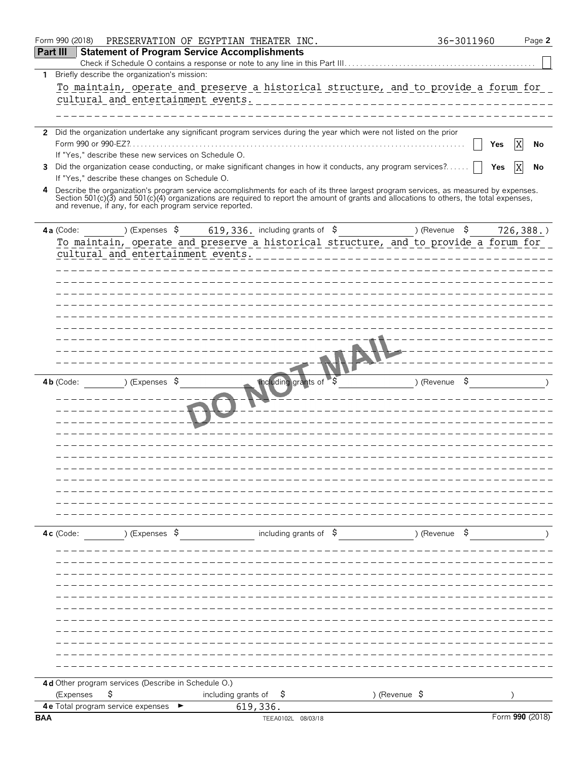Form 990 (2018) PRESERVATION OF EGYPTIAN THEATER INC. 36-3011960

## Part III Statement of Program Service Accomplishments

Check if Schedule O contains a response or note to any line in this Part III ☐

**1** Briefly describe the organization's mission:

To maintain, operate and preserve a historical structure, and to provide a forum for cultural and entertainment events.

**2** Did the organization undertake any significant program services during the year which were not listed on the prior Form 990 or 990-EZ? ☐ Yes ☒ No

If "Yes," describe these new services on Schedule O.

**3** Did the organization cease conducting, or make significant changes in how it conducts, any program services? ☐ Yes ☒ No

If "Yes," describe these changes on Schedule O.

**4** Describe the organization's program service accomplishments for each of its three largest program services, as measured by expenses. Section 501(c)(3) and 501(c)(4) organizations are required to report the amount of grants and allocations to others, the total expenses, and revenue, if any, for each program service reported.

**4a** (Code: ) (Expenses $ 619,336. including grants of $ ) (Revenue $ 726,388.)

To maintain, operate and preserve a historical structure, and to provide a forum for cultural and entertainment events.

DO NOT MAIL

**4b** (Code: ) (Expenses $ including grants of $ ) (Revenue $ )

**4c** (Code: ) (Expenses $ including grants of $ ) (Revenue $ )

**4d** Other program services (Describe in Schedule O.)

(Expenses $ including grants of $ ) (Revenue $ )

**4e** Total program service expenses ► 619,336.

BAA TEEA0102L 08/03/18 Form **990** (2018)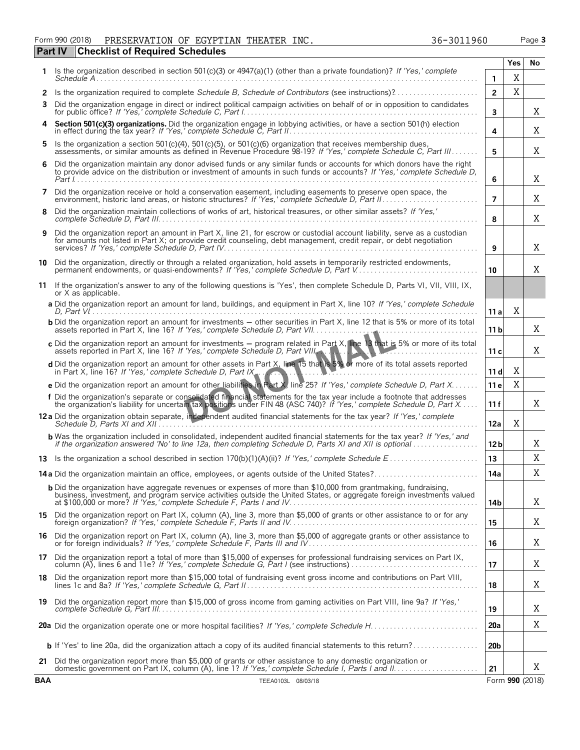Form 990 (2018) PRESERVATION OF EGYPTIAN THEATER INC. 36-3011960 Page 3

**Part IV Checklist of Required Schedules**

| | | | Yes | No |
|---|---|---|---|---|
| 1 | Is the organization described in section 501(c)(3) or 4947(a)(1) (other than a private foundation)? *If 'Yes,' complete Schedule A* | 1 | X | |
| 2 | Is the organization required to complete *Schedule B, Schedule of Contributors* (see instructions)? | 2 | X | |
| 3 | Did the organization engage in direct or indirect political campaign activities on behalf of or in opposition to candidates for public office? *If 'Yes,' complete Schedule C, Part I* | 3 | | X |
| 4 | **Section 501(c)(3) organizations.** Did the organization engage in lobbying activities, or have a section 501(h) election in effect during the tax year? *If 'Yes,' complete Schedule C, Part II* | 4 | | X |
| 5 | Is the organization a section 501(c)(4), 501(c)(5), or 501(c)(6) organization that receives membership dues, assessments, or similar amounts as defined in Revenue Procedure 98-19? *If 'Yes,' complete Schedule C, Part III* | 5 | | X |
| 6 | Did the organization maintain any donor advised funds or any similar funds or accounts for which donors have the right to provide advice on the distribution or investment of amounts in such funds or accounts? *If 'Yes,' complete Schedule D, Part I* | 6 | | X |
| 7 | Did the organization receive or hold a conservation easement, including easements to preserve open space, the environment, historic land areas, or historic structures? *If 'Yes,' complete Schedule D, Part II* | 7 | | X |
| 8 | Did the organization maintain collections of works of art, historical treasures, or other similar assets? *If 'Yes,' complete Schedule D, Part III* | 8 | | X |
| 9 | Did the organization report an amount in Part X, line 21, for escrow or custodial account liability, serve as a custodian for amounts not listed in Part X; or provide credit counseling, debt management, credit repair, or debt negotiation services? *If 'Yes,' complete Schedule D, Part IV* | 9 | | X |
| 10 | Did the organization, directly or through a related organization, hold assets in temporarily restricted endowments, permanent endowments, or quasi-endowments? *If 'Yes,' complete Schedule D, Part V* | 10 | | X |
| 11 | If the organization's answer to any of the following questions is 'Yes', then complete Schedule D, Parts VI, VII, VIII, IX, or X as applicable. | | | |
| | **a** Did the organization report an amount for land, buildings, and equipment in Part X, line 10? *If 'Yes,' complete Schedule D, Part VI* | 11a | X | |
| | **b** Did the organization report an amount for investments — other securities in Part X, line 12 that is 5% or more of its total assets reported in Part X, line 16? *If 'Yes,' complete Schedule D, Part VII* | 11b | | X |
| | **c** Did the organization report an amount for investments — program related in Part X, line 13 that is 5% or more of its total assets reported in Part X, line 16? *If 'Yes,' complete Schedule D, Part VIII* | 11c | | X |
| | **d** Did the organization report an amount for other assets in Part X, line 15 that is 5% or more of its total assets reported in Part X, line 16? *If 'Yes,' complete Schedule D, Part IX* | 11d | X | |
| | **e** Did the organization report an amount for other liabilities in Part X, line 25? *If 'Yes,' complete Schedule D, Part X* | 11e | X | |
| | **f** Did the organization's separate or consolidated financial statements for the tax year include a footnote that addresses the organization's liability for uncertain tax positions under FIN 48 (ASC 740)? *If 'Yes,' complete Schedule D, Part X* | 11f | | X |
| 12a | Did the organization obtain separate, independent audited financial statements for the tax year? *If 'Yes,' complete Schedule D, Parts XI and XII* | 12a | X | |
| | **b** Was the organization included in consolidated, independent audited financial statements for the tax year? *If 'Yes,' and if the organization answered 'No' to line 12a, then completing Schedule D, Parts XI and XII is optional* | 12b | | X |
| 13 | Is the organization a school described in section 170(b)(1)(A)(ii)? *If 'Yes,' complete Schedule E* | 13 | | X |
| 14a | Did the organization maintain an office, employees, or agents outside of the United States? | 14a | | X |
| | **b** Did the organization have aggregate revenues or expenses of more than $10,000 from grantmaking, fundraising, business, investment, and program service activities outside the United States, or aggregate foreign investments valued at $100,000 or more? *If 'Yes,' complete Schedule F, Parts I and IV* | 14b | | X |
| 15 | Did the organization report on Part IX, column (A), line 3, more than $5,000 of grants or other assistance to or for any foreign organization? *If 'Yes,' complete Schedule F, Parts II and IV* | 15 | | X |
| 16 | Did the organization report on Part IX, column (A), line 3, more than $5,000 of aggregate grants or other assistance to or for foreign individuals? *If 'Yes,' complete Schedule F, Parts III and IV* | 16 | | X |
| 17 | Did the organization report a total of more than $15,000 of expenses for professional fundraising services on Part IX, column (A), lines 6 and 11e? *If 'Yes,' complete Schedule G, Part I* (see instructions) | 17 | | X |
| 18 | Did the organization report more than $15,000 total of fundraising event gross income and contributions on Part VIII, lines 1c and 8a? *If 'Yes,' complete Schedule G, Part II* | 18 | | X |
| 19 | Did the organization report more than $15,000 of gross income from gaming activities on Part VIII, line 9a? *If 'Yes,' complete Schedule G, Part III* | 19 | | X |
| 20a | Did the organization operate one or more hospital facilities? *If 'Yes,' complete Schedule H* | 20a | | X |
| | **b** If 'Yes' to line 20a, did the organization attach a copy of its audited financial statements to this return? | 20b | | |
| 21 | Did the organization report more than $5,000 of grants or other assistance to any domestic organization or domestic government on Part IX, column (A), line 1? *If 'Yes,' complete Schedule I, Parts I and II* | 21 | | X |

BAA TEEA0103L 08/03/18 Form **990** (2018)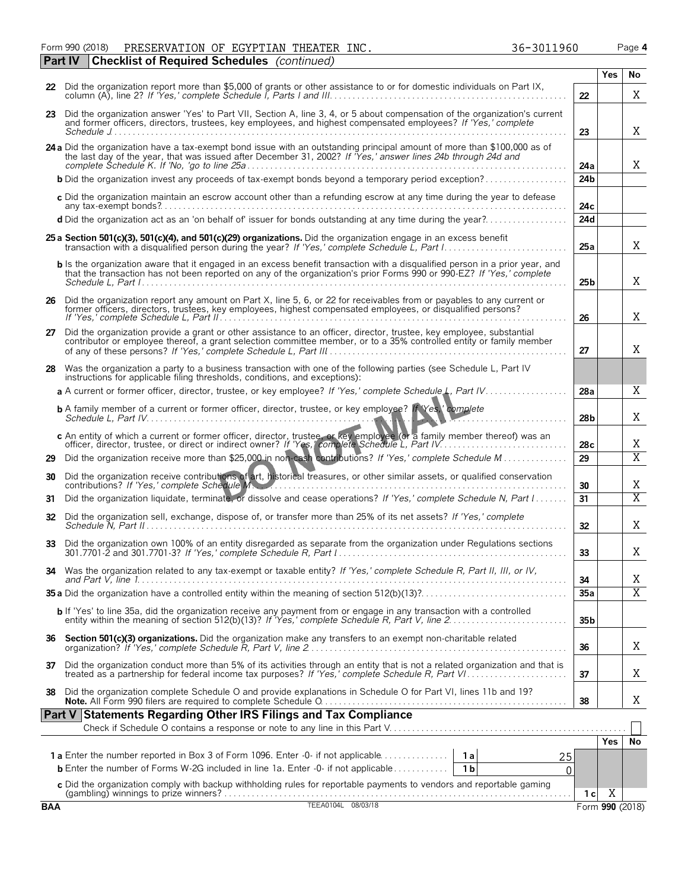Form 990 (2018) PRESERVATION OF EGYPTIAN THEATER INC. 36-3011960 Page 4

## Part IV Checklist of Required Schedules *(continued)*

| | | | Yes | No |
|---|---|---|---|---|
| 22 | Did the organization report more than $5,000 of grants or other assistance to or for domestic individuals on Part IX, column (A), line 2? *If 'Yes,' complete Schedule I, Parts I and III* | 22 | | X |
| 23 | Did the organization answer 'Yes' to Part VII, Section A, line 3, 4, or 5 about compensation of the organization's current and former officers, directors, trustees, key employees, and highest compensated employees? *If 'Yes,' complete Schedule J* | 23 | | X |
| 24a | Did the organization have a tax-exempt bond issue with an outstanding principal amount of more than $100,000 as of the last day of the year, that was issued after December 31, 2002? *If 'Yes,' answer lines 24b through 24d and complete Schedule K. If 'No,' go to line 25a* | 24a | | X |
| b | Did the organization invest any proceeds of tax-exempt bonds beyond a temporary period exception? | 24b | | |
| c | Did the organization maintain an escrow account other than a refunding escrow at any time during the year to defease any tax-exempt bonds? | 24c | | |
| d | Did the organization act as an 'on behalf of' issuer for bonds outstanding at any time during the year? | 24d | | |
| 25a | **Section 501(c)(3), 501(c)(4), and 501(c)(29) organizations.** Did the organization engage in an excess benefit transaction with a disqualified person during the year? *If 'Yes,' complete Schedule L, Part I* | 25a | | X |
| b | Is the organization aware that it engaged in an excess benefit transaction with a disqualified person in a prior year, and that the transaction has not been reported on any of the organization's prior Forms 990 or 990-EZ? *If 'Yes,' complete Schedule L, Part I* | 25b | | X |
| 26 | Did the organization report any amount on Part X, line 5, 6, or 22 for receivables from or payables to any current or former officers, directors, trustees, key employees, highest compensated employees, or disqualified persons? *If 'Yes,' complete Schedule L, Part II* | 26 | | X |
| 27 | Did the organization provide a grant or other assistance to an officer, director, trustee, key employee, substantial contributor or employee thereof, a grant selection committee member, or to a 35% controlled entity or family member of any of these persons? *If 'Yes,' complete Schedule L, Part III* | 27 | | X |
| 28 | Was the organization a party to a business transaction with one of the following parties (see Schedule L, Part IV instructions for applicable filing thresholds, conditions, and exceptions): | | | |
| a | A current or former officer, director, trustee, or key employee? *If 'Yes,' complete Schedule L, Part IV* | 28a | | X |
| b | A family member of a current or former officer, director, trustee, or key employee? *If 'Yes,' complete Schedule L, Part IV* | 28b | | X |
| c | An entity of which a current or former officer, director, trustee, or key employee (or a family member thereof) was an officer, director, trustee, or direct or indirect owner? *If 'Yes,' complete Schedule L, Part IV* | 28c | | X |
| 29 | Did the organization receive more than $25,000 in non-cash contributions? *If 'Yes,' complete Schedule M* | 29 | | X |
| 30 | Did the organization receive contributions of art, historical treasures, or other similar assets, or qualified conservation contributions? *If 'Yes,' complete Schedule M* | 30 | | X |
| 31 | Did the organization liquidate, terminate, or dissolve and cease operations? *If 'Yes,' complete Schedule N, Part I* | 31 | | X |
| 32 | Did the organization sell, exchange, dispose of, or transfer more than 25% of its net assets? *If 'Yes,' complete Schedule N, Part II* | 32 | | X |
| 33 | Did the organization own 100% of an entity disregarded as separate from the organization under Regulations sections 301.7701-2 and 301.7701-3? *If 'Yes,' complete Schedule R, Part I* | 33 | | X |
| 34 | Was the organization related to any tax-exempt or taxable entity? *If 'Yes,' complete Schedule R, Part II, III, or IV, and Part V, line 1* | 34 | | X |
| 35a | Did the organization have a controlled entity within the meaning of section 512(b)(13)? | 35a | | X |
| b | If 'Yes' to line 35a, did the organization receive any payment from or engage in any transaction with a controlled entity within the meaning of section 512(b)(13)? *If 'Yes,' complete Schedule R, Part V, line 2* | 35b | | |
| 36 | **Section 501(c)(3) organizations.** Did the organization make any transfers to an exempt non-charitable related organization? *If 'Yes,' complete Schedule R, Part V, line 2* | 36 | | X |
| 37 | Did the organization conduct more than 5% of its activities through an entity that is not a related organization and that is treated as a partnership for federal income tax purposes? *If 'Yes,' complete Schedule R, Part VI* | 37 | | X |
| 38 | Did the organization complete Schedule O and provide explanations in Schedule O for Part VI, lines 11b and 19? **Note.** All Form 990 filers are required to complete Schedule O. | 38 | | X |

## Part V Statements Regarding Other IRS Filings and Tax Compliance

Check if Schedule O contains a response or note to any line in this Part V ☐

| | | | | | Yes | No |
|---|---|---|---|---|---|---|
| 1a | Enter the number reported in Box 3 of Form 1096. Enter -0- if not applicable | 1a | 25 | | | |
| b | Enter the number of Forms W-2G included in line 1a. Enter -0- if not applicable | 1b | 0 | | | |
| c | Did the organization comply with backup withholding rules for reportable payments to vendors and reportable gaming (gambling) winnings to prize winners? | | | 1c | X | |

BAA TEEA0104L 08/03/18 Form **990** (2018)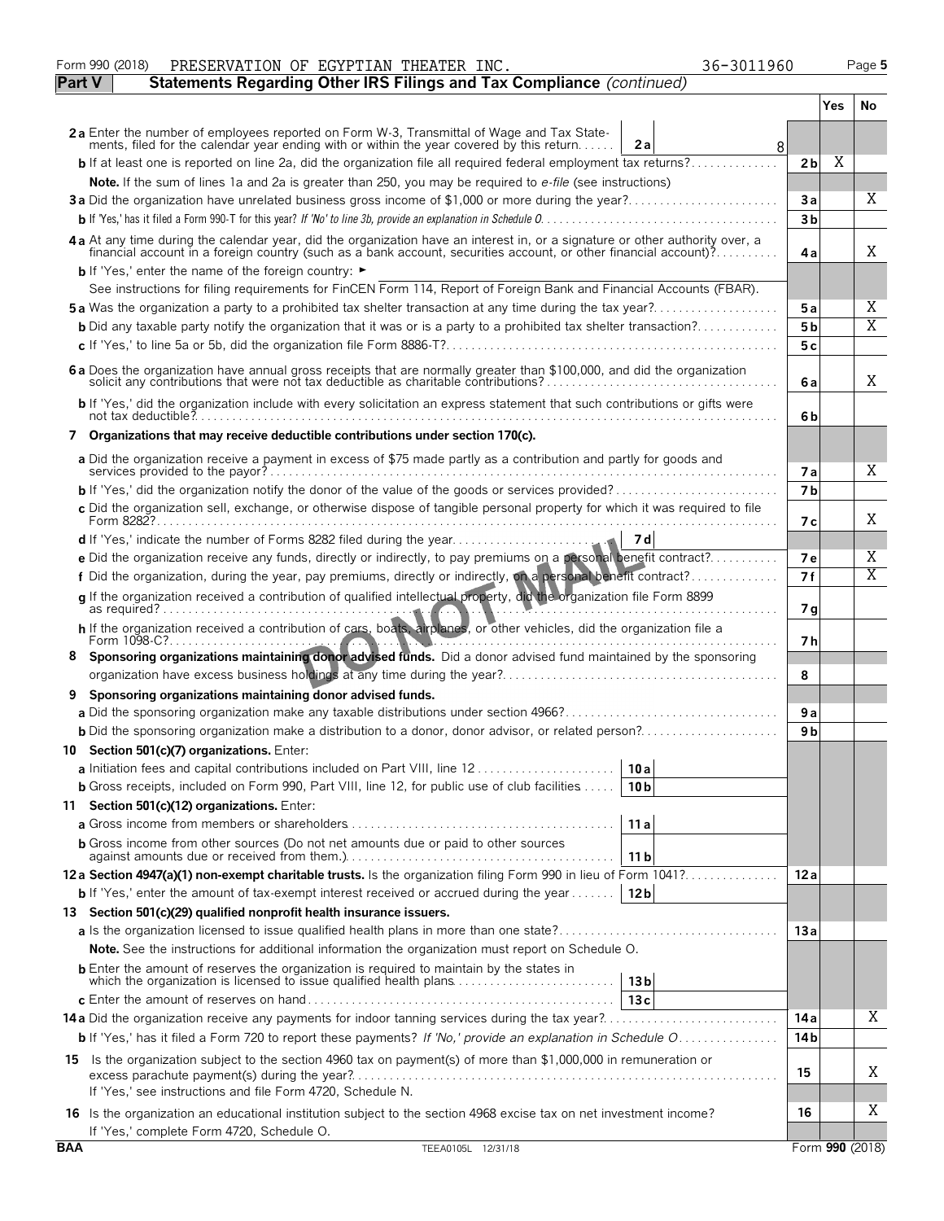Form 990 (2018) PRESERVATION OF EGYPTIAN THEATER INC. 36-3011960 Page 5

## Part V Statements Regarding Other IRS Filings and Tax Compliance *(continued)*

| | | | Yes | No |
|---|---|---|---|---|
| **2a** | Enter the number of employees reported on Form W-3, Transmittal of Wage and Tax Statements, filed for the calendar year ending with or within the year covered by this return. **2a** 8 | | | |
| **b** | If at least one is reported on line 2a, did the organization file all required federal employment tax returns? | 2b | X | |
| | **Note.** If the sum of lines 1a and 2a is greater than 250, you may be required to *e-file* (see instructions) | | | |
| **3a** | Did the organization have unrelated business gross income of $1,000 or more during the year? | 3a | | X |
| **b** | If 'Yes,' has it filed a Form 990-T for this year? *If 'No' to line 3b, provide an explanation in Schedule O* | 3b | | |
| **4a** | At any time during the calendar year, did the organization have an interest in, or a signature or other authority over, a financial account in a foreign country (such as a bank account, securities account, or other financial account)? | 4a | | X |
| **b** | If 'Yes,' enter the name of the foreign country: ► | | | |
| | See instructions for filing requirements for FinCEN Form 114, Report of Foreign Bank and Financial Accounts (FBAR). | | | |
| **5a** | Was the organization a party to a prohibited tax shelter transaction at any time during the tax year? | 5a | | X |
| **b** | Did any taxable party notify the organization that it was or is a party to a prohibited tax shelter transaction? | 5b | | X |
| **c** | If 'Yes,' to line 5a or 5b, did the organization file Form 8886-T? | 5c | | |
| **6a** | Does the organization have annual gross receipts that are normally greater than $100,000, and did the organization solicit any contributions that were not tax deductible as charitable contributions? | 6a | | X |
| **b** | If 'Yes,' did the organization include with every solicitation an express statement that such contributions or gifts were not tax deductible? | 6b | | |
| **7** | **Organizations that may receive deductible contributions under section 170(c).** | | | |
| **a** | Did the organization receive a payment in excess of $75 made partly as a contribution and partly for goods and services provided to the payor? | 7a | | X |
| **b** | If 'Yes,' did the organization notify the donor of the value of the goods or services provided? | 7b | | |
| **c** | Did the organization sell, exchange, or otherwise dispose of tangible personal property for which it was required to file Form 8282? | 7c | | X |
| **d** | If 'Yes,' indicate the number of Forms 8282 filed during the year. **7d** | | | |
| **e** | Did the organization receive any funds, directly or indirectly, to pay premiums on a personal benefit contract? | 7e | | X |
| **f** | Did the organization, during the year, pay premiums, directly or indirectly, on a personal benefit contract? | 7f | | X |
| **g** | If the organization received a contribution of qualified intellectual property, did the organization file Form 8899 as required? | 7g | | |
| **h** | If the organization received a contribution of cars, boats, airplanes, or other vehicles, did the organization file a Form 1098-C? | 7h | | |
| **8** | **Sponsoring organizations maintaining donor advised funds.** Did a donor advised fund maintained by the sponsoring organization have excess business holdings at any time during the year? | 8 | | |
| **9** | **Sponsoring organizations maintaining donor advised funds.** | | | |
| **a** | Did the sponsoring organization make any taxable distributions under section 4966? | 9a | | |
| **b** | Did the sponsoring organization make a distribution to a donor, donor advisor, or related person? | 9b | | |
| **10** | **Section 501(c)(7) organizations.** Enter: | | | |
| **a** | Initiation fees and capital contributions included on Part VIII, line 12 **10a** | | | |
| **b** | Gross receipts, included on Form 990, Part VIII, line 12, for public use of club facilities **10b** | | | |
| **11** | **Section 501(c)(12) organizations.** Enter: | | | |
| **a** | Gross income from members or shareholders **11a** | | | |
| **b** | Gross income from other sources (Do not net amounts due or paid to other sources against amounts due or received from them.) **11b** | | | |
| **12a** | **Section 4947(a)(1) non-exempt charitable trusts.** Is the organization filing Form 990 in lieu of Form 1041? | 12a | | |
| **b** | If 'Yes,' enter the amount of tax-exempt interest received or accrued during the year **12b** | | | |
| **13** | **Section 501(c)(29) qualified nonprofit health insurance issuers.** | | | |
| **a** | Is the organization licensed to issue qualified health plans in more than one state? | 13a | | |
| | **Note.** See the instructions for additional information the organization must report on Schedule O. | | | |
| **b** | Enter the amount of reserves the organization is required to maintain by the states in which the organization is licensed to issue qualified health plans **13b** | | | |
| **c** | Enter the amount of reserves on hand **13c** | | | |
| **14a** | Did the organization receive any payments for indoor tanning services during the tax year? | 14a | | X |
| **b** | If 'Yes,' has it filed a Form 720 to report these payments? *If 'No,' provide an explanation in Schedule O* | 14b | | |
| **15** | Is the organization subject to the section 4960 tax on payment(s) of more than $1,000,000 in remuneration or excess parachute payment(s) during the year? If 'Yes,' see instructions and file Form 4720, Schedule N. | 15 | | X |
| **16** | Is the organization an educational institution subject to the section 4968 excise tax on net investment income? If 'Yes,' complete Form 4720, Schedule O. | 16 | | X |

BAA TEEA0105L 12/31/18 Form **990** (2018)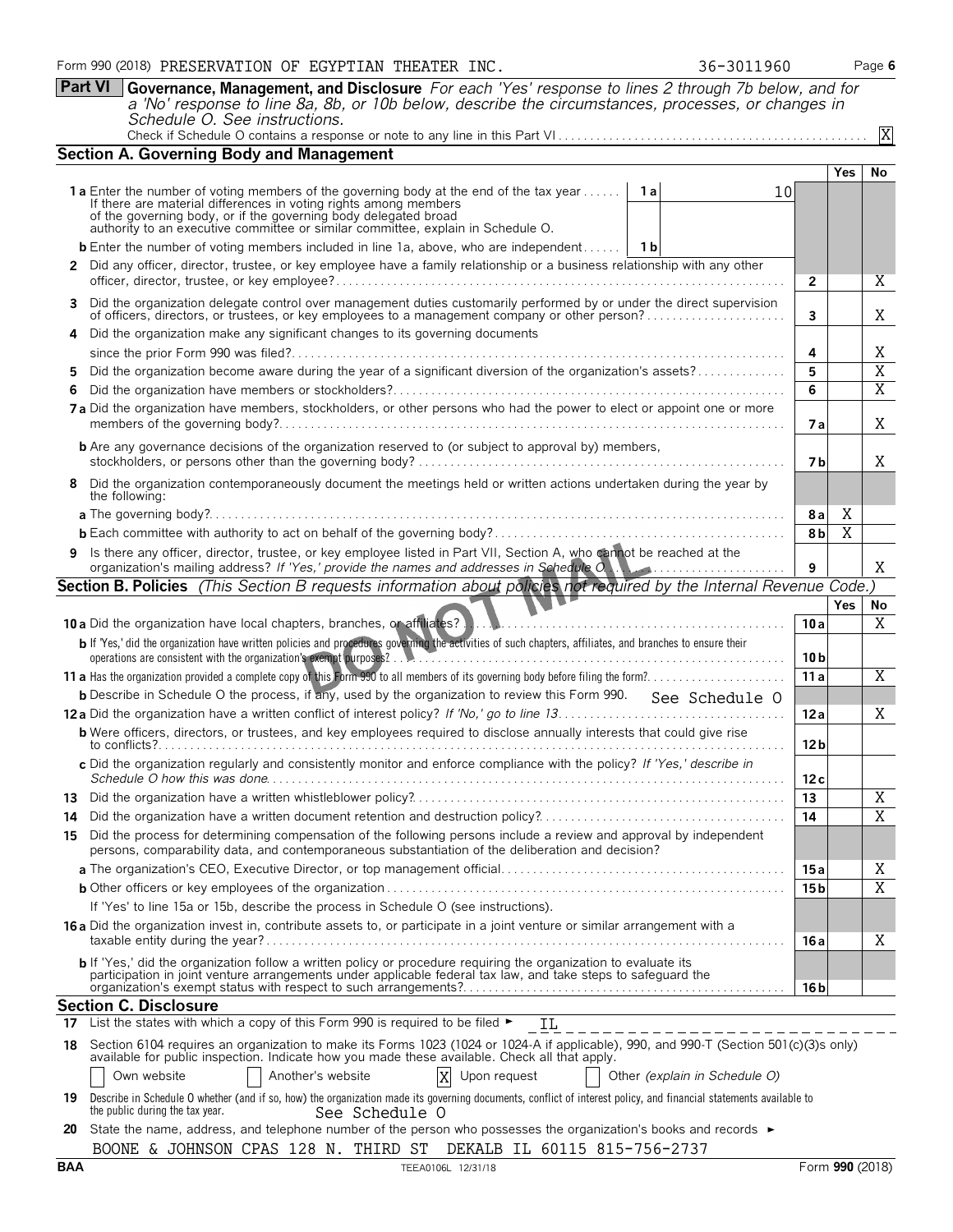Form 990 (2018) PRESERVATION OF EGYPTIAN THEATER INC. 36-3011960 Page 6

## Part VI Governance, Management, and Disclosure

*For each 'Yes' response to lines 2 through 7b below, and for a 'No' response to line 8a, 8b, or 10b below, describe the circumstances, processes, or changes in Schedule O. See instructions.*

Check if Schedule O contains a response or note to any line in this Part VI . . . [X]

### Section A. Governing Body and Management

| | | | Yes | No |
|---|---|---|---|---|
| **1a** Enter the number of voting members of the governing body at the end of the tax year . . . If there are material differences in voting rights among members of the governing body, or if the governing body delegated broad authority to an executive committee or similar committee, explain in Schedule O. | 1a: 10 | | | |
| **b** Enter the number of voting members included in line 1a, above, who are independent . . . | 1b: | | | |
| **2** Did any officer, director, trustee, or key employee have a family relationship or a business relationship with any other officer, director, trustee, or key employee? . . . | | 2 | | X |
| **3** Did the organization delegate control over management duties customarily performed by or under the direct supervision of officers, directors, or trustees, or key employees to a management company or other person? . . . | | 3 | | X |
| **4** Did the organization make any significant changes to its governing documents since the prior Form 990 was filed? . . . | | 4 | | X |
| **5** Did the organization become aware during the year of a significant diversion of the organization's assets? . . . | | 5 | | X |
| **6** Did the organization have members or stockholders? . . . | | 6 | | X |
| **7a** Did the organization have members, stockholders, or other persons who had the power to elect or appoint one or more members of the governing body? . . . | | 7a | | X |
| **b** Are any governance decisions of the organization reserved to (or subject to approval by) members, stockholders, or persons other than the governing body? . . . | | 7b | | X |
| **8** Did the organization contemporaneously document the meetings held or written actions undertaken during the year by the following: | | | | |
| **a** The governing body? . . . | | 8a | X | |
| **b** Each committee with authority to act on behalf of the governing body? . . . | | 8b | X | |
| **9** Is there any officer, director, trustee, or key employee listed in Part VII, Section A, who cannot be reached at the organization's mailing address? *If 'Yes,' provide the names and addresses in Schedule O* . . . | | 9 | | X |

### Section B. Policies *(This Section B requests information about policies not required by the Internal Revenue Code.)*

| | | Yes | No |
|---|---|---|---|
| **10a** Did the organization have local chapters, branches, or affiliates? . . . | 10a | | X |
| **b** If 'Yes,' did the organization have written policies and procedures governing the activities of such chapters, affiliates, and branches to ensure their operations are consistent with the organization's exempt purposes? . . . | 10b | | |
| **11a** Has the organization provided a complete copy of this Form 990 to all members of its governing body before filing the form? . . . | 11a | | X |
| **b** Describe in Schedule O the process, if any, used by the organization to review this Form 990. See Schedule O | | | |
| **12a** Did the organization have a written conflict of interest policy? *If 'No,' go to line 13* . . . | 12a | | X |
| **b** Were officers, directors, or trustees, and key employees required to disclose annually interests that could give rise to conflicts? . . . | 12b | | |
| **c** Did the organization regularly and consistently monitor and enforce compliance with the policy? *If 'Yes,' describe in Schedule O how this was done* . . . | 12c | | |
| **13** Did the organization have a written whistleblower policy? . . . | 13 | | X |
| **14** Did the organization have a written document retention and destruction policy? . . . | 14 | | X |
| **15** Did the process for determining compensation of the following persons include a review and approval by independent persons, comparability data, and contemporaneous substantiation of the deliberation and decision? | | | |
| **a** The organization's CEO, Executive Director, or top management official . . . | 15a | | X |
| **b** Other officers or key employees of the organization . . . | 15b | | X |
| If 'Yes' to line 15a or 15b, describe the process in Schedule O (see instructions). | | | |
| **16a** Did the organization invest in, contribute assets to, or participate in a joint venture or similar arrangement with a taxable entity during the year? . . . | 16a | | X |
| **b** If 'Yes,' did the organization follow a written policy or procedure requiring the organization to evaluate its participation in joint venture arrangements under applicable federal tax law, and take steps to safeguard the organization's exempt status with respect to such arrangements? . . . | 16b | | |

### Section C. Disclosure

**17** List the states with which a copy of this Form 990 is required to be filed ► IL

**18** Section 6104 requires an organization to make its Forms 1023 (1024 or 1024-A if applicable), 990, and 990-T (Section 501(c)(3)s only) available for public inspection. Indicate how you made these available. Check all that apply.

[ ] Own website [ ] Another's website [X] Upon request [ ] Other *(explain in Schedule O)*

**19** Describe in Schedule O whether (and if so, how) the organization made its governing documents, conflict of interest policy, and financial statements available to the public during the tax year. See Schedule O

**20** State the name, address, and telephone number of the person who possesses the organization's books and records ►

BOONE & JOHNSON CPAS 128 N. THIRD ST DEKALB IL 60115 815-756-2737

BAA TEEA0106L 12/31/18 Form **990** (2018)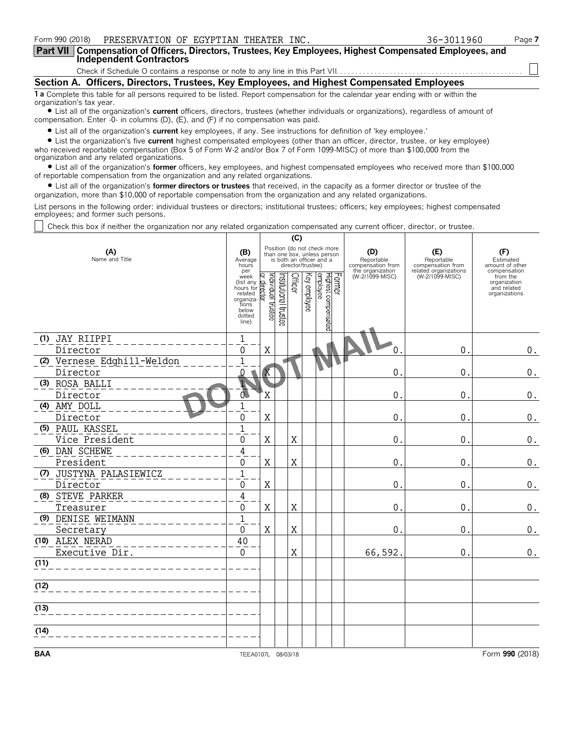Form 990 (2018) PRESERVATION OF EGYPTIAN THEATER INC. 36-3011960 Page 7

**Part VII Compensation of Officers, Directors, Trustees, Key Employees, Highest Compensated Employees, and Independent Contractors**

Check if Schedule O contains a response or note to any line in this Part VII. ☐

## Section A. Officers, Directors, Trustees, Key Employees, and Highest Compensated Employees

**1 a** Complete this table for all persons required to be listed. Report compensation for the calendar year ending with or within the organization's tax year.

- List all of the organization's **current** officers, directors, trustees (whether individuals or organizations), regardless of amount of compensation. Enter -0- in columns (D), (E), and (F) if no compensation was paid.
- List all of the organization's **current** key employees, if any. See instructions for definition of 'key employee.'
- List the organization's five **current** highest compensated employees (other than an officer, director, trustee, or key employee) who received reportable compensation (Box 5 of Form W-2 and/or Box 7 of Form 1099-MISC) of more than $100,000 from the organization and any related organizations.
- List all of the organization's **former** officers, key employees, and highest compensated employees who received more than $100,000 of reportable compensation from the organization and any related organizations.
- List all of the organization's **former directors or trustees** that received, in the capacity as a former director or trustee of the organization, more than $10,000 of reportable compensation from the organization and any related organizations.

List persons in the following order: individual trustees or directors; institutional trustees; officers; key employees; highest compensated employees; and former such persons.

☐ Check this box if neither the organization nor any related organization compensated any current officer, director, or trustee.

| (A) Name and Title | (B) Average hours per week (list any hours for related organizations below dotted line) | (C) Individual trustee or director | Institutional trustee | Officer | Key employee | Highest compensated employee | Former | (D) Reportable compensation from the organization (W-2/1099-MISC) | (E) Reportable compensation from related organizations (W-2/1099-MISC) | (F) Estimated amount of other compensation from the organization and related organizations |
|---|---|---|---|---|---|---|---|---|---|---|
| (1) JAY RIIPPI<br>Director | 1<br>0 | X | | | | | | 0. | 0. | 0. |
| (2) Vernese Edghill-Weldon<br>Director | 1<br>0 | X | | | | | | 0. | 0. | 0. |
| (3) ROSA BALLI<br>Director | 1<br>0 | X | | | | | | 0. | 0. | 0. |
| (4) AMY DOLL<br>Director | 1<br>0 | X | | | | | | 0. | 0. | 0. |
| (5) PAUL KASSEL<br>Vice President | 1<br>0 | X | | X | | | | 0. | 0. | 0. |
| (6) DAN SCHEWE<br>President | 4<br>0 | X | | X | | | | 0. | 0. | 0. |
| (7) JUSTYNA PALASIEWICZ<br>Director | 1<br>0 | X | | | | | | 0. | 0. | 0. |
| (8) STEVE PARKER<br>Treasurer | 4<br>0 | X | | X | | | | 0. | 0. | 0. |
| (9) DENISE WEIMANN<br>Secretary | 1<br>0 | X | | X | | | | 0. | 0. | 0. |
| (10) ALEX NERAD<br>Executive Dir. | 40<br>0 | | | X | | | | 66,592. | 0. | 0. |
| (11) | | | | | | | | | | |
| (12) | | | | | | | | | | |
| (13) | | | | | | | | | | |
| (14) | | | | | | | | | | |

BAA TEEA0107L 08/03/18 Form **990** (2018)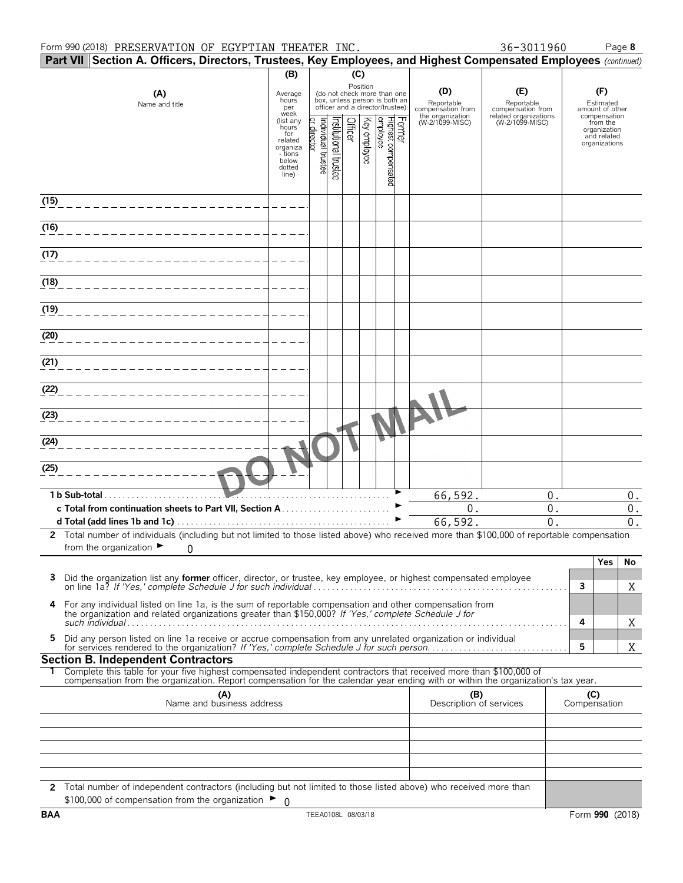Form 990 (2018) PRESERVATION OF EGYPTIAN THEATER INC. 36-3011960 Page 8

## Part VII Section A. Officers, Directors, Trustees, Key Employees, and Highest Compensated Employees *(continued)*

| (A) Name and title | (B) Average hours per week (list any hours for related organizations below dotted line) | (C) Position: Individual trustee or director | Institutional trustee | Officer | Key employee | Highest compensated employee | Former | (D) Reportable compensation from the organization (W-2/1099-MISC) | (E) Reportable compensation from related organizations (W-2/1099-MISC) | (F) Estimated amount of other compensation from the organization and related organizations |
|---|---|---|---|---|---|---|---|---|---|---|
| (15) | | | | | | | | | | |
| (16) | | | | | | | | | | |
| (17) | | | | | | | | | | |
| (18) | | | | | | | | | | |
| (19) | | | | | | | | | | |
| (20) | | | | | | | | | | |
| (21) | | | | | | | | | | |
| (22) | | | | | | | | | | |
| (23) | | | | | | | | | | |
| (24) | | | | | | | | | | |
| (25) | | | | | | | | | | |
| **1 b Sub-total** | | | | | | | | 66,592. | 0. | 0. |
| **c Total from continuation sheets to Part VII, Section A** | | | | | | | | 0. | 0. | 0. |
| **d Total (add lines 1b and 1c)** | | | | | | | | 66,592. | 0. | 0. |

DO NOT MAIL

**2** Total number of individuals (including but not limited to those listed above) who received more than $100,000 of reportable compensation from the organization ► 0

| | | | Yes | No |
|---|---|---|---|---|
| **3** | Did the organization list any **former** officer, director, or trustee, key employee, or highest compensated employee on line 1a? *If 'Yes,' complete Schedule J for such individual* | 3 | | X |
| **4** | For any individual listed on line 1a, is the sum of reportable compensation and other compensation from the organization and related organizations greater than $150,000? *If 'Yes,' complete Schedule J for such individual* | 4 | | X |
| **5** | Did any person listed on line 1a receive or accrue compensation from any unrelated organization or individual for services rendered to the organization? *If 'Yes,' complete Schedule J for such person.* | 5 | | X |

### Section B. Independent Contractors

**1** Complete this table for your five highest compensated independent contractors that received more than $100,000 of compensation from the organization. Report compensation for the calendar year ending with or within the organization's tax year.

| (A) Name and business address | (B) Description of services | (C) Compensation |
|---|---|---|
| | | |
| | | |
| | | |
| | | |
| | | |

**2** Total number of independent contractors (including but not limited to those listed above) who received more than $100,000 of compensation from the organization ► 0

BAA TEEA0108L 08/03/18 Form **990** (2018)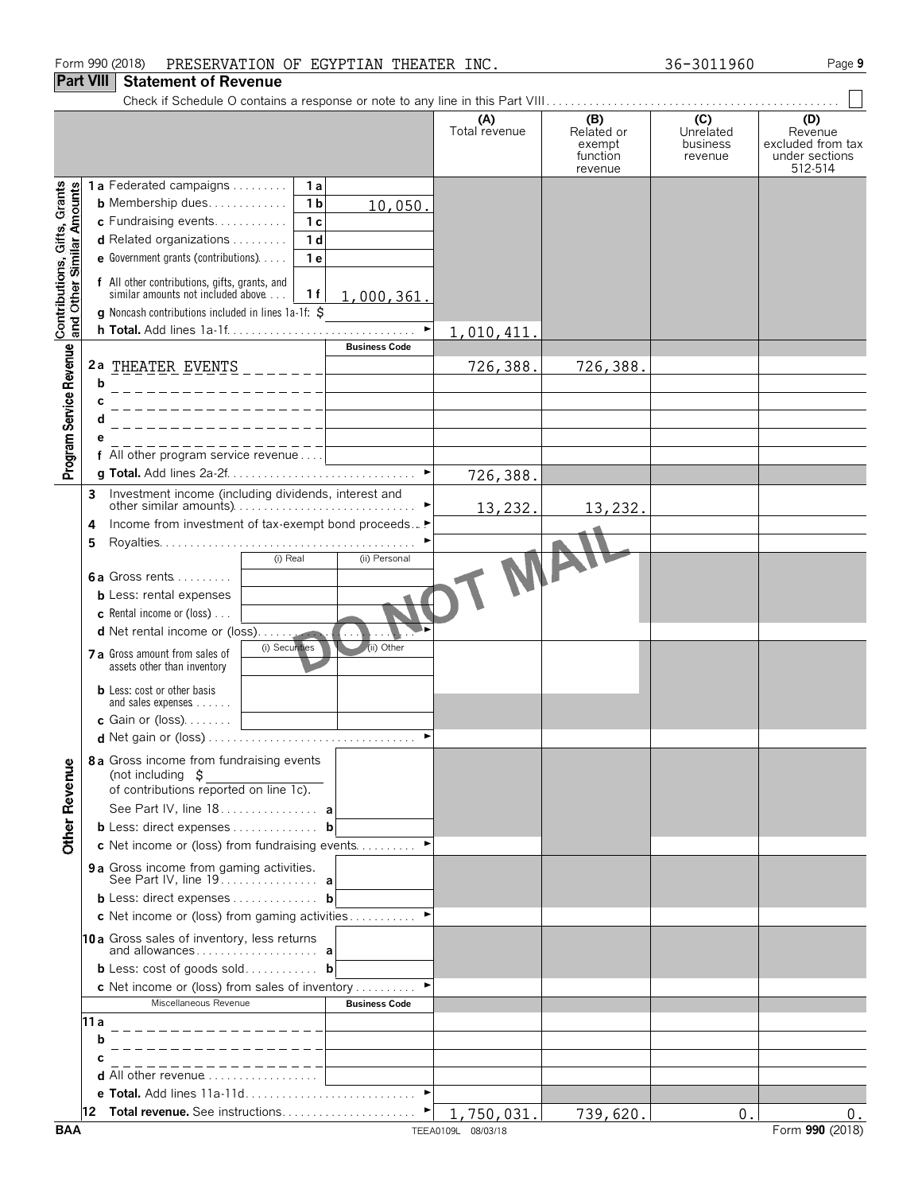Form 990 (2018) PRESERVATION OF EGYPTIAN THEATER INC. 36-3011960

## Part VIII Statement of Revenue

Check if Schedule O contains a response or note to any line in this Part VIII. ☐

| | | | (A) Total revenue | (B) Related or exempt function revenue | (C) Unrelated business revenue | (D) Revenue excluded from tax under sections 512-514 |
|---|---|---|---|---|---|---|
| **Contributions, Gifts, Grants and Other Similar Amounts** | 1a Federated campaigns | 1a | | | | |
| | b Membership dues | 1b 10,050. | | | | |
| | c Fundraising events | 1c | | | | |
| | d Related organizations | 1d | | | | |
| | e Government grants (contributions) | 1e | | | | |
| | f All other contributions, gifts, grants, and similar amounts not included above | 1f 1,000,361. | | | | |
| | g Noncash contributions included in lines 1a-1f: $ | | | | | |
| | h Total. Add lines 1a-1f | | 1,010,411. | | | |
| **Program Service Revenue** | | Business Code | | | | |
| | 2a THEATER EVENTS | | 726,388. | 726,388. | | |
| | b | | | | | |
| | c | | | | | |
| | d | | | | | |
| | e | | | | | |
| | f All other program service revenue | | | | | |
| | g Total. Add lines 2a-2f | | 726,388. | | | |
| **Other Revenue** | 3 Investment income (including dividends, interest and other similar amounts) | | 13,232. | 13,232. | | |
| | 4 Income from investment of tax-exempt bond proceeds | | | | | |
| | 5 Royalties | | | | | |
| | | (i) Real / (ii) Personal | | | | |
| | 6a Gross rents | | | | | |
| | b Less: rental expenses | | | | | |
| | c Rental income or (loss) | | | | | |
| | d Net rental income or (loss) | | | | | |
| | | (i) Securities / (ii) Other | | | | |
| | 7a Gross amount from sales of assets other than inventory | | | | | |
| | b Less: cost or other basis and sales expenses | | | | | |
| | c Gain or (loss) | | | | | |
| | d Net gain or (loss) | | | | | |
| | 8a Gross income from fundraising events (not including $ of contributions reported on line 1c). See Part IV, line 18 | a | | | | |
| | b Less: direct expenses | b | | | | |
| | c Net income or (loss) from fundraising events | | | | | |
| | 9a Gross income from gaming activities. See Part IV, line 19 | a | | | | |
| | b Less: direct expenses | b | | | | |
| | c Net income or (loss) from gaming activities | | | | | |
| | 10a Gross sales of inventory, less returns and allowances | a | | | | |
| | b Less: cost of goods sold | b | | | | |
| | c Net income or (loss) from sales of inventory | | | | | |
| | Miscellaneous Revenue | Business Code | | | | |
| | 11a | | | | | |
| | b | | | | | |
| | c | | | | | |
| | d All other revenue | | | | | |
| | e Total. Add lines 11a-11d | | | | | |
| | 12 Total revenue. See instructions | | 1,750,031. | 739,620. | 0. | 0. |

DO NOT MAIL

BAA TEEA0109L 08/03/18 Form **990** (2018)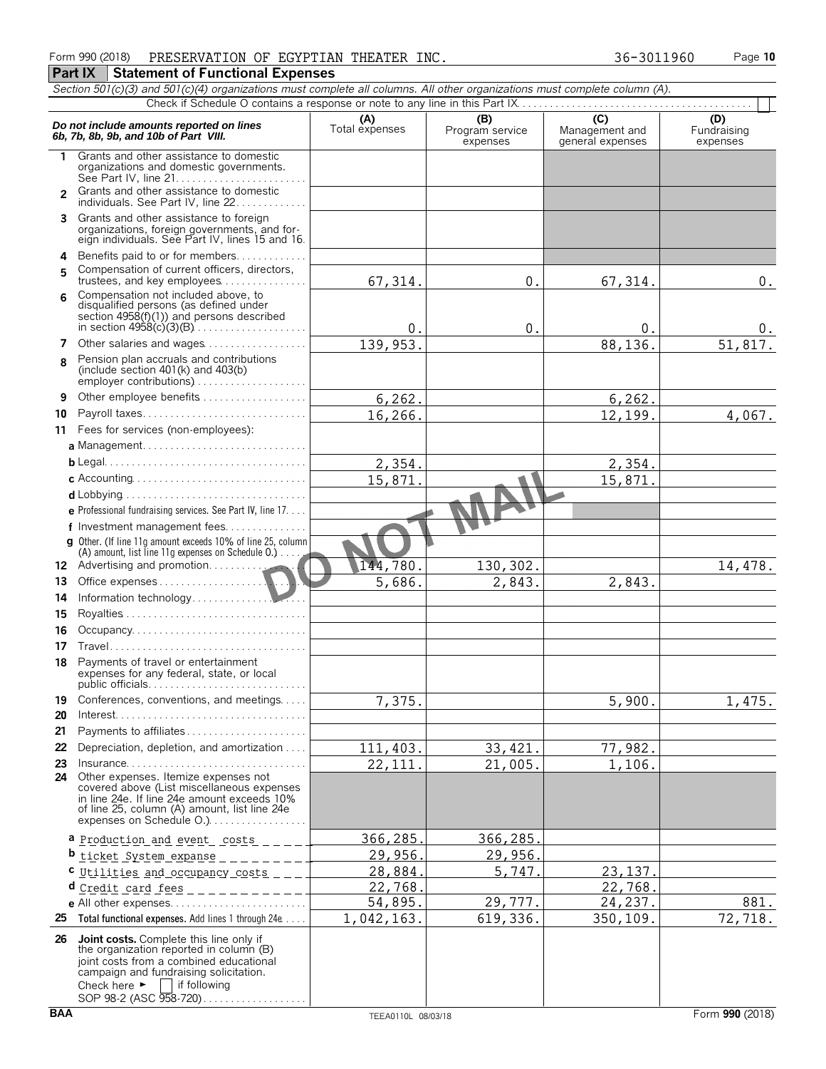Form 990 (2018) PRESERVATION OF EGYPTIAN THEATER INC. 36-3011960

## Part IX Statement of Functional Expenses

*Section 501(c)(3) and 501(c)(4) organizations must complete all columns. All other organizations must complete column (A).*

Check if Schedule O contains a response or note to any line in this Part IX

| *Do not include amounts reported on lines 6b, 7b, 8b, 9b, and 10b of Part VIII.* | (A) Total expenses | (B) Program service expenses | (C) Management and general expenses | (D) Fundraising expenses |
|---|---|---|---|---|
| 1 Grants and other assistance to domestic organizations and domestic governments. See Part IV, line 21 | | | | |
| 2 Grants and other assistance to domestic individuals. See Part IV, line 22 | | | | |
| 3 Grants and other assistance to foreign organizations, foreign governments, and foreign individuals. See Part IV, lines 15 and 16 | | | | |
| 4 Benefits paid to or for members | | | | |
| 5 Compensation of current officers, directors, trustees, and key employees | 67,314. | 0. | 67,314. | 0. |
| 6 Compensation not included above, to disqualified persons (as defined under section 4958(f)(1)) and persons described in section 4958(c)(3)(B) | 0. | 0. | 0. | 0. |
| 7 Other salaries and wages | 139,953. | | 88,136. | 51,817. |
| 8 Pension plan accruals and contributions (include section 401(k) and 403(b) employer contributions) | | | | |
| 9 Other employee benefits | 6,262. | | 6,262. | |
| 10 Payroll taxes | 16,266. | | 12,199. | 4,067. |
| 11 Fees for services (non-employees): | | | | |
| a Management | | | | |
| b Legal | 2,354. | | 2,354. | |
| c Accounting | 15,871. | | 15,871. | |
| d Lobbying | | | | |
| e Professional fundraising services. See Part IV, line 17 | | | | |
| f Investment management fees | | | | |
| g Other. (If line 11g amount exceeds 10% of line 25, column (A) amount, list line 11g expenses on Schedule O.) | | | | |
| 12 Advertising and promotion | 144,780. | 130,302. | | 14,478. |
| 13 Office expenses | 5,686. | 2,843. | 2,843. | |
| 14 Information technology | | | | |
| 15 Royalties | | | | |
| 16 Occupancy | | | | |
| 17 Travel | | | | |
| 18 Payments of travel or entertainment expenses for any federal, state, or local public officials | | | | |
| 19 Conferences, conventions, and meetings | 7,375. | | 5,900. | 1,475. |
| 20 Interest | | | | |
| 21 Payments to affiliates | | | | |
| 22 Depreciation, depletion, and amortization | 111,403. | 33,421. | 77,982. | |
| 23 Insurance | 22,111. | 21,005. | 1,106. | |
| 24 Other expenses. Itemize expenses not covered above (List miscellaneous expenses in line 24e. If line 24e amount exceeds 10% of line 25, column (A) amount, list line 24e expenses on Schedule O.) | | | | |
| a Production and event costs | 366,285. | 366,285. | | |
| b ticket System expanse | 29,956. | 29,956. | | |
| c Utilities and occupancy costs | 28,884. | 5,747. | 23,137. | |
| d Credit card fees | 22,768. | | 22,768. | |
| e All other expenses | 54,895. | 29,777. | 24,237. | 881. |
| 25 **Total functional expenses.** Add lines 1 through 24e | 1,042,163. | 619,336. | 350,109. | 72,718. |
| 26 **Joint costs.** Complete this line only if the organization reported in column (B) joint costs from a combined educational campaign and fundraising solicitation. Check here ► ☐ if following SOP 98-2 (ASC 958-720) | | | | |

DO NOT MAIL

BAA TEEA0110L 08/03/18 Form **990** (2018)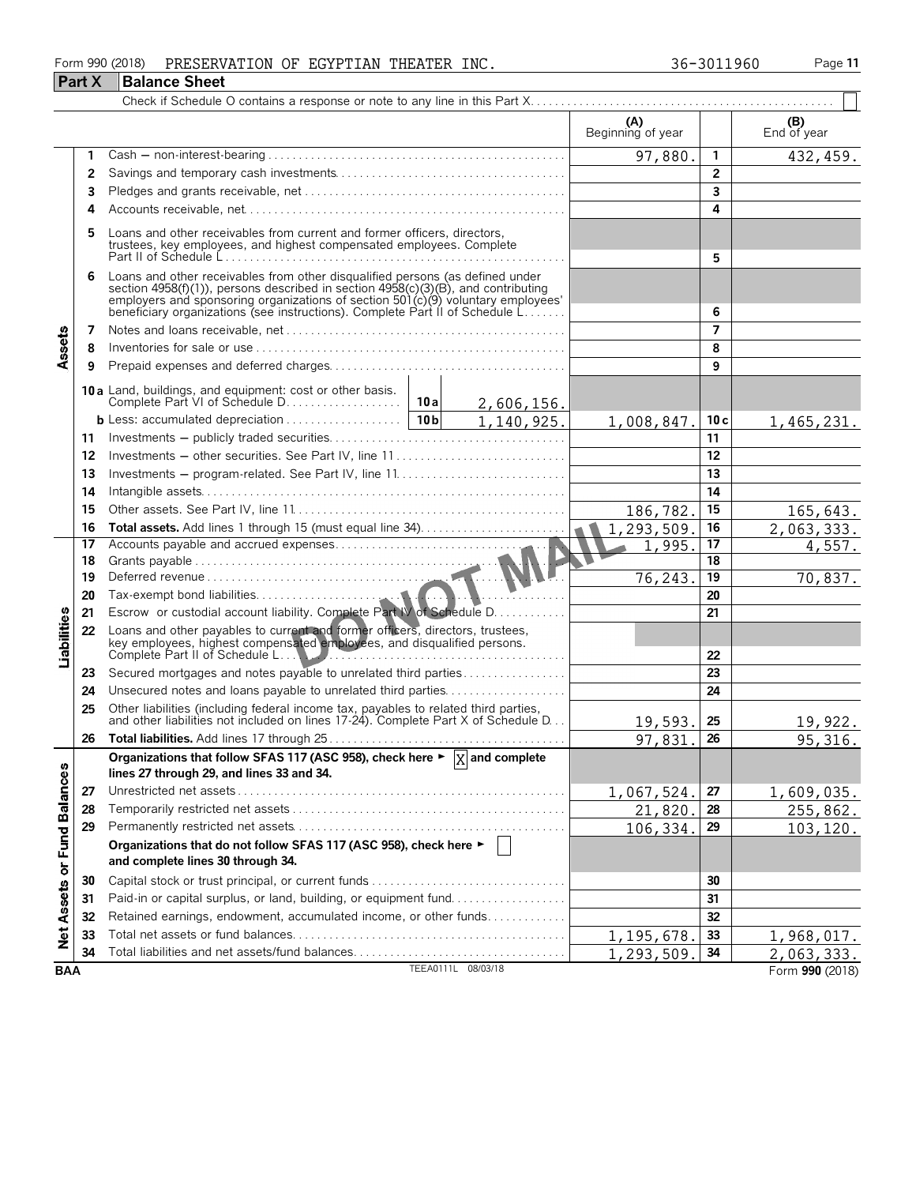Form 990 (2018) PRESERVATION OF EGYPTIAN THEATER INC. 36-3011960

## Part X Balance Sheet

Check if Schedule O contains a response or note to any line in this Part X. . . . . . . . . . . . . . . . . . . . . . . . . . . . . . . . . . . . . . . . . . . . . . . . . . ☐

| | | | | (A) Beginning of year | | (B) End of year |
|---|---|---|---|---|---|---|
| **Assets** | 1 | Cash — non-interest-bearing | | 97,880. | 1 | 432,459. |
| | 2 | Savings and temporary cash investments | | | 2 | |
| | 3 | Pledges and grants receivable, net | | | 3 | |
| | 4 | Accounts receivable, net | | | 4 | |
| | 5 | Loans and other receivables from current and former officers, directors, trustees, key employees, and highest compensated employees. Complete Part II of Schedule L | | | 5 | |
| | 6 | Loans and other receivables from other disqualified persons (as defined under section 4958(f)(1)), persons described in section 4958(c)(3)(B), and contributing employers and sponsoring organizations of section 501(c)(9) voluntary employees' beneficiary organizations (see instructions). Complete Part II of Schedule L | | | 6 | |
| | 7 | Notes and loans receivable, net | | | 7 | |
| | 8 | Inventories for sale or use | | | 8 | |
| | 9 | Prepaid expenses and deferred charges | | | 9 | |
| | 10a | Land, buildings, and equipment: cost or other basis. Complete Part VI of Schedule D | 10a 2,606,156. | | | |
| | b | Less: accumulated depreciation | 10b 1,140,925. | 1,008,847. | 10c | 1,465,231. |
| | 11 | Investments — publicly traded securities | | | 11 | |
| | 12 | Investments — other securities. See Part IV, line 11 | | | 12 | |
| | 13 | Investments — program-related. See Part IV, line 11 | | | 13 | |
| | 14 | Intangible assets | | | 14 | |
| | 15 | Other assets. See Part IV, line 11 | | 186,782. | 15 | 165,643. |
| | 16 | **Total assets.** Add lines 1 through 15 (must equal line 34) | | 1,293,509. | 16 | 2,063,333. |
| **Liabilities** | 17 | Accounts payable and accrued expenses | | 1,995. | 17 | 4,557. |
| | 18 | Grants payable | | | 18 | |
| | 19 | Deferred revenue | | 76,243. | 19 | 70,837. |
| | 20 | Tax-exempt bond liabilities | | | 20 | |
| | 21 | Escrow or custodial account liability. Complete Part IV of Schedule D | | | 21 | |
| | 22 | Loans and other payables to current and former officers, directors, trustees, key employees, highest compensated employees, and disqualified persons. Complete Part II of Schedule L | | | 22 | |
| | 23 | Secured mortgages and notes payable to unrelated third parties | | | 23 | |
| | 24 | Unsecured notes and loans payable to unrelated third parties | | | 24 | |
| | 25 | Other liabilities (including federal income tax, payables to related third parties, and other liabilities not included on lines 17-24). Complete Part X of Schedule D | | 19,593. | 25 | 19,922. |
| | 26 | **Total liabilities.** Add lines 17 through 25 | | 97,831. | 26 | 95,316. |
| **Net Assets or Fund Balances** | | **Organizations that follow SFAS 117 (ASC 958), check here ► [X] and complete lines 27 through 29, and lines 33 and 34.** | | | | |
| | 27 | Unrestricted net assets | | 1,067,524. | 27 | 1,609,035. |
| | 28 | Temporarily restricted net assets | | 21,820. | 28 | 255,862. |
| | 29 | Permanently restricted net assets | | 106,334. | 29 | 103,120. |
| | | **Organizations that do not follow SFAS 117 (ASC 958), check here ► [ ] and complete lines 30 through 34.** | | | | |
| | 30 | Capital stock or trust principal, or current funds | | | 30 | |
| | 31 | Paid-in or capital surplus, or land, building, or equipment fund | | | 31 | |
| | 32 | Retained earnings, endowment, accumulated income, or other funds | | | 32 | |
| | 33 | Total net assets or fund balances | | 1,195,678. | 33 | 1,968,017. |
| | 34 | Total liabilities and net assets/fund balances | | 1,293,509. | 34 | 2,063,333. |

BAA TEEA0111L 08/03/18 Form **990** (2018)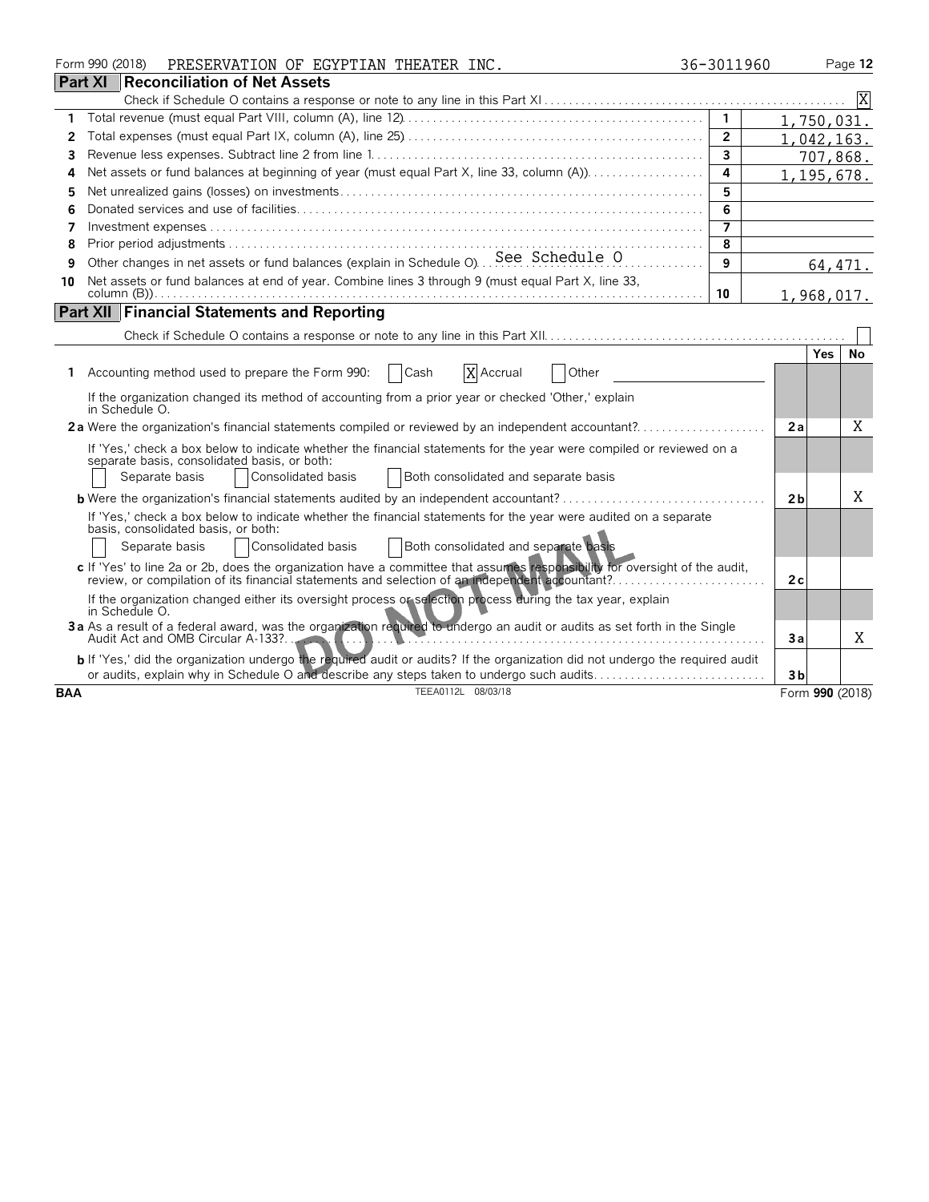Form 990 (2018) PRESERVATION OF EGYPTIAN THEATER INC. 36-3011960 Page 12

## Part XI Reconciliation of Net Assets

Check if Schedule O contains a response or note to any line in this Part XI . . . . . . . . . . [X]

| | | | |
|---|---|---|---|
| 1 | Total revenue (must equal Part VIII, column (A), line 12) | 1 | 1,750,031. |
| 2 | Total expenses (must equal Part IX, column (A), line 25) | 2 | 1,042,163. |
| 3 | Revenue less expenses. Subtract line 2 from line 1 | 3 | 707,868. |
| 4 | Net assets or fund balances at beginning of year (must equal Part X, line 33, column (A)) | 4 | 1,195,678. |
| 5 | Net unrealized gains (losses) on investments | 5 | |
| 6 | Donated services and use of facilities | 6 | |
| 7 | Investment expenses | 7 | |
| 8 | Prior period adjustments | 8 | |
| 9 | Other changes in net assets or fund balances (explain in Schedule O) See Schedule O | 9 | 64,471. |
| 10 | Net assets or fund balances at end of year. Combine lines 3 through 9 (must equal Part X, line 33, column (B)) | 10 | 1,968,017. |

## Part XII Financial Statements and Reporting

Check if Schedule O contains a response or note to any line in this Part XII . . . . . . . . . . [ ]

| | | | Yes | No |
|---|---|---|---|---|
| 1 | Accounting method used to prepare the Form 990: [ ] Cash [X] Accrual [ ] Other | | | |
| | If the organization changed its method of accounting from a prior year or checked 'Other,' explain in Schedule O. | | | |
| 2a | Were the organization's financial statements compiled or reviewed by an independent accountant? | 2a | | X |
| | If 'Yes,' check a box below to indicate whether the financial statements for the year were compiled or reviewed on a separate basis, consolidated basis, or both: [ ] Separate basis [ ] Consolidated basis [ ] Both consolidated and separate basis | | | |
| b | Were the organization's financial statements audited by an independent accountant? | 2b | | X |
| | If 'Yes,' check a box below to indicate whether the financial statements for the year were audited on a separate basis, consolidated basis, or both: [ ] Separate basis [ ] Consolidated basis [ ] Both consolidated and separate basis | | | |
| c | If 'Yes' to line 2a or 2b, does the organization have a committee that assumes responsibility for oversight of the audit, review, or compilation of its financial statements and selection of an independent accountant? | 2c | | |
| | If the organization changed either its oversight process or selection process during the tax year, explain in Schedule O. | | | |
| 3a | As a result of a federal award, was the organization required to undergo an audit or audits as set forth in the Single Audit Act and OMB Circular A-133? | 3a | | X |
| b | If 'Yes,' did the organization undergo the required audit or audits? If the organization did not undergo the required audit or audits, explain why in Schedule O and describe any steps taken to undergo such audits | 3b | | |

DO NOT MAIL

BAA TEEA0112L 08/03/18 Form **990** (2018)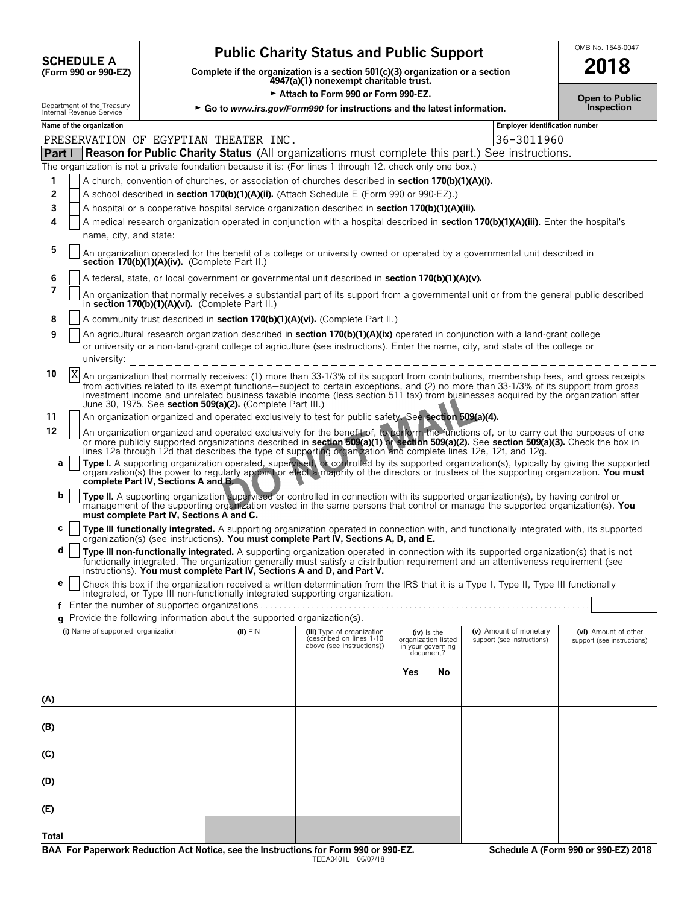**SCHEDULE A**
**(Form 990 or 990-EZ)**

Department of the Treasury
Internal Revenue Service

# Public Charity Status and Public Support

**Complete if the organization is a section 501(c)(3) organization or a section 4947(a)(1) nonexempt charitable trust.**

► Attach to Form 990 or Form 990-EZ.

► Go to *www.irs.gov/Form990* for instructions and the latest information.

OMB No. 1545-0047

**2018**

**Open to Public Inspection**

**Name of the organization**
PRESERVATION OF EGYPTIAN THEATER INC.

**Employer identification number**
36-3011960

## Part I Reason for Public Charity Status (All organizations must complete this part.) See instructions.

The organization is not a private foundation because it is: (For lines 1 through 12, check only one box.)

1. [ ] A church, convention of churches, or association of churches described in **section 170(b)(1)(A)(i).**
2. [ ] A school described in **section 170(b)(1)(A)(ii).** (Attach Schedule E (Form 990 or 990-EZ).)
3. [ ] A hospital or a cooperative hospital service organization described in **section 170(b)(1)(A)(iii).**
4. [ ] A medical research organization operated in conjunction with a hospital described in **section 170(b)(1)(A)(iii)**. Enter the hospital's name, city, and state:
5. [ ] An organization operated for the benefit of a college or university owned or operated by a governmental unit described in **section 170(b)(1)(A)(iv).** (Complete Part II.)
6. [ ] A federal, state, or local government or governmental unit described in **section 170(b)(1)(A)(v).**
7. [ ] An organization that normally receives a substantial part of its support from a governmental unit or from the general public described in **section 170(b)(1)(A)(vi).** (Complete Part II.)
8. [ ] A community trust described in **section 170(b)(1)(A)(vi).** (Complete Part II.)
9. [ ] An agricultural research organization described in **section 170(b)(1)(A)(ix)** operated in conjunction with a land-grant college or university or a non-land-grant college of agriculture (see instructions). Enter the name, city, and state of the college or university:
10. [X] An organization that normally receives: (1) more than 33-1/3% of its support from contributions, membership fees, and gross receipts from activities related to its exempt functions—subject to certain exceptions, and (2) no more than 33-1/3% of its support from gross investment income and unrelated business taxable income (less section 511 tax) from businesses acquired by the organization after June 30, 1975. See **section 509(a)(2).** (Complete Part III.)
11. [ ] An organization organized and operated exclusively to test for public safety. See **section 509(a)(4).**
12. [ ] An organization organized and operated exclusively for the benefit of, to perform the functions of, or to carry out the purposes of one or more publicly supported organizations described in **section 509(a)(1)** or **section 509(a)(2).** See **section 509(a)(3).** Check the box in lines 12a through 12d that describes the type of supporting organization and complete lines 12e, 12f, and 12g.
   - **a** [ ] **Type I.** A supporting organization operated, supervised, or controlled by its supported organization(s), typically by giving the supported organization(s) the power to regularly appoint or elect a majority of the directors or trustees of the supporting organization. **You must complete Part IV, Sections A and B.**
   - **b** [ ] **Type II.** A supporting organization supervised or controlled in connection with its supported organization(s), by having control or management of the supporting organization vested in the same persons that control or manage the supported organization(s). **You must complete Part IV, Sections A and C.**
   - **c** [ ] **Type III functionally integrated.** A supporting organization operated in connection with, and functionally integrated with, its supported organization(s) (see instructions). **You must complete Part IV, Sections A, D, and E.**
   - **d** [ ] **Type III non-functionally integrated.** A supporting organization operated in connection with its supported organization(s) that is not functionally integrated. The organization generally must satisfy a distribution requirement and an attentiveness requirement (see instructions). **You must complete Part IV, Sections A and D, and Part V.**
   - **e** [ ] Check this box if the organization received a written determination from the IRS that it is a Type I, Type II, Type III functionally integrated, or Type III non-functionally integrated supporting organization.
   - **f** Enter the number of supported organizations
   - **g** Provide the following information about the supported organization(s).

| (i) Name of supported organization | (ii) EIN | (iii) Type of organization (described on lines 1-10 above (see instructions)) | (iv) Is the organization listed in your governing document? Yes | No | (v) Amount of monetary support (see instructions) | (vi) Amount of other support (see instructions) |
|---|---|---|---|---|---|---|
| (A) | | | | | | |
| (B) | | | | | | |
| (C) | | | | | | |
| (D) | | | | | | |
| (E) | | | | | | |
| Total | | | | | | |

**BAA For Paperwork Reduction Act Notice, see the Instructions for Form 990 or 990-EZ.** TEEA0401L 06/07/18 **Schedule A (Form 990 or 990-EZ) 2018**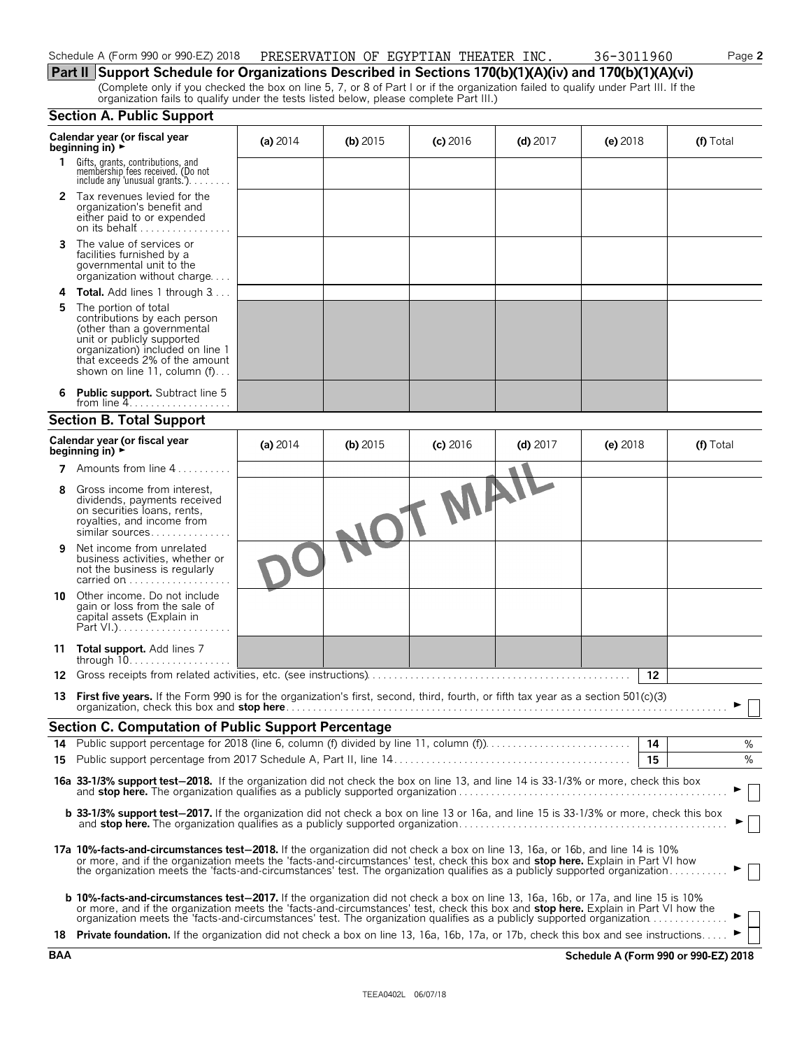Schedule A (Form 990 or 990-EZ) 2018 PRESERVATION OF EGYPTIAN THEATER INC. 36-3011960

## Part II Support Schedule for Organizations Described in Sections 170(b)(1)(A)(iv) and 170(b)(1)(A)(vi)

(Complete only if you checked the box on line 5, 7, or 8 of Part I or if the organization failed to qualify under Part III. If the organization fails to qualify under the tests listed below, please complete Part III.)

### Section A. Public Support

| Calendar year (or fiscal year beginning in) ► | (a) 2014 | (b) 2015 | (c) 2016 | (d) 2017 | (e) 2018 | (f) Total |
|---|---|---|---|---|---|---|
| **1** Gifts, grants, contributions, and membership fees received. (Do not include any 'unusual grants.') | | | | | | |
| **2** Tax revenues levied for the organization's benefit and either paid to or expended on its behalf | | | | | | |
| **3** The value of services or facilities furnished by a governmental unit to the organization without charge | | | | | | |
| **4** **Total.** Add lines 1 through 3 | | | | | | |
| **5** The portion of total contributions by each person (other than a governmental unit or publicly supported organization) included on line 1 that exceeds 2% of the amount shown on line 11, column (f) | | | | | | |
| **6** **Public support.** Subtract line 5 from line 4 | | | | | | |

### Section B. Total Support

| Calendar year (or fiscal year beginning in) ► | (a) 2014 | (b) 2015 | (c) 2016 | (d) 2017 | (e) 2018 | (f) Total |
|---|---|---|---|---|---|---|
| **7** Amounts from line 4 | | | | | | |
| **8** Gross income from interest, dividends, payments received on securities loans, rents, royalties, and income from similar sources | | | | | | |
| **9** Net income from unrelated business activities, whether or not the business is regularly carried on | | | | | | |
| **10** Other income. Do not include gain or loss from the sale of capital assets (Explain in Part VI.) | | | | | | |
| **11** **Total support.** Add lines 7 through 10 | | | | | | |

DO NOT MAIL

**12** Gross receipts from related activities, etc. (see instructions) **12**

**13** **First five years.** If the Form 990 is for the organization's first, second, third, fourth, or fifth tax year as a section 501(c)(3) organization, check this box and **stop here** ► ☐

### Section C. Computation of Public Support Percentage

**14** Public support percentage for 2018 (line 6, column (f) divided by line 11, column (f)) **14** %

**15** Public support percentage from 2017 Schedule A, Part II, line 14 **15** %

**16a 33-1/3% support test–2018.** If the organization did not check the box on line 13, and line 14 is 33-1/3% or more, check this box and **stop here.** The organization qualifies as a publicly supported organization ► ☐

**b 33-1/3% support test–2017.** If the organization did not check a box on line 13 or 16a, and line 15 is 33-1/3% or more, check this box and **stop here.** The organization qualifies as a publicly supported organization ► ☐

**17a 10%-facts-and-circumstances test–2018.** If the organization did not check a box on line 13, 16a, or 16b, and line 14 is 10% or more, and if the organization meets the 'facts-and-circumstances' test, check this box and **stop here.** Explain in Part VI how the organization meets the 'facts-and-circumstances' test. The organization qualifies as a publicly supported organization ► ☐

**b 10%-facts-and-circumstances test–2017.** If the organization did not check a box on line 13, 16a, 16b, or 17a, and line 15 is 10% or more, and if the organization meets the 'facts-and-circumstances' test, check this box and **stop here.** Explain in Part VI how the organization meets the 'facts-and-circumstances' test. The organization qualifies as a publicly supported organization ► ☐

**18** **Private foundation.** If the organization did not check a box on line 13, 16a, 16b, 17a, or 17b, check this box and see instructions ► ☐

BAA **Schedule A (Form 990 or 990-EZ) 2018**

TEEA0402L 06/07/18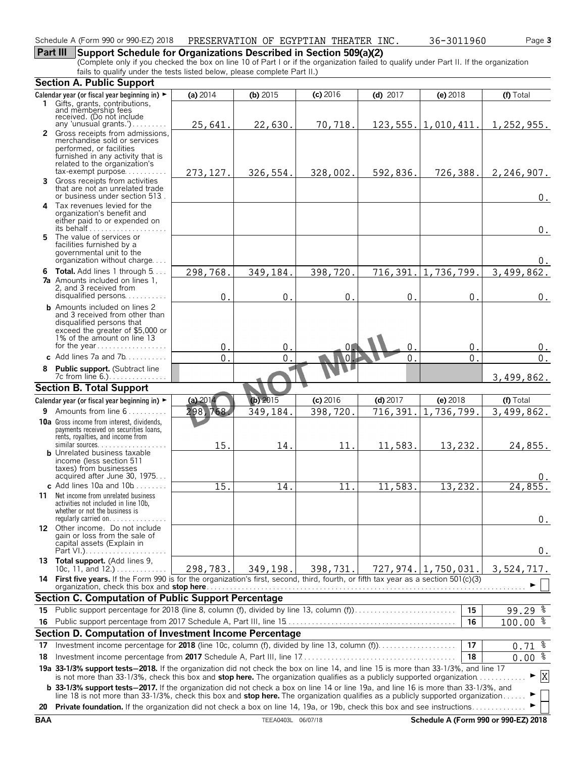**Part III** **Support Schedule for Organizations Described in Section 509(a)(2)**

(Complete only if you checked the box on line 10 of Part I or if the organization failed to qualify under Part II. If the organization fails to qualify under the tests listed below, please complete Part II.)

## Section A. Public Support

| Calendar year (or fiscal year beginning in) ► | (a) 2014 | (b) 2015 | (c) 2016 | (d) 2017 | (e) 2018 | (f) Total |
|---|---|---|---|---|---|---|
| **1** Gifts, grants, contributions, and membership fees received. (Do not include any 'unusual grants.') | 25,641. | 22,630. | 70,718. | 123,555. | 1,010,411. | 1,252,955. |
| **2** Gross receipts from admissions, merchandise sold or services performed, or facilities furnished in any activity that is related to the organization's tax-exempt purpose | 273,127. | 326,554. | 328,002. | 592,836. | 726,388. | 2,246,907. |
| **3** Gross receipts from activities that are not an unrelated trade or business under section 513 | | | | | | 0. |
| **4** Tax revenues levied for the organization's benefit and either paid to or expended on its behalf | | | | | | 0. |
| **5** The value of services or facilities furnished by a governmental unit to the organization without charge | | | | | | 0. |
| **6 Total.** Add lines 1 through 5 | 298,768. | 349,184. | 398,720. | 716,391. | 1,736,799. | 3,499,862. |
| **7a** Amounts included on lines 1, 2, and 3 received from disqualified persons | 0. | 0. | 0. | 0. | 0. | 0. |
| **b** Amounts included on lines 2 and 3 received from other than disqualified persons that exceed the greater of $5,000 or 1% of the amount on line 13 for the year | 0. | 0. | 0. | 0. | 0. | 0. |
| **c** Add lines 7a and 7b | 0. | 0. | 0. | 0. | 0. | 0. |
| **8 Public support.** (Subtract line 7c from line 6.) | | | | | | 3,499,862. |

## Section B. Total Support

| Calendar year (or fiscal year beginning in) ► | (a) 2014 | (b) 2015 | (c) 2016 | (d) 2017 | (e) 2018 | (f) Total |
|---|---|---|---|---|---|---|
| **9** Amounts from line 6 | 298,768. | 349,184. | 398,720. | 716,391. | 1,736,799. | 3,499,862. |
| **10a** Gross income from interest, dividends, payments received on securities loans, rents, royalties, and income from similar sources | 15. | 14. | 11. | 11,583. | 13,232. | 24,855. |
| **b** Unrelated business taxable income (less section 511 taxes) from businesses acquired after June 30, 1975 | | | | | | 0. |
| **c** Add lines 10a and 10b | 15. | 14. | 11. | 11,583. | 13,232. | 24,855. |
| **11** Net income from unrelated business activities not included in line 10b, whether or not the business is regularly carried on | | | | | | 0. |
| **12** Other income. Do not include gain or loss from the sale of capital assets (Explain in Part VI.) | | | | | | 0. |
| **13 Total support.** (Add lines 9, 10c, 11, and 12.) | 298,783. | 349,198. | 398,731. | 727,974. | 1,750,031. | 3,524,717. |

**14** **First five years.** If the Form 990 is for the organization's first, second, third, fourth, or fifth tax year as a section 501(c)(3) organization, check this box and **stop here** ► ☐

## Section C. Computation of Public Support Percentage

| | | | |
|---|---|---|---|
| **15** | Public support percentage for 2018 (line 8, column (f), divided by line 13, column (f)) | **15** | 99.29 % |
| **16** | Public support percentage from 2017 Schedule A, Part III, line 15 | **16** | 100.00 % |

## Section D. Computation of Investment Income Percentage

| | | | |
|---|---|---|---|
| **17** | Investment income percentage for **2018** (line 10c, column (f), divided by line 13, column (f)) | **17** | 0.71 % |
| **18** | Investment income percentage from **2017** Schedule A, Part III, line 17 | **18** | 0.00 % |

**19a 33-1/3% support tests–2018.** If the organization did not check the box on line 14, and line 15 is more than 33-1/3%, and line 17 is not more than 33-1/3%, check this box and **stop here.** The organization qualifies as a publicly supported organization ► ☒

**b 33-1/3% support tests–2017.** If the organization did not check a box on line 14 or line 19a, and line 16 is more than 33-1/3%, and line 18 is not more than 33-1/3%, check this box and **stop here.** The organization qualifies as a publicly supported organization ► ☐

**20 Private foundation.** If the organization did not check a box on line 14, 19a, or 19b, check this box and see instructions ► ☐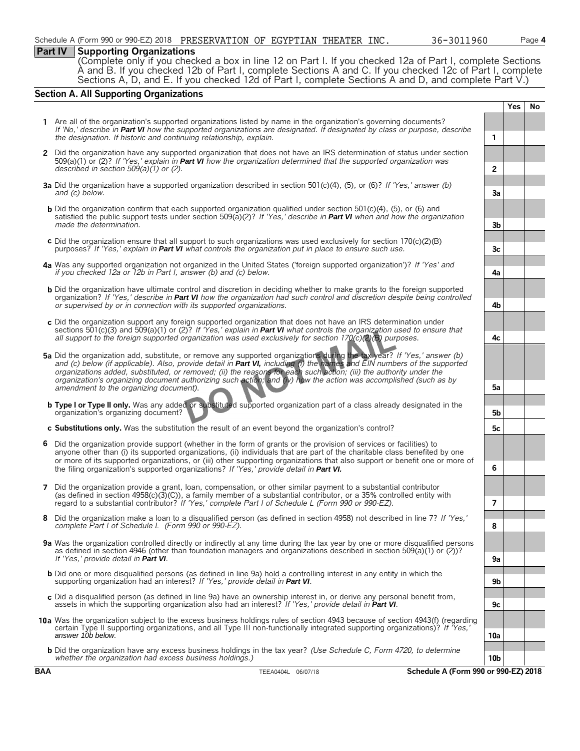Schedule A (Form 990 or 990-EZ) 2018 PRESERVATION OF EGYPTIAN THEATER INC. 36-3011960 Page 4

## Part IV Supporting Organizations

(Complete only if you checked a box in line 12 on Part I. If you checked 12a of Part I, complete Sections A and B. If you checked 12b of Part I, complete Sections A and C. If you checked 12c of Part I, complete Sections A, D, and E. If you checked 12d of Part I, complete Sections A and D, and complete Part V.)

### Section A. All Supporting Organizations

| | | | Yes | No |
|---|---|---|---|---|
| **1** | Are all of the organization's supported organizations listed by name in the organization's governing documents? *If 'No,' describe in **Part VI** how the supported organizations are designated. If designated by class or purpose, describe the designation. If historic and continuing relationship, explain.* | 1 | | |
| **2** | Did the organization have any supported organization that does not have an IRS determination of status under section 509(a)(1) or (2)? *If 'Yes,' explain in **Part VI** how the organization determined that the supported organization was described in section 509(a)(1) or (2).* | 2 | | |
| **3a** | Did the organization have a supported organization described in section 501(c)(4), (5), or (6)? *If 'Yes,' answer (b) and (c) below.* | 3a | | |
| **b** | Did the organization confirm that each supported organization qualified under section 501(c)(4), (5), or (6) and satisfied the public support tests under section 509(a)(2)? *If 'Yes,' describe in **Part VI** when and how the organization made the determination.* | 3b | | |
| **c** | Did the organization ensure that all support to such organizations was used exclusively for section 170(c)(2)(B) purposes? *If 'Yes,' explain in **Part VI** what controls the organization put in place to ensure such use.* | 3c | | |
| **4a** | Was any supported organization not organized in the United States ('foreign supported organization')? *If 'Yes' and if you checked 12a or 12b in Part I, answer (b) and (c) below.* | 4a | | |
| **b** | Did the organization have ultimate control and discretion in deciding whether to make grants to the foreign supported organization? *If 'Yes,' describe in **Part VI** how the organization had such control and discretion despite being controlled or supervised by or in connection with its supported organizations.* | 4b | | |
| **c** | Did the organization support any foreign supported organization that does not have an IRS determination under sections 501(c)(3) and 509(a)(1) or (2)? *If 'Yes,' explain in **Part VI** what controls the organization used to ensure that all support to the foreign supported organization was used exclusively for section 170(c)(2)(B) purposes.* | 4c | | |
| **5a** | Did the organization add, substitute, or remove any supported organizations during the tax year? *If 'Yes,' answer (b) and (c) below (if applicable). Also, provide detail in **Part VI,** including (i) the names and EIN numbers of the supported organizations added, substituted, or removed; (ii) the reasons for each such action; (iii) the authority under the organization's organizing document authorizing such action; and (iv) how the action was accomplished (such as by amendment to the organizing document).* | 5a | | |
| **b** | **Type I or Type II only.** Was any added or substituted supported organization part of a class already designated in the organization's organizing document? | 5b | | |
| **c** | **Substitutions only.** Was the substitution the result of an event beyond the organization's control? | 5c | | |
| **6** | Did the organization provide support (whether in the form of grants or the provision of services or facilities) to anyone other than (i) its supported organizations, (ii) individuals that are part of the charitable class benefited by one or more of its supported organizations, or (iii) other supporting organizations that also support or benefit one or more of the filing organization's supported organizations? *If 'Yes,' provide detail in **Part VI.*** | 6 | | |
| **7** | Did the organization provide a grant, loan, compensation, or other similar payment to a substantial contributor (as defined in section 4958(c)(3)(C)), a family member of a substantial contributor, or a 35% controlled entity with regard to a substantial contributor? *If 'Yes,' complete Part I of Schedule L (Form 990 or 990-EZ).* | 7 | | |
| **8** | Did the organization make a loan to a disqualified person (as defined in section 4958) not described in line 7? *If 'Yes,' complete Part I of Schedule L (Form 990 or 990-EZ).* | 8 | | |
| **9a** | Was the organization controlled directly or indirectly at any time during the tax year by one or more disqualified persons as defined in section 4946 (other than foundation managers and organizations described in section 509(a)(1) or (2))? *If 'Yes,' provide detail in **Part VI**.* | 9a | | |
| **b** | Did one or more disqualified persons (as defined in line 9a) hold a controlling interest in any entity in which the supporting organization had an interest? *If 'Yes,' provide detail in **Part VI**.* | 9b | | |
| **c** | Did a disqualified person (as defined in line 9a) have an ownership interest in, or derive any personal benefit from, assets in which the supporting organization also had an interest? *If 'Yes,' provide detail in **Part VI**.* | 9c | | |
| **10a** | Was the organization subject to the excess business holdings rules of section 4943 because of section 4943(f) (regarding certain Type II supporting organizations, and all Type III non-functionally integrated supporting organizations)? *If 'Yes,' answer 10b below.* | 10a | | |
| **b** | Did the organization have any excess business holdings in the tax year? *(Use Schedule C, Form 4720, to determine whether the organization had excess business holdings.)* | 10b | | |

DO NOT MAIL

BAA TEEA0404L 06/07/18 Schedule A (Form 990 or 990-EZ) 2018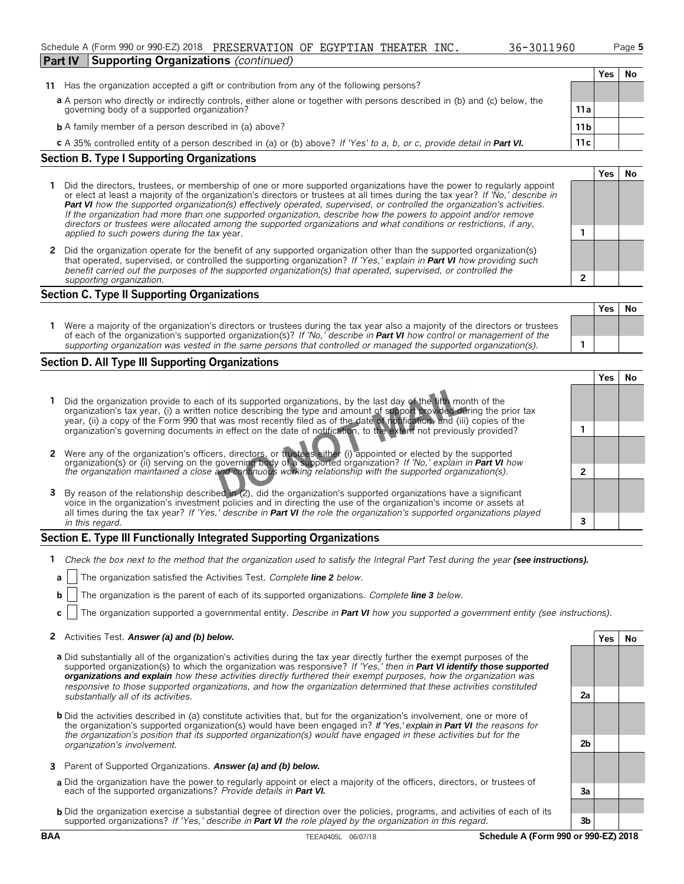Schedule A (Form 990 or 990-EZ) 2018 PRESERVATION OF EGYPTIAN THEATER INC. 36-3011960

**Part IV Supporting Organizations** *(continued)*

| | | Yes | No |
|---|---|---|---|
| **11** Has the organization accepted a gift or contribution from any of the following persons? | | | |
| **a** A person who directly or indirectly controls, either alone or together with persons described in (b) and (c) below, the governing body of a supported organization? | 11a | | |
| **b** A family member of a person described in (a) above? | 11b | | |
| **c** A 35% controlled entity of a person described in (a) or (b) above? *If 'Yes' to a, b, or c, provide detail in **Part VI.*** | 11c | | |

## Section B. Type I Supporting Organizations

| | | Yes | No |
|---|---|---|---|
| **1** Did the directors, trustees, or membership of one or more supported organizations have the power to regularly appoint or elect at least a majority of the organization's directors or trustees at all times during the tax year? *If 'No,' describe in **Part VI** how the supported organization(s) effectively operated, supervised, or controlled the organization's activities. If the organization had more than one supported organization, describe how the powers to appoint and/or remove directors or trustees were allocated among the supported organizations and what conditions or restrictions, if any, applied to such powers during the tax* year. | 1 | | |
| **2** Did the organization operate for the benefit of any supported organization other than the supported organization(s) that operated, supervised, or controlled the supporting organization? *If 'Yes,' explain in **Part VI** how providing such benefit carried out the purposes of the supported organization(s) that operated, supervised, or controlled the supporting organization.* | 2 | | |

## Section C. Type II Supporting Organizations

| | | Yes | No |
|---|---|---|---|
| **1** Were a majority of the organization's directors or trustees during the tax year also a majority of the directors or trustees of each of the organization's supported organization(s)? *If 'No,' describe in **Part VI** how control or management of the supporting organization was vested in the same persons that controlled or managed the supported organization(s).* | 1 | | |

## Section D. All Type III Supporting Organizations

| | | Yes | No |
|---|---|---|---|
| **1** Did the organization provide to each of its supported organizations, by the last day of the fifth month of the organization's tax year, (i) a written notice describing the type and amount of support provided during the prior tax year, (ii) a copy of the Form 990 that was most recently filed as of the date of notification, and (iii) copies of the organization's governing documents in effect on the date of notification, to the extent not previously provided? | 1 | | |
| **2** Were any of the organization's officers, directors, or trustees either (i) appointed or elected by the supported organization(s) or (ii) serving on the governing body of a supported organization? *If 'No,' explain in **Part VI** how the organization maintained a close and continuous working relationship with the supported organization(s).* | 2 | | |
| **3** By reason of the relationship described in (2), did the organization's supported organizations have a significant voice in the organization's investment policies and in directing the use of the organization's income or assets at all times during the tax year? *If 'Yes,' describe in **Part VI** the role the organization's supported organizations played in this regard.* | 3 | | |

DO NOT MAIL

## Section E. Type III Functionally Integrated Supporting Organizations

**1** *Check the box next to the method that the organization used to satisfy the Integral Part Test during the year **(see instructions).***

**a** ☐ The organization satisfied the Activities Test. *Complete **line 2** below.*

**b** ☐ The organization is the parent of each of its supported organizations. *Complete **line 3** below.*

**c** ☐ The organization supported a governmental entity. *Describe in **Part VI** how you supported a government entity (see instructions).*

| | | Yes | No |
|---|---|---|---|
| **2** Activities Test. ***Answer (a) and (b) below.*** | | | |
| **a** Did substantially all of the organization's activities during the tax year directly further the exempt purposes of the supported organization(s) to which the organization was responsive? *If 'Yes,' then in **Part VI identify those supported organizations and explain** how these activities directly furthered their exempt purposes, how the organization was responsive to those supported organizations, and how the organization determined that these activities constituted substantially all of its activities.* | 2a | | |
| **b** Did the activities described in (a) constitute activities that, but for the organization's involvement, one or more of the organization's supported organization(s) would have been engaged in? *If 'Yes,' explain in **Part VI** the reasons for the organization's position that its supported organization(s) would have engaged in these activities but for the organization's involvement.* | 2b | | |
| **3** Parent of Supported Organizations. ***Answer (a) and (b) below.*** | | | |
| **a** Did the organization have the power to regularly appoint or elect a majority of the officers, directors, or trustees of each of the supported organizations? *Provide details in **Part VI.*** | 3a | | |
| **b** Did the organization exercise a substantial degree of direction over the policies, programs, and activities of each of its supported organizations? *If 'Yes,' describe in **Part VI** the role played by the organization in this regard.* | 3b | | |

BAA TEEA0405L 06/07/18 Schedule A (Form 990 or 990-EZ) 2018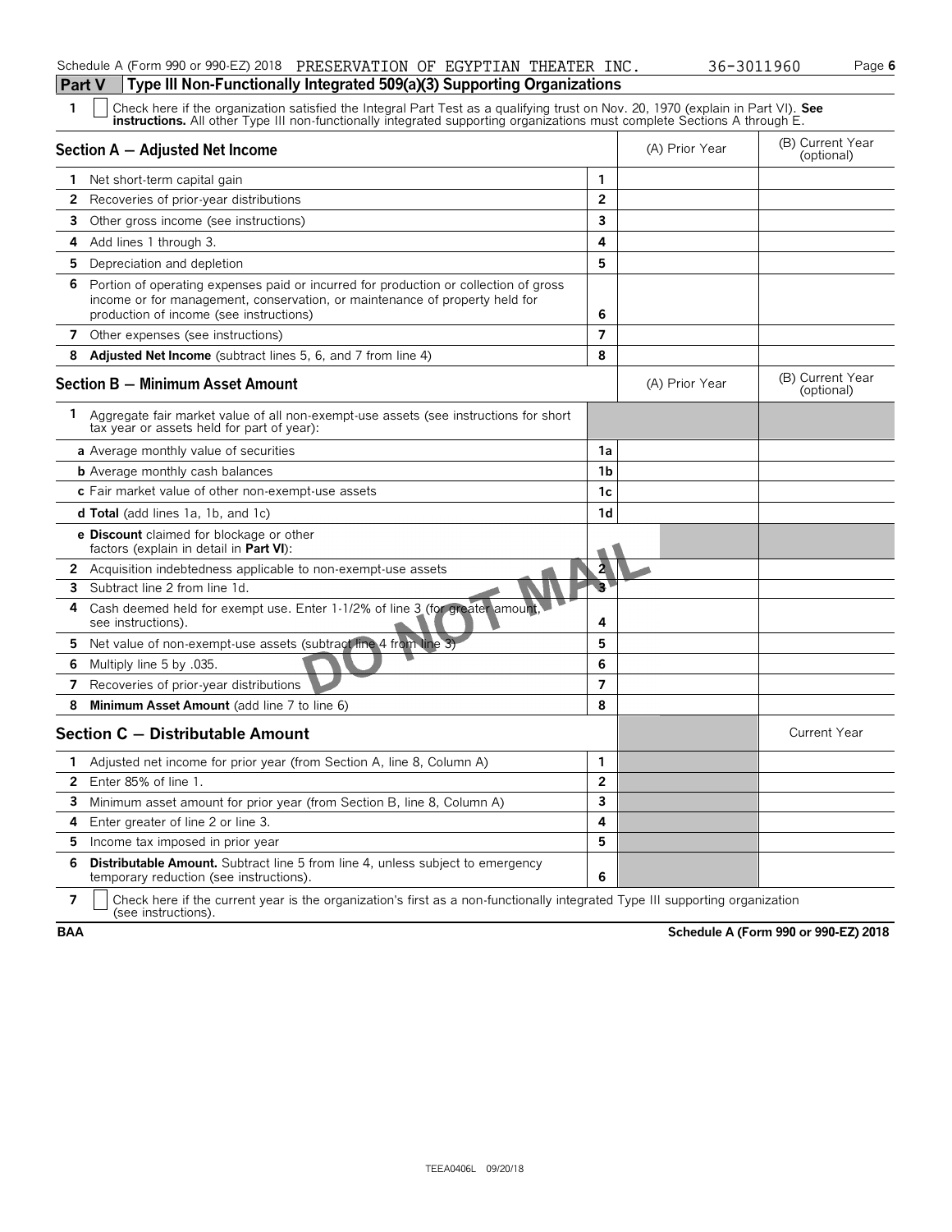Schedule A (Form 990 or 990-EZ) 2018 PRESERVATION OF EGYPTIAN THEATER INC. 36-3011960 Page **6**

## Part V Type III Non-Functionally Integrated 509(a)(3) Supporting Organizations

**1** ☐ Check here if the organization satisfied the Integral Part Test as a qualifying trust on Nov. 20, 1970 (explain in Part VI). **See instructions.** All other Type III non-functionally integrated supporting organizations must complete Sections A through E.

| **Section A — Adjusted Net Income** | | (A) Prior Year | (B) Current Year (optional) |
|---|---|---|---|
| **1** Net short-term capital gain | 1 | | |
| **2** Recoveries of prior-year distributions | 2 | | |
| **3** Other gross income (see instructions) | 3 | | |
| **4** Add lines 1 through 3. | 4 | | |
| **5** Depreciation and depletion | 5 | | |
| **6** Portion of operating expenses paid or incurred for production or collection of gross income or for management, conservation, or maintenance of property held for production of income (see instructions) | 6 | | |
| **7** Other expenses (see instructions) | 7 | | |
| **8** **Adjusted Net Income** (subtract lines 5, 6, and 7 from line 4) | 8 | | |

| **Section B — Minimum Asset Amount** | | (A) Prior Year | (B) Current Year (optional) |
|---|---|---|---|
| **1** Aggregate fair market value of all non-exempt-use assets (see instructions for short tax year or assets held for part of year): | | | |
| **a** Average monthly value of securities | 1a | | |
| **b** Average monthly cash balances | 1b | | |
| **c** Fair market value of other non-exempt-use assets | 1c | | |
| **d Total** (add lines 1a, 1b, and 1c) | 1d | | |
| **e Discount** claimed for blockage or other factors (explain in detail in **Part VI**): | | | |
| **2** Acquisition indebtedness applicable to non-exempt-use assets | 2 | | |
| **3** Subtract line 2 from line 1d. | 3 | | |
| **4** Cash deemed held for exempt use. Enter 1-1/2% of line 3 (for greater amount, see instructions). | 4 | | |
| **5** Net value of non-exempt-use assets (subtract line 4 from line 3) | 5 | | |
| **6** Multiply line 5 by .035. | 6 | | |
| **7** Recoveries of prior-year distributions | 7 | | |
| **8** **Minimum Asset Amount** (add line 7 to line 6) | 8 | | |

| **Section C — Distributable Amount** | | | Current Year |
|---|---|---|---|
| **1** Adjusted net income for prior year (from Section A, line 8, Column A) | 1 | | |
| **2** Enter 85% of line 1. | 2 | | |
| **3** Minimum asset amount for prior year (from Section B, line 8, Column A) | 3 | | |
| **4** Enter greater of line 2 or line 3. | 4 | | |
| **5** Income tax imposed in prior year | 5 | | |
| **6** **Distributable Amount.** Subtract line 5 from line 4, unless subject to emergency temporary reduction (see instructions). | 6 | | |

**7** ☐ Check here if the current year is the organization's first as a non-functionally integrated Type III supporting organization (see instructions).

**BAA** **Schedule A (Form 990 or 990-EZ) 2018**

DO NOT MAIL

TEEA0406L 09/20/18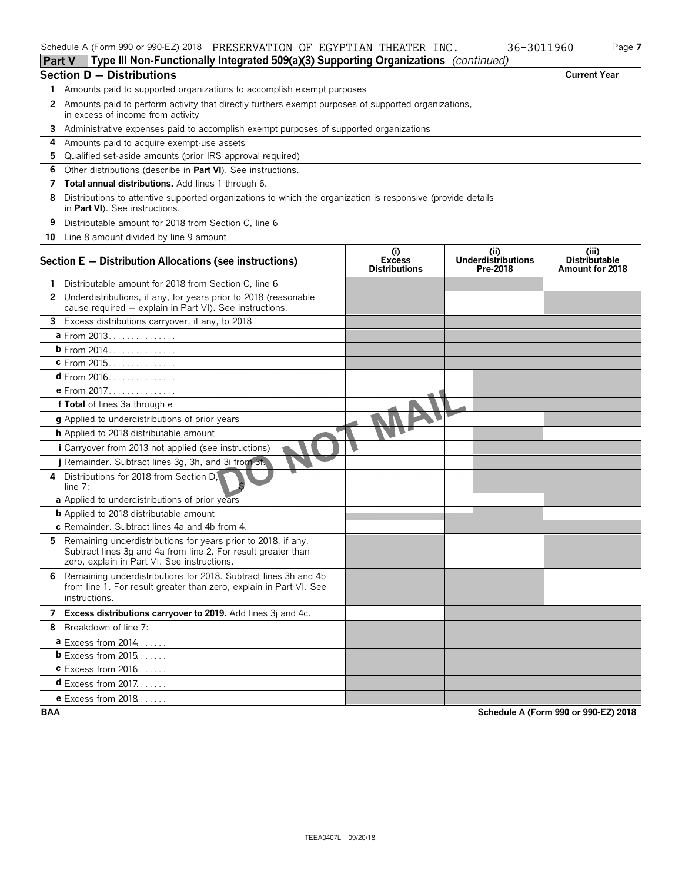Schedule A (Form 990 or 990-EZ) 2018 PRESERVATION OF EGYPTIAN THEATER INC. 36-3011960

## Part V Type III Non-Functionally Integrated 509(a)(3) Supporting Organizations *(continued)*

| Section D — Distributions | Current Year |
|---|---|
| 1 Amounts paid to supported organizations to accomplish exempt purposes | |
| 2 Amounts paid to perform activity that directly furthers exempt purposes of supported organizations, in excess of income from activity | |
| 3 Administrative expenses paid to accomplish exempt purposes of supported organizations | |
| 4 Amounts paid to acquire exempt-use assets | |
| 5 Qualified set-aside amounts (prior IRS approval required) | |
| 6 Other distributions (describe in **Part VI**). See instructions. | |
| 7 **Total annual distributions.** Add lines 1 through 6. | |
| 8 Distributions to attentive supported organizations to which the organization is responsive (provide details in **Part VI**). See instructions. | |
| 9 Distributable amount for 2018 from Section C, line 6 | |
| 10 Line 8 amount divided by line 9 amount | |

| Section E — Distribution Allocations (see instructions) | (i) Excess Distributions | (ii) Underdistributions Pre-2018 | (iii) Distributable Amount for 2018 |
|---|---|---|---|
| 1 Distributable amount for 2018 from Section C, line 6 | | | |
| 2 Underdistributions, if any, for years prior to 2018 (reasonable cause required — explain in Part VI). See instructions. | | | |
| 3 Excess distributions carryover, if any, to 2018 | | | |
| a From 2013 | | | |
| b From 2014 | | | |
| c From 2015 | | | |
| d From 2016 | | | |
| e From 2017 | | | |
| f **Total** of lines 3a through e | | | |
| g Applied to underdistributions of prior years | | | |
| h Applied to 2018 distributable amount | | | |
| i Carryover from 2013 not applied (see instructions) | | | |
| j Remainder. Subtract lines 3g, 3h, and 3i from 3f. | | | |
| 4 Distributions for 2018 from Section D, line 7: $ | | | |
| a Applied to underdistributions of prior years | | | |
| b Applied to 2018 distributable amount | | | |
| c Remainder. Subtract lines 4a and 4b from 4. | | | |
| 5 Remaining underdistributions for years prior to 2018, if any. Subtract lines 3g and 4a from line 2. For result greater than zero, explain in Part VI. See instructions. | | | |
| 6 Remaining underdistributions for 2018. Subtract lines 3h and 4b from line 1. For result greater than zero, explain in Part VI. See instructions. | | | |
| 7 **Excess distributions carryover to 2019.** Add lines 3j and 4c. | | | |
| 8 Breakdown of line 7: | | | |
| a Excess from 2014 | | | |
| b Excess from 2015 | | | |
| c Excess from 2016 | | | |
| d Excess from 2017 | | | |
| e Excess from 2018 | | | |

DO NOT MAIL

BAA Schedule A (Form 990 or 990-EZ) 2018

TEEA0407L 09/20/18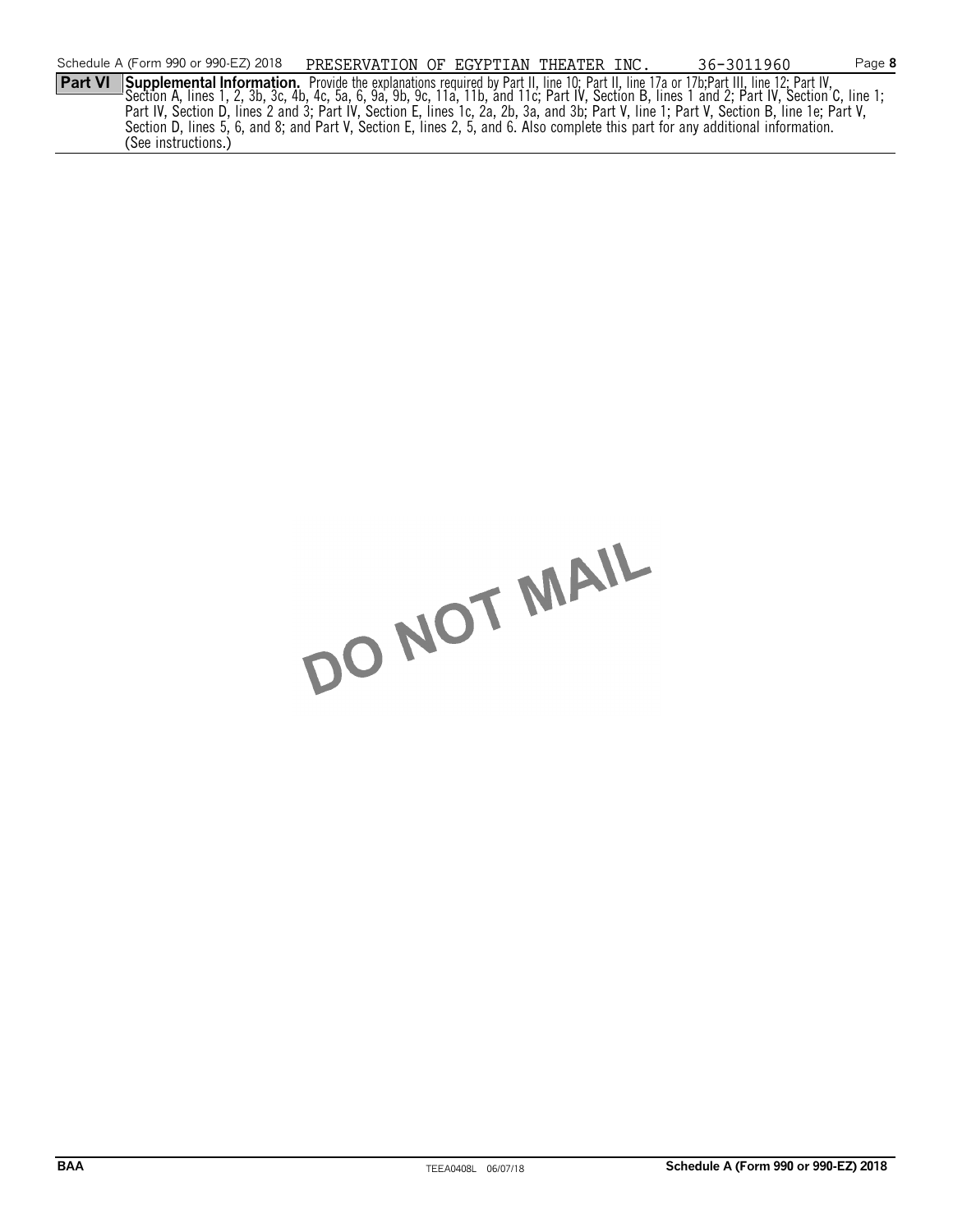Schedule A (Form 990 or 990-EZ) 2018 PRESERVATION OF EGYPTIAN THEATER INC. 36-3011960 Page **8**

**Part VI** **Supplemental Information.** Provide the explanations required by Part II, line 10; Part II, line 17a or 17b;Part III, line 12; Part IV, Section A, lines 1, 2, 3b, 3c, 4b, 4c, 5a, 6, 9a, 9b, 9c, 11a, 11b, and 11c; Part IV, Section B, lines 1 and 2; Part IV, Section C, line 1; Part IV, Section D, lines 2 and 3; Part IV, Section E, lines 1c, 2a, 2b, 3a, and 3b; Part V, line 1; Part V, Section B, line 1e; Part V, Section D, lines 5, 6, and 8; and Part V, Section E, lines 2, 5, and 6. Also complete this part for any additional information. (See instructions.)

DO NOT MAIL

BAA TEEA0408L 06/07/18 **Schedule A (Form 990 or 990-EZ) 2018**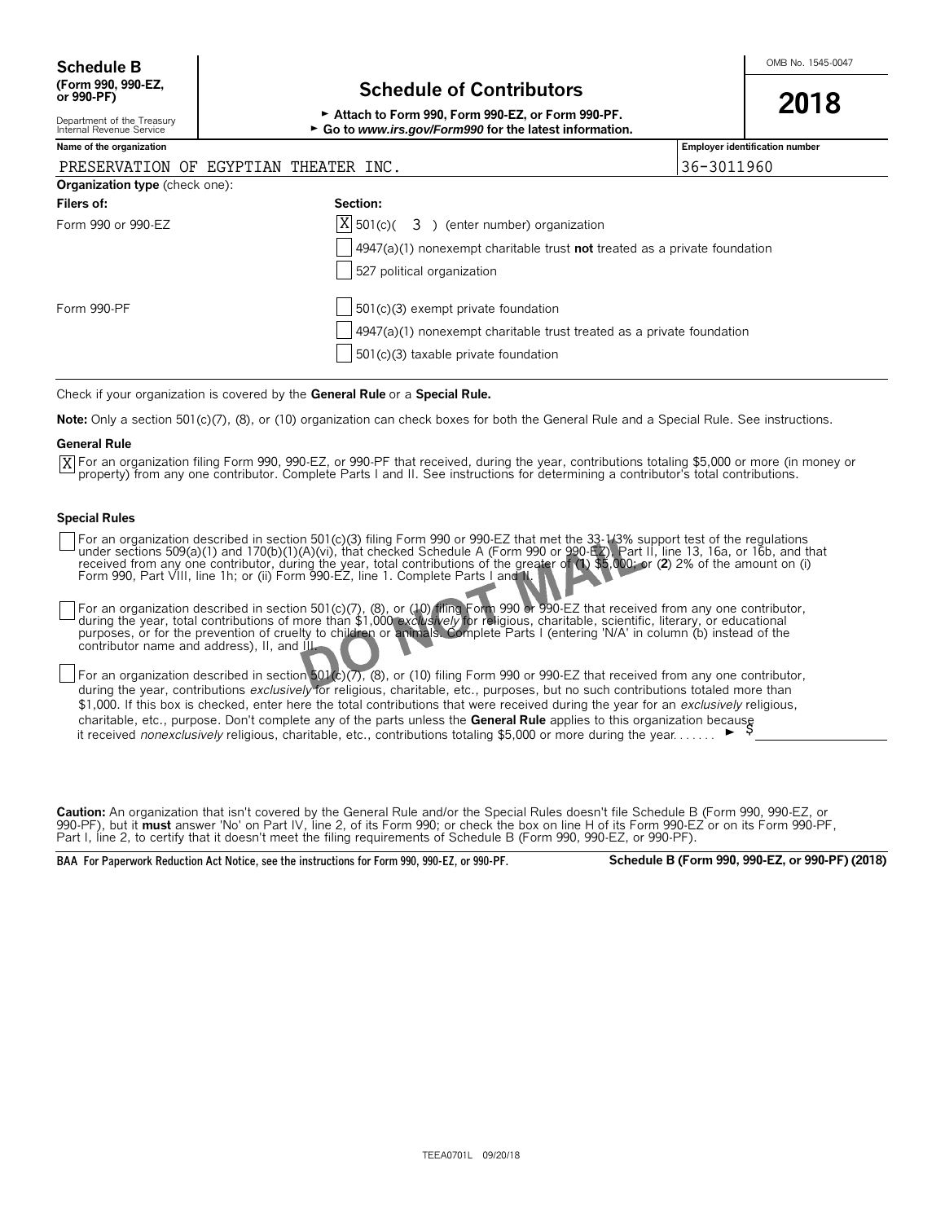**Schedule B**
**(Form 990, 990-EZ, or 990-PF)**

Department of the Treasury
Internal Revenue Service

# Schedule of Contributors

► **Attach to Form 990, Form 990-EZ, or Form 990-PF.**
► **Go to *www.irs.gov/Form990* for the latest information.**

OMB No. 1545-0047

**2018**

| Name of the organization | Employer identification number |
|---|---|
| PRESERVATION OF EGYPTIAN THEATER INC. | 36-3011960 |

**Organization type** (check one):

| **Filers of:** | **Section:** |
|---|---|
| Form 990 or 990-EZ | [X] 501(c)( 3 ) (enter number) organization |
| | [ ] 4947(a)(1) nonexempt charitable trust **not** treated as a private foundation |
| | [ ] 527 political organization |
| Form 990-PF | [ ] 501(c)(3) exempt private foundation |
| | [ ] 4947(a)(1) nonexempt charitable trust treated as a private foundation |
| | [ ] 501(c)(3) taxable private foundation |

Check if your organization is covered by the **General Rule** or a **Special Rule.**

**Note:** Only a section 501(c)(7), (8), or (10) organization can check boxes for both the General Rule and a Special Rule. See instructions.

**General Rule**

[X] For an organization filing Form 990, 990-EZ, or 990-PF that received, during the year, contributions totaling $5,000 or more (in money or property) from any one contributor. Complete Parts I and II. See instructions for determining a contributor's total contributions.

**Special Rules**

[ ] For an organization described in section 501(c)(3) filing Form 990 or 990-EZ that met the 33-1/3% support test of the regulations under sections 509(a)(1) and 170(b)(1)(A)(vi), that checked Schedule A (Form 990 or 990-EZ), Part II, line 13, 16a, or 16b, and that received from any one contributor, during the year, total contributions of the greater of (**1**) $5,000; or (**2**) 2% of the amount on (i) Form 990, Part VIII, line 1h; or (ii) Form 990-EZ, line 1. Complete Parts I and II.

[ ] For an organization described in section 501(c)(7), (8), or (10) filing Form 990 or 990-EZ that received from any one contributor, during the year, total contributions of more than $1,000 *exclusively* for religious, charitable, scientific, literary, or educational purposes, or for the prevention of cruelty to children or animals. Complete Parts I (entering 'N/A' in column (b) instead of the contributor name and address), II, and III.

[ ] For an organization described in section 501(c)(7), (8), or (10) filing Form 990 or 990-EZ that received from any one contributor, during the year, contributions *exclusively* for religious, charitable, etc., purposes, but no such contributions totaled more than $1,000. If this box is checked, enter here the total contributions that were received during the year for an *exclusively* religious, charitable, etc., purpose. Don't complete any of the parts unless the **General Rule** applies to this organization because it received *nonexclusively* religious, charitable, etc., contributions totaling $5,000 or more during the year. . . . . . . ► $ ________

DO NOT MAIL

**Caution:** An organization that isn't covered by the General Rule and/or the Special Rules doesn't file Schedule B (Form 990, 990-EZ, or 990-PF), but it **must** answer 'No' on Part IV, line 2, of its Form 990; or check the box on line H of its Form 990-EZ or on its Form 990-PF, Part I, line 2, to certify that it doesn't meet the filing requirements of Schedule B (Form 990, 990-EZ, or 990-PF).

**BAA For Paperwork Reduction Act Notice, see the instructions for Form 990, 990-EZ, or 990-PF.** **Schedule B (Form 990, 990-EZ, or 990-PF) (2018)**

TEEA0701L 09/20/18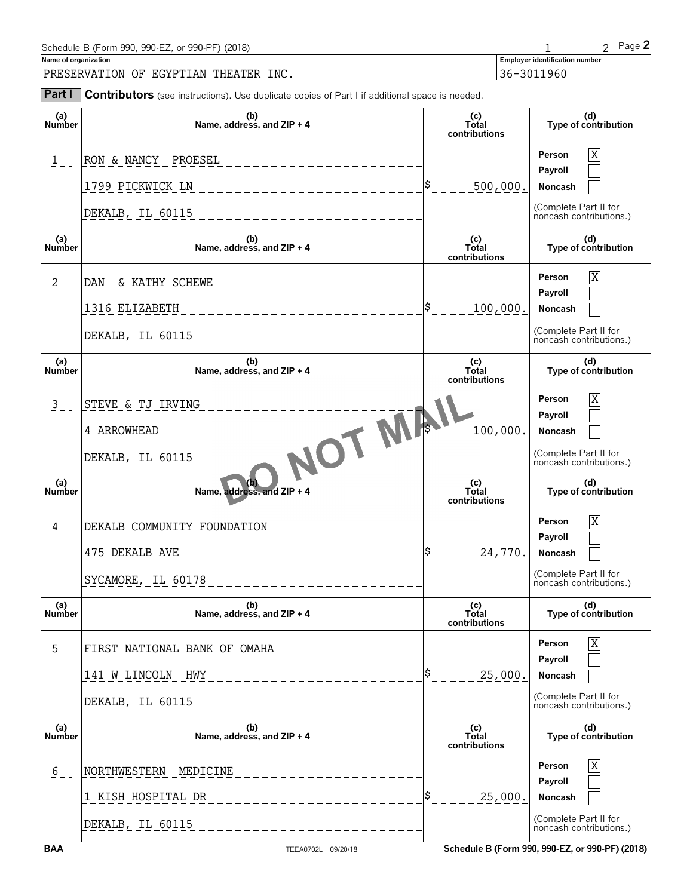Schedule B (Form 990, 990-EZ, or 990-PF) (2018) 1 2 Page **2**

**Name of organization**

PRESERVATION OF EGYPTIAN THEATER INC.

**Employer identification number**

36-3011960

**Part I** **Contributors** (see instructions). Use duplicate copies of Part I if additional space is needed.

| (a) Number | (b) Name, address, and ZIP + 4 | (c) Total contributions | (d) Type of contribution |
|---|---|---|---|
| 1 | RON & NANCY PROESEL<br>1799 PICKWICK LN<br>DEKALB, IL 60115 | $ 500,000. | Person [X]<br>Payroll [ ]<br>Noncash [ ]<br>(Complete Part II for noncash contributions.) |
| 2 | DAN & KATHY SCHEWE<br>1316 ELIZABETH<br>DEKALB, IL 60115 | $ 100,000. | Person [X]<br>Payroll [ ]<br>Noncash [ ]<br>(Complete Part II for noncash contributions.) |
| 3 | STEVE & TJ IRVING<br>4 ARROWHEAD<br>DEKALB, IL 60115 | $ 100,000. | Person [X]<br>Payroll [ ]<br>Noncash [ ]<br>(Complete Part II for noncash contributions.) |
| 4 | DEKALB COMMUNITY FOUNDATION<br>475 DEKALB AVE<br>SYCAMORE, IL 60178 | $ 24,770. | Person [X]<br>Payroll [ ]<br>Noncash [ ]<br>(Complete Part II for noncash contributions.) |
| 5 | FIRST NATIONAL BANK OF OMAHA<br>141 W LINCOLN HWY<br>DEKALB, IL 60115 | $ 25,000. | Person [X]<br>Payroll [ ]<br>Noncash [ ]<br>(Complete Part II for noncash contributions.) |
| 6 | NORTHWESTERN MEDICINE<br>1 KISH HOSPITAL DR<br>DEKALB, IL 60115 | $ 25,000. | Person [X]<br>Payroll [ ]<br>Noncash [ ]<br>(Complete Part II for noncash contributions.) |

DO NOT MAIL

BAA TEEA0702L 09/20/18 Schedule B (Form 990, 990-EZ, or 990-PF) (2018)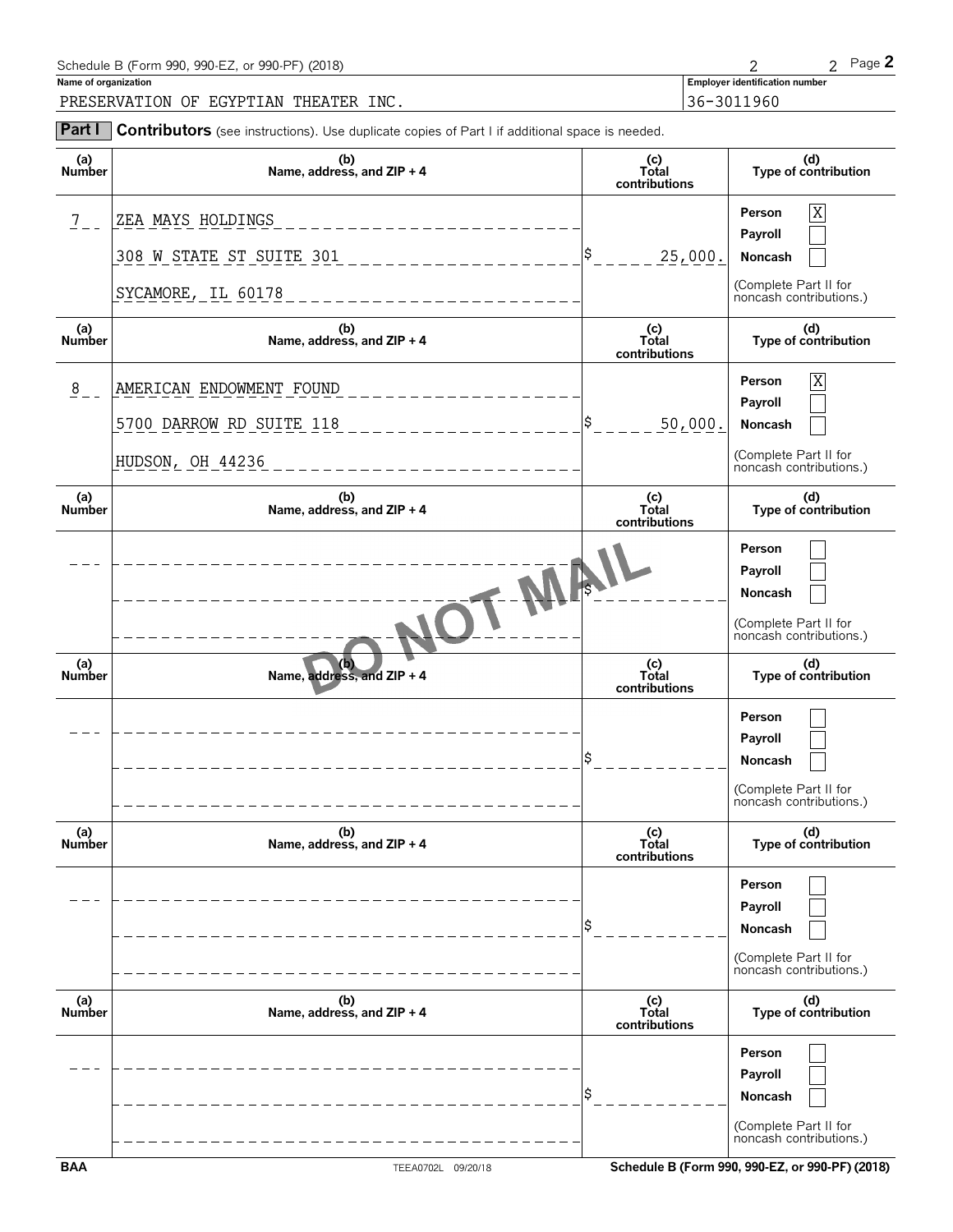Schedule B (Form 990, 990-EZ, or 990-PF) (2018)

**Name of organization**

PRESERVATION OF EGYPTIAN THEATER INC.

**Employer identification number**

36-3011960

**Part I** **Contributors** (see instructions). Use duplicate copies of Part I if additional space is needed.

| (a) Number | (b) Name, address, and ZIP + 4 | (c) Total contributions | (d) Type of contribution |
|---|---|---|---|
| 7 | ZEA MAYS HOLDINGS<br>308 W STATE ST SUITE 301<br>SYCAMORE, IL 60178 | $ 25,000. | Person [X]<br>Payroll [ ]<br>Noncash [ ]<br>(Complete Part II for noncash contributions.) |
| 8 | AMERICAN ENDOWMENT FOUND<br>5700 DARROW RD SUITE 118<br>HUDSON, OH 44236 | $ 50,000. | Person [X]<br>Payroll [ ]<br>Noncash [ ]<br>(Complete Part II for noncash contributions.) |
| | | $ | Person [ ]<br>Payroll [ ]<br>Noncash [ ]<br>(Complete Part II for noncash contributions.) |
| | | $ | Person [ ]<br>Payroll [ ]<br>Noncash [ ]<br>(Complete Part II for noncash contributions.) |
| | | $ | Person [ ]<br>Payroll [ ]<br>Noncash [ ]<br>(Complete Part II for noncash contributions.) |
| | | $ | Person [ ]<br>Payroll [ ]<br>Noncash [ ]<br>(Complete Part II for noncash contributions.) |

DO NOT MAIL

BAA TEEA0702L 09/20/18 Schedule B (Form 990, 990-EZ, or 990-PF) (2018)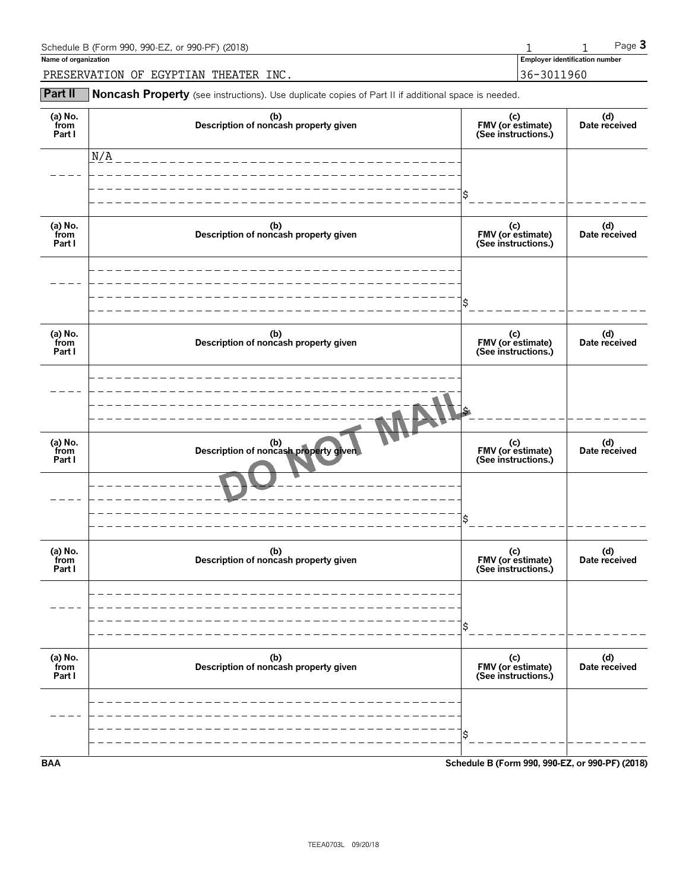Schedule B (Form 990, 990-EZ, or 990-PF) (2018) 1 1

**Name of organization**

PRESERVATION OF EGYPTIAN THEATER INC.

**Employer identification number**

36-3011960

**Part II** **Noncash Property** (see instructions). Use duplicate copies of Part II if additional space is needed.

| (a) No. from Part I | (b) Description of noncash property given | (c) FMV (or estimate) (See instructions.) | (d) Date received |
|---|---|---|---|
| | N/A | $ | |
| | | $ | |
| | | $ | |
| | | $ | |
| | | $ | |
| | | $ | |

DO NOT MAIL

BAA Schedule B (Form 990, 990-EZ, or 990-PF) (2018)

TEEA0703L 09/20/18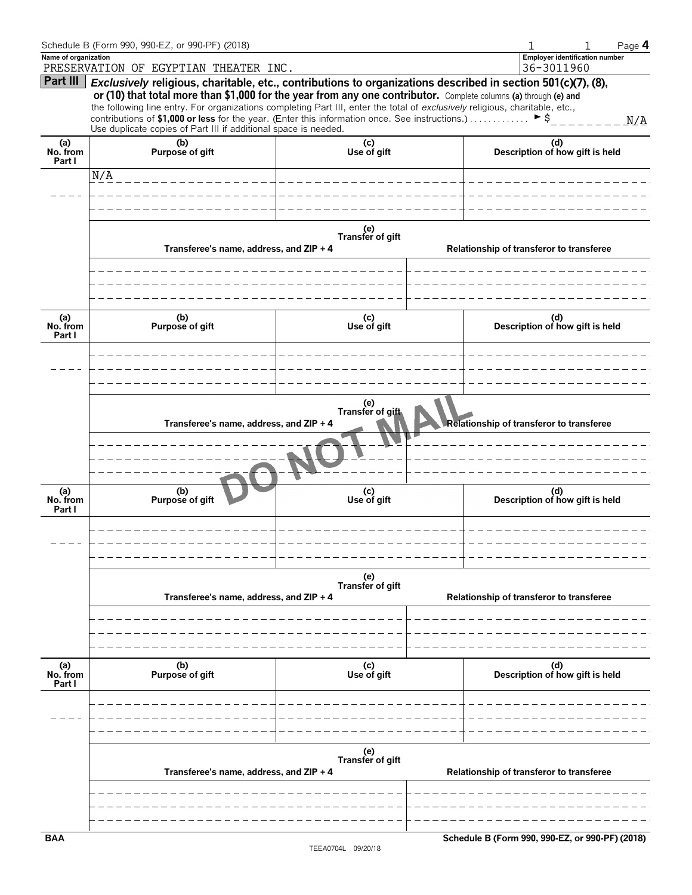Schedule B (Form 990, 990-EZ, or 990-PF) (2018)

**Name of organization**
PRESERVATION OF EGYPTIAN THEATER INC.

**Employer identification number**
36-3011960

## Part III

***Exclusively*** **religious, charitable, etc., contributions to organizations described in section 501(c)(7), (8), or (10) that total more than $1,000 for the year from any one contributor.** Complete columns **(a)** through **(e)** and the following line entry. For organizations completing Part III, enter the total of *exclusively* religious, charitable, etc., contributions of **$1,000 or less** for the year. (Enter this information once. See instructions.) ► $ N/A

Use duplicate copies of Part III if additional space is needed.

| (a) No. from Part I | (b) Purpose of gift | (c) Use of gift | (d) Description of how gift is held |
|---|---|---|---|
| | N/A | | |

| (e) Transfer of gift | |
|---|---|
| Transferee's name, address, and ZIP + 4 | Relationship of transferor to transferee |
| | |

| (a) No. from Part I | (b) Purpose of gift | (c) Use of gift | (d) Description of how gift is held |
|---|---|---|---|
| | | | |

| (e) Transfer of gift | |
|---|---|
| Transferee's name, address, and ZIP + 4 | Relationship of transferor to transferee |
| | |

DO NOT MAIL

| (a) No. from Part I | (b) Purpose of gift | (c) Use of gift | (d) Description of how gift is held |
|---|---|---|---|
| | | | |

| (e) Transfer of gift | |
|---|---|
| Transferee's name, address, and ZIP + 4 | Relationship of transferor to transferee |
| | |

| (a) No. from Part I | (b) Purpose of gift | (c) Use of gift | (d) Description of how gift is held |
|---|---|---|---|
| | | | |

| (e) Transfer of gift | |
|---|---|
| Transferee's name, address, and ZIP + 4 | Relationship of transferor to transferee |
| | |

BAA TEEA0704L 09/20/18 Schedule B (Form 990, 990-EZ, or 990-PF) (2018)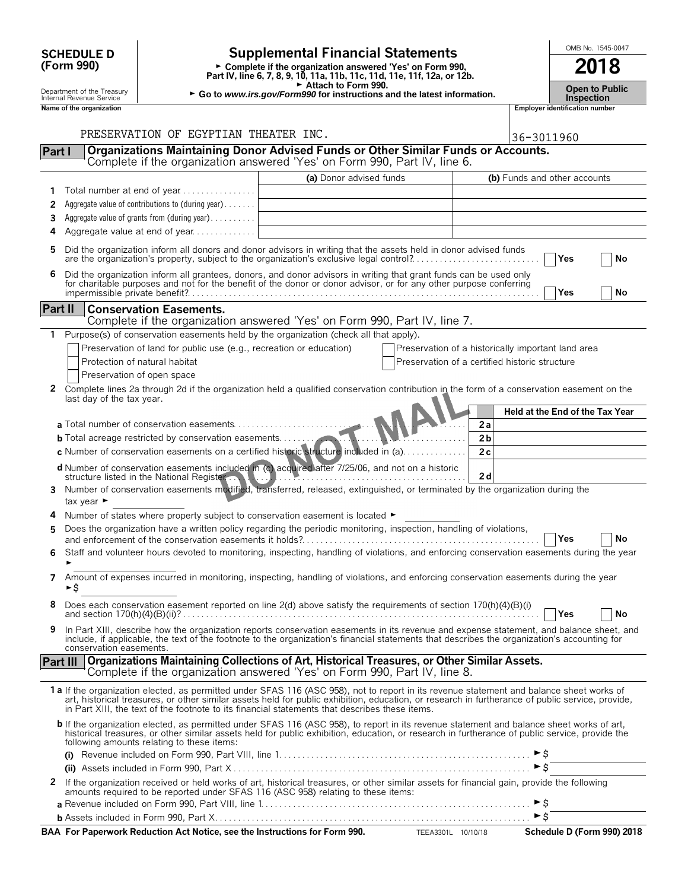**SCHEDULE D (Form 990)**

Department of the Treasury
Internal Revenue Service

# Supplemental Financial Statements

► Complete if the organization answered 'Yes' on Form 990, Part IV, line 6, 7, 8, 9, 10, 11a, 11b, 11c, 11d, 11e, 11f, 12a, or 12b.
► Attach to Form 990.
► Go to *www.irs.gov/Form990* for instructions and the latest information.

OMB No. 1545-0047

**2018**

**Open to Public Inspection**

**Name of the organization**: PRESERVATION OF EGYPTIAN THEATER INC.

**Employer identification number**: 36-3011960

DO NOT MAIL

## Part I — Organizations Maintaining Donor Advised Funds or Other Similar Funds or Accounts.
Complete if the organization answered 'Yes' on Form 990, Part IV, line 6.

| | | (a) Donor advised funds | (b) Funds and other accounts |
|---|---|---|---|
| 1 | Total number at end of year | | |
| 2 | Aggregate value of contributions to (during year) | | |
| 3 | Aggregate value of grants from (during year) | | |
| 4 | Aggregate value at end of year | | |

5 Did the organization inform all donors and donor advisors in writing that the assets held in donor advised funds are the organization's property, subject to the organization's exclusive legal control? ☐ Yes ☐ No

6 Did the organization inform all grantees, donors, and donor advisors in writing that grant funds can be used only for charitable purposes and not for the benefit of the donor or donor advisor, or for any other purpose conferring impermissible private benefit? ☐ Yes ☐ No

## Part II — Conservation Easements.
Complete if the organization answered 'Yes' on Form 990, Part IV, line 7.

1 Purpose(s) of conservation easements held by the organization (check all that apply).

- ☐ Preservation of land for public use (e.g., recreation or education)
- ☐ Protection of natural habitat
- ☐ Preservation of open space
- ☐ Preservation of a historically important land area
- ☐ Preservation of a certified historic structure

2 Complete lines 2a through 2d if the organization held a qualified conservation contribution in the form of a conservation easement on the last day of the tax year.

| | | Held at the End of the Tax Year |
|---|---|---|
| **a** Total number of conservation easements | 2a | |
| **b** Total acreage restricted by conservation easements | 2b | |
| **c** Number of conservation easements on a certified historic structure included in (a) | 2c | |
| **d** Number of conservation easements included in (c) acquired after 7/25/06, and not on a historic structure listed in the National Register | 2d | |

3 Number of conservation easements modified, transferred, released, extinguished, or terminated by the organization during the tax year ► ________

4 Number of states where property subject to conservation easement is located ► ________

5 Does the organization have a written policy regarding the periodic monitoring, inspection, handling of violations, and enforcement of the conservation easements it holds? ☐ Yes ☐ No

6 Staff and volunteer hours devoted to monitoring, inspecting, handling of violations, and enforcing conservation easements during the year ► ________

7 Amount of expenses incurred in monitoring, inspecting, handling of violations, and enforcing conservation easements during the year ► $ ________

8 Does each conservation easement reported on line 2(d) above satisfy the requirements of section 170(h)(4)(B)(i) and section 170(h)(4)(B)(ii)? ☐ Yes ☐ No

9 In Part XIII, describe how the organization reports conservation easements in its revenue and expense statement, and balance sheet, and include, if applicable, the text of the footnote to the organization's financial statements that describes the organization's accounting for conservation easements.

## Part III — Organizations Maintaining Collections of Art, Historical Treasures, or Other Similar Assets.
Complete if the organization answered 'Yes' on Form 990, Part IV, line 8.

**1a** If the organization elected, as permitted under SFAS 116 (ASC 958), not to report in its revenue statement and balance sheet works of art, historical treasures, or other similar assets held for public exhibition, education, or research in furtherance of public service, provide, in Part XIII, the text of the footnote to its financial statements that describes these items.

**b** If the organization elected, as permitted under SFAS 116 (ASC 958), to report in its revenue statement and balance sheet works of art, historical treasures, or other similar assets held for public exhibition, education, or research in furtherance of public service, provide the following amounts relating to these items:

**(i)** Revenue included on Form 990, Part VIII, line 1 ► $ ________

**(ii)** Assets included in Form 990, Part X ► $ ________

2 If the organization received or held works of art, historical treasures, or other similar assets for financial gain, provide the following amounts required to be reported under SFAS 116 (ASC 958) relating to these items:

**a** Revenue included on Form 990, Part VIII, line 1 ► $ ________

**b** Assets included in Form 990, Part X ► $ ________

**BAA For Paperwork Reduction Act Notice, see the Instructions for Form 990.** TEEA3301L 10/10/18 **Schedule D (Form 990) 2018**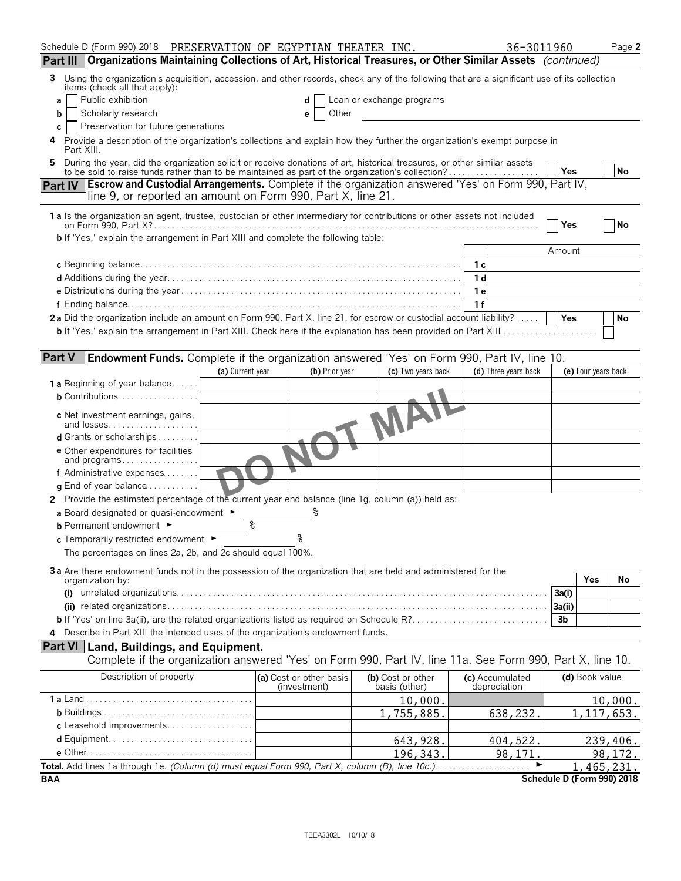Schedule D (Form 990) 2018 PRESERVATION OF EGYPTIAN THEATER INC. 36-3011960 Page 2

## Part III Organizations Maintaining Collections of Art, Historical Treasures, or Other Similar Assets *(continued)*

3 Using the organization's acquisition, accession, and other records, check any of the following that are a significant use of its collection items (check all that apply):

- a ☐ Public exhibition
- b ☐ Scholarly research
- c ☐ Preservation for future generations
- d ☐ Loan or exchange programs
- e ☐ Other

4 Provide a description of the organization's collections and explain how they further the organization's exempt purpose in Part XIII.

5 During the year, did the organization solicit or receive donations of art, historical treasures, or other similar assets to be sold to raise funds rather than to be maintained as part of the organization's collection? ☐ Yes ☐ No

## Part IV Escrow and Custodial Arrangements. Complete if the organization answered 'Yes' on Form 990, Part IV, line 9, or reported an amount on Form 990, Part X, line 21.

1a Is the organization an agent, trustee, custodian or other intermediary for contributions or other assets not included on Form 990, Part X? ☐ Yes ☐ No

b If 'Yes,' explain the arrangement in Part XIII and complete the following table:

| | | Amount |
|---|---|---|
| c Beginning balance | 1c | |
| d Additions during the year | 1d | |
| e Distributions during the year | 1e | |
| f Ending balance | 1f | |

2a Did the organization include an amount on Form 990, Part X, line 21, for escrow or custodial account liability? ☐ Yes ☐ No

b If 'Yes,' explain the arrangement in Part XIII. Check here if the explanation has been provided on Part XIII ☐

## Part V Endowment Funds. Complete if the organization answered 'Yes' on Form 990, Part IV, line 10.

| | (a) Current year | (b) Prior year | (c) Two years back | (d) Three years back | (e) Four years back |
|---|---|---|---|---|---|
| 1a Beginning of year balance | | | | | |
| b Contributions | | | | | |
| c Net investment earnings, gains, and losses | | | | | |
| d Grants or scholarships | | | | | |
| e Other expenditures for facilities and programs | | | | | |
| f Administrative expenses | | | | | |
| g End of year balance | | | | | |

2 Provide the estimated percentage of the current year end balance (line 1g, column (a)) held as:

a Board designated or quasi-endowment ► %

b Permanent endowment ► %

c Temporarily restricted endowment ► %

The percentages on lines 2a, 2b, and 2c should equal 100%.

3a Are there endowment funds not in the possession of the organization that are held and administered for the organization by:

| | | Yes | No |
|---|---|---|---|
| (i) unrelated organizations | 3a(i) | | |
| (ii) related organizations | 3a(ii) | | |
| b If 'Yes' on line 3a(ii), are the related organizations listed as required on Schedule R? | 3b | | |

4 Describe in Part XIII the intended uses of the organization's endowment funds.

## Part VI Land, Buildings, and Equipment.

Complete if the organization answered 'Yes' on Form 990, Part IV, line 11a. See Form 990, Part X, line 10.

| Description of property | (a) Cost or other basis (investment) | (b) Cost or other basis (other) | (c) Accumulated depreciation | (d) Book value |
|---|---|---|---|---|
| 1a Land | | 10,000. | | 10,000. |
| b Buildings | | 1,755,885. | 638,232. | 1,117,653. |
| c Leasehold improvements | | | | |
| d Equipment | | 643,928. | 404,522. | 239,406. |
| e Other | | 196,343. | 98,171. | 98,172. |
| **Total.** Add lines 1a through 1e. *(Column (d) must equal Form 990, Part X, column (B), line 10c.)* | | | ► | 1,465,231. |

BAA Schedule D (Form 990) 2018

TEEA3302L 10/10/18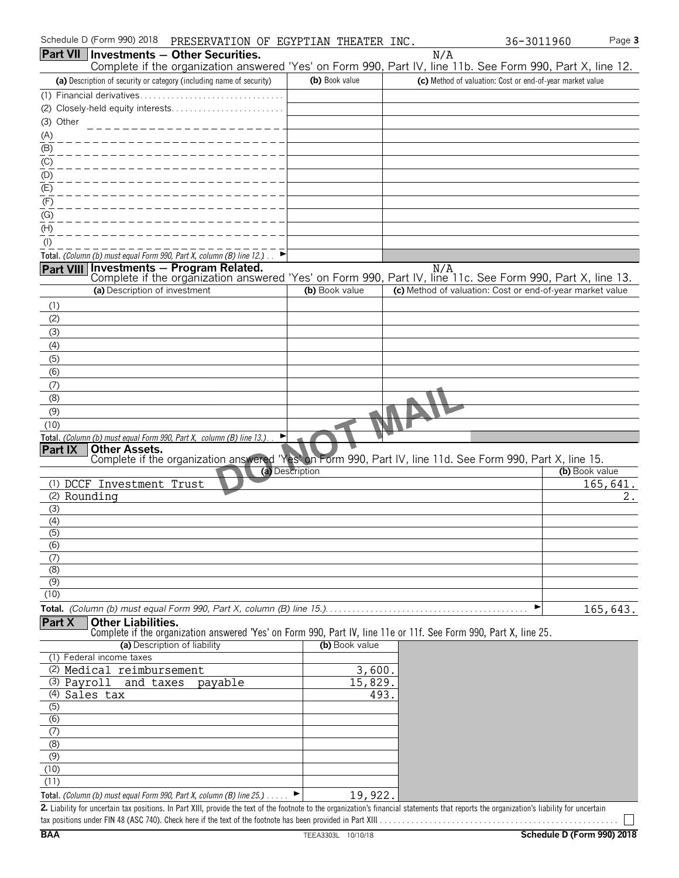Schedule D (Form 990) 2018 PRESERVATION OF EGYPTIAN THEATER INC. 36-3011960

## Part VII Investments — Other Securities.

N/A

Complete if the organization answered 'Yes' on Form 990, Part IV, line 11b. See Form 990, Part X, line 12.

| (a) Description of security or category (including name of security) | (b) Book value | (c) Method of valuation: Cost or end-of-year market value |
|---|---|---|
| (1) Financial derivatives | | |
| (2) Closely-held equity interests | | |
| (3) Other | | |
| (A) | | |
| (B) | | |
| (C) | | |
| (D) | | |
| (E) | | |
| (F) | | |
| (G) | | |
| (H) | | |
| (I) | | |
| **Total.** *(Column (b) must equal Form 990, Part X, column (B) line 12.)* ► | | |

## Part VIII Investments — Program Related.

N/A

Complete if the organization answered 'Yes' on Form 990, Part IV, line 11c. See Form 990, Part X, line 13.

| (a) Description of investment | (b) Book value | (c) Method of valuation: Cost or end-of-year market value |
|---|---|---|
| (1) | | |
| (2) | | |
| (3) | | |
| (4) | | |
| (5) | | |
| (6) | | |
| (7) | | |
| (8) | | |
| (9) | | |
| (10) | | |
| **Total.** *(Column (b) must equal Form 990, Part X, column (B) line 13.)* ► | | |

DO NOT MAIL

## Part IX Other Assets.

Complete if the organization answered 'Yes' on Form 990, Part IV, line 11d. See Form 990, Part X, line 15.

| (a) Description | (b) Book value |
|---|---|
| (1) DCCF Investment Trust | 165,641. |
| (2) Rounding | 2. |
| (3) | |
| (4) | |
| (5) | |
| (6) | |
| (7) | |
| (8) | |
| (9) | |
| (10) | |
| **Total.** *(Column (b) must equal Form 990, Part X, column (B) line 15.)* ► | 165,643. |

## Part X Other Liabilities.

Complete if the organization answered 'Yes' on Form 990, Part IV, line 11e or 11f. See Form 990, Part X, line 25.

| (a) Description of liability | (b) Book value |
|---|---|
| (1) Federal income taxes | |
| (2) Medical reimbursement | 3,600. |
| (3) Payroll and taxes payable | 15,829. |
| (4) Sales tax | 493. |
| (5) | |
| (6) | |
| (7) | |
| (8) | |
| (9) | |
| (10) | |
| (11) | |
| **Total.** *(Column (b) must equal Form 990, Part X, column (B) line 25.)* ► | 19,922. |

**2.** Liability for uncertain tax positions. In Part XIII, provide the text of the footnote to the organization's financial statements that reports the organization's liability for uncertain tax positions under FIN 48 (ASC 740). Check here if the text of the footnote has been provided in Part XIII ☐

BAA TEEA3303L 10/10/18 Schedule D (Form 990) 2018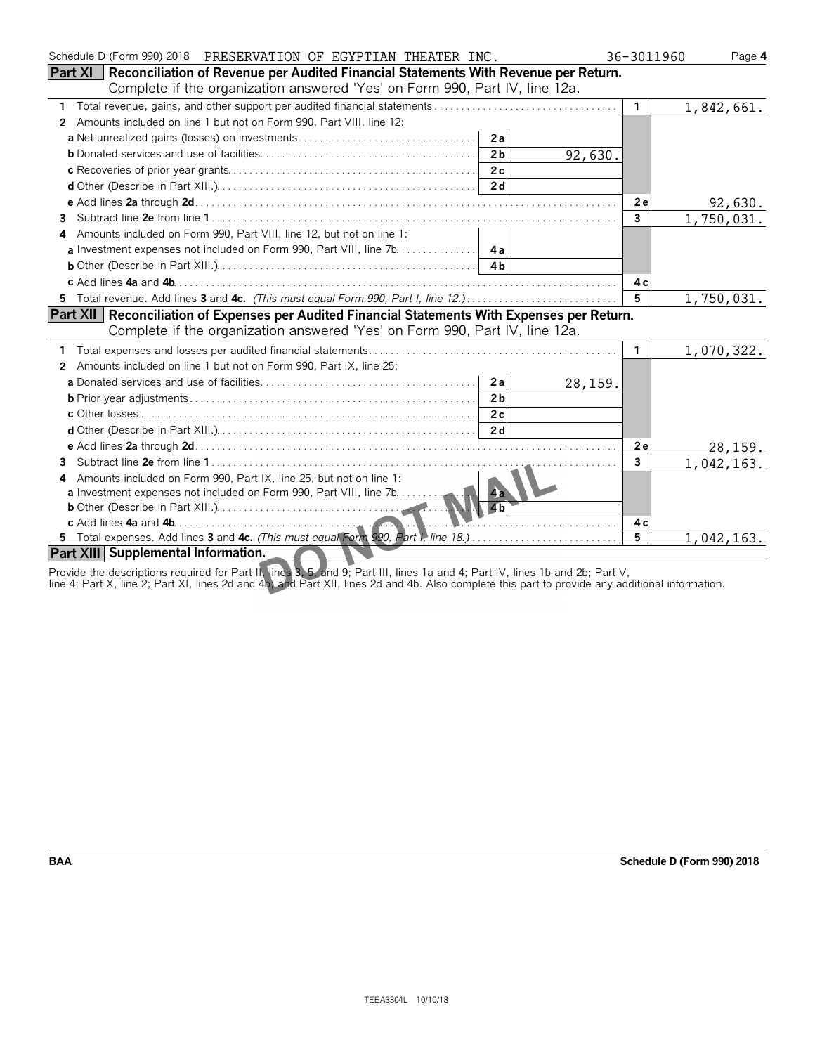Schedule D (Form 990) 2018 PRESERVATION OF EGYPTIAN THEATER INC. 36-3011960

## Part XI Reconciliation of Revenue per Audited Financial Statements With Revenue per Return.

Complete if the organization answered 'Yes' on Form 990, Part IV, line 12a.

| | | | | |
|---|---|---|---|---|
| **1** Total revenue, gains, and other support per audited financial statements | | | 1 | 1,842,661. |
| **2** Amounts included on line 1 but not on Form 990, Part VIII, line 12: | | | | |
| **a** Net unrealized gains (losses) on investments | 2a | | | |
| **b** Donated services and use of facilities | 2b | 92,630. | | |
| **c** Recoveries of prior year grants | 2c | | | |
| **d** Other (Describe in Part XIII.) | 2d | | | |
| **e** Add lines **2a** through **2d** | | | 2e | 92,630. |
| **3** Subtract line **2e** from line **1** | | | 3 | 1,750,031. |
| **4** Amounts included on Form 990, Part VIII, line 12, but not on line 1: | | | | |
| **a** Investment expenses not included on Form 990, Part VIII, line 7b | 4a | | | |
| **b** Other (Describe in Part XIII.) | 4b | | | |
| **c** Add lines **4a** and **4b** | | | 4c | |
| **5** Total revenue. Add lines **3** and **4c.** *(This must equal Form 990, Part I, line 12.)* | | | 5 | 1,750,031. |

## Part XII Reconciliation of Expenses per Audited Financial Statements With Expenses per Return.

Complete if the organization answered 'Yes' on Form 990, Part IV, line 12a.

| | | | | |
|---|---|---|---|---|
| **1** Total expenses and losses per audited financial statements | | | 1 | 1,070,322. |
| **2** Amounts included on line 1 but not on Form 990, Part IX, line 25: | | | | |
| **a** Donated services and use of facilities | 2a | 28,159. | | |
| **b** Prior year adjustments | 2b | | | |
| **c** Other losses | 2c | | | |
| **d** Other (Describe in Part XIII.) | 2d | | | |
| **e** Add lines **2a** through **2d** | | | 2e | 28,159. |
| **3** Subtract line **2e** from line **1** | | | 3 | 1,042,163. |
| **4** Amounts included on Form 990, Part IX, line 25, but not on line 1: | | | | |
| **a** Investment expenses not included on Form 990, Part VIII, line 7b | 4a | | | |
| **b** Other (Describe in Part XIII.) | 4b | | | |
| **c** Add lines **4a** and **4b** | | | 4c | |
| **5** Total expenses. Add lines **3** and **4c.** *(This must equal Form 990, Part I, line 18.)* | | | 5 | 1,042,163. |

## Part XIII Supplemental Information.

Provide the descriptions required for Part II, lines 3, 5, and 9; Part III, lines 1a and 4; Part IV, lines 1b and 2b; Part V, line 4; Part X, line 2; Part XI, lines 2d and 4b; and Part XII, lines 2d and 4b. Also complete this part to provide any additional information.

DO NOT MAIL

BAA Schedule D (Form 990) 2018

TEEA3304L 10/10/18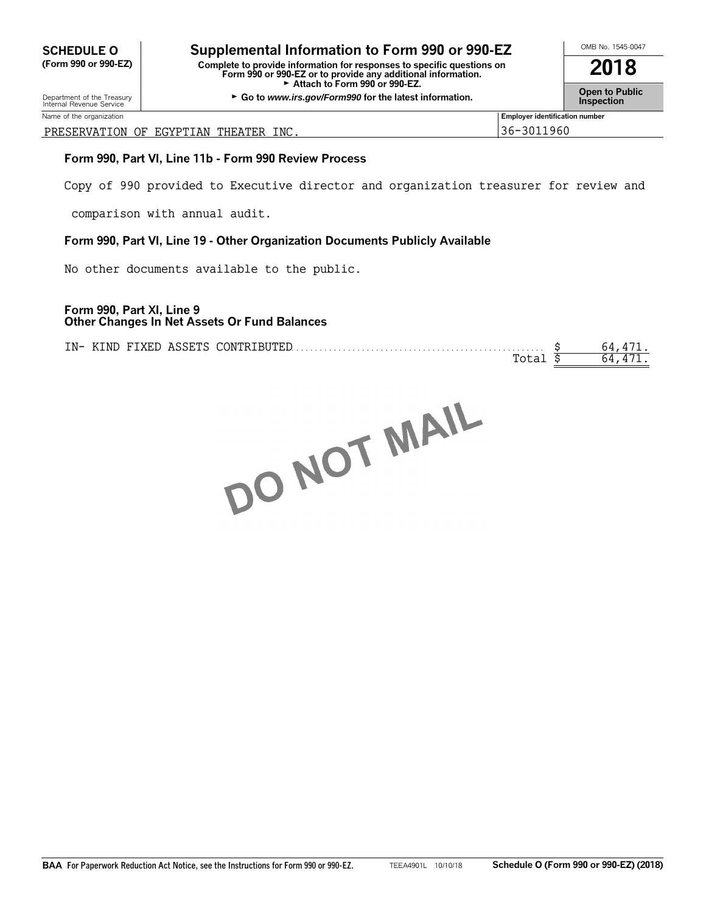**SCHEDULE O**
**(Form 990 or 990-EZ)**

Department of the Treasury
Internal Revenue Service

# Supplemental Information to Form 990 or 990-EZ

**Complete to provide information for responses to specific questions on Form 990 or 990-EZ or to provide any additional information.**
► **Attach to Form 990 or 990-EZ.**
► **Go to *www.irs.gov/Form990* for the latest information.**

OMB No. 1545-0047

**2018**

**Open to Public Inspection**

| Name of the organization | Employer identification number |
|---|---|
| PRESERVATION OF EGYPTIAN THEATER INC. | 36-3011960 |

### Form 990, Part VI, Line 11b - Form 990 Review Process

Copy of 990 provided to Executive director and organization treasurer for review and comparison with annual audit.

### Form 990, Part VI, Line 19 - Other Organization Documents Publicly Available

No other documents available to the public.

### Form 990, Part XI, Line 9
### Other Changes In Net Assets Or Fund Balances

| | | |
|---|---|---|
| IN- KIND FIXED ASSETS CONTRIBUTED | $ | 64,471. |
| Total | $ | 64,471. |

DO NOT MAIL

**BAA** For Paperwork Reduction Act Notice, see the Instructions for Form 990 or 990-EZ. TEEA4901L 10/10/18 **Schedule O (Form 990 or 990-EZ) (2018)**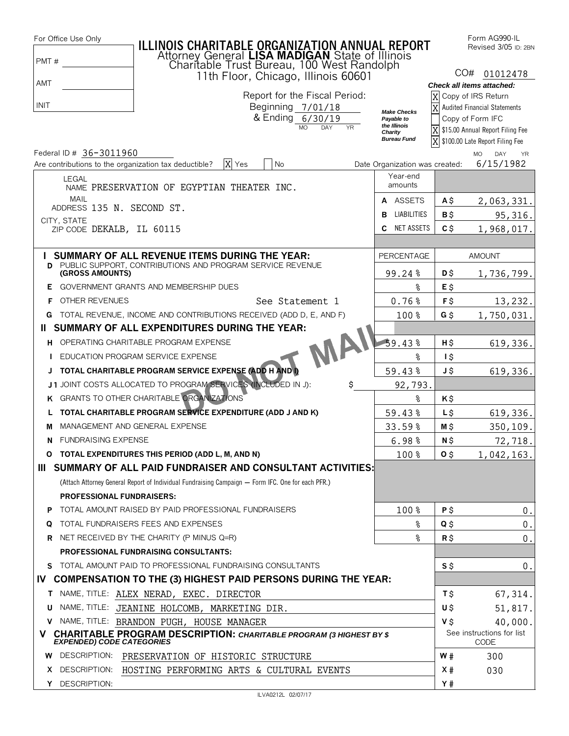For Office Use Only

PMT # ______

AMT ______

INIT ______

# ILLINOIS CHARITABLE ORGANIZATION ANNUAL REPORT

Attorney General **LISA MADIGAN** State of Illinois
Charitable Trust Bureau, 100 West Randolph
11th Floor, Chicago, Illinois 60601

Form AG990-IL
Revised 3/05 ID: 2BN

CO# 01012478

Report for the Fiscal Period:
Beginning 7/01/18
& Ending 6/30/19 (MO DAY YR)

*Make Checks Payable to the Illinois Charity Bureau Fund*

***Check all items attached:***

- [X] Copy of IRS Return
- [X] Audited Financial Statements
- [ ] Copy of Form IFC
- [X] $15.00 Annual Report Filing Fee
- [X] $100.00 Late Report Filing Fee

Federal ID # 36-3011960

Are contributions to the organization tax deductible? [X] Yes [ ] No

Date Organization was created: 6/15/1982 (MO DAY YR)

LEGAL NAME PRESERVATION OF EGYPTIAN THEATER INC.
MAIL ADDRESS 135 N. SECOND ST.
CITY, STATE ZIP CODE DEKALB, IL 60115

| Year-end amounts | | |
|---|---|---|
| A ASSETS | A $ | 2,063,331. |
| B LIABILITIES | B $ | 95,316. |
| C NET ASSETS | C $ | 1,968,017. |

DO NOT MAIL

| | | PERCENTAGE | | AMOUNT |
|---|---|---|---|---|
| **I** | **SUMMARY OF ALL REVENUE ITEMS DURING THE YEAR:** | | | |
| D | PUBLIC SUPPORT, CONTRIBUTIONS AND PROGRAM SERVICE REVENUE **(GROSS AMOUNTS)** | 99.24 % | D $ | 1,736,799. |
| E | GOVERNMENT GRANTS AND MEMBERSHIP DUES | % | E $ | |
| F | OTHER REVENUES See Statement 1 | 0.76 % | F $ | 13,232. |
| G | TOTAL REVENUE, INCOME AND CONTRIBUTIONS RECEIVED (ADD D, E, AND F) | 100 % | G $ | 1,750,031. |
| **II** | **SUMMARY OF ALL EXPENDITURES DURING THE YEAR:** | | | |
| H | OPERATING CHARITABLE PROGRAM EXPENSE | 59.43 % | H $ | 619,336. |
| I | EDUCATION PROGRAM SERVICE EXPENSE | % | I $ | |
| J | **TOTAL CHARITABLE PROGRAM SERVICE EXPENSE (ADD H AND I)** | 59.43 % | J $ | 619,336. |
| J1 | JOINT COSTS ALLOCATED TO PROGRAM SERVICES (INCLUDED IN J): $ | 92,793. | | |
| K | GRANTS TO OTHER CHARITABLE ORGANIZATIONS | % | K $ | |
| L | **TOTAL CHARITABLE PROGRAM SERVICE EXPENDITURE (ADD J AND K)** | 59.43 % | L $ | 619,336. |
| M | MANAGEMENT AND GENERAL EXPENSE | 33.59 % | M $ | 350,109. |
| N | FUNDRAISING EXPENSE | 6.98 % | N $ | 72,718. |
| O | **TOTAL EXPENDITURES THIS PERIOD (ADD L, M, AND N)** | 100 % | O $ | 1,042,163. |
| **III** | **SUMMARY OF ALL PAID FUNDRAISER AND CONSULTANT ACTIVITIES:** (Attach Attorney General Report of Individual Fundraising Campaign — Form IFC. One for each PFR.) | | | |
| | **PROFESSIONAL FUNDRAISERS:** | | | |
| P | TOTAL AMOUNT RAISED BY PAID PROFESSIONAL FUNDRAISERS | 100 % | P $ | 0. |
| Q | TOTAL FUNDRAISERS FEES AND EXPENSES | % | Q $ | 0. |
| R | NET RECEIVED BY THE CHARITY (P MINUS Q=R) | % | R $ | 0. |
| | **PROFESSIONAL FUNDRAISING CONSULTANTS:** | | | |
| S | TOTAL AMOUNT PAID TO PROFESSIONAL FUNDRAISING CONSULTANTS | | S $ | 0. |
| **IV** | **COMPENSATION TO THE (3) HIGHEST PAID PERSONS DURING THE YEAR:** | | | |
| T | NAME, TITLE: ALEX NERAD, EXEC. DIRECTOR | | T $ | 67,314. |
| U | NAME, TITLE: JEANINE HOLCOMB, MARKETING DIR. | | U $ | 51,817. |
| V | NAME, TITLE: BRANDON PUGH, HOUSE MANAGER | | V $ | 40,000. |
| **V** | **CHARITABLE PROGRAM DESCRIPTION:** ***CHARITABLE PROGRAM (3 HIGHEST BY $ EXPENDED) CODE CATEGORIES*** | | | See instructions for list CODE |
| W | DESCRIPTION: PRESERVATION OF HISTORIC STRUCTURE | | W # | 300 |
| X | DESCRIPTION: HOSTING PERFORMING ARTS & CULTURAL EVENTS | | X # | 030 |
| Y | DESCRIPTION: | | Y # | |

ILVA0212L 02/07/17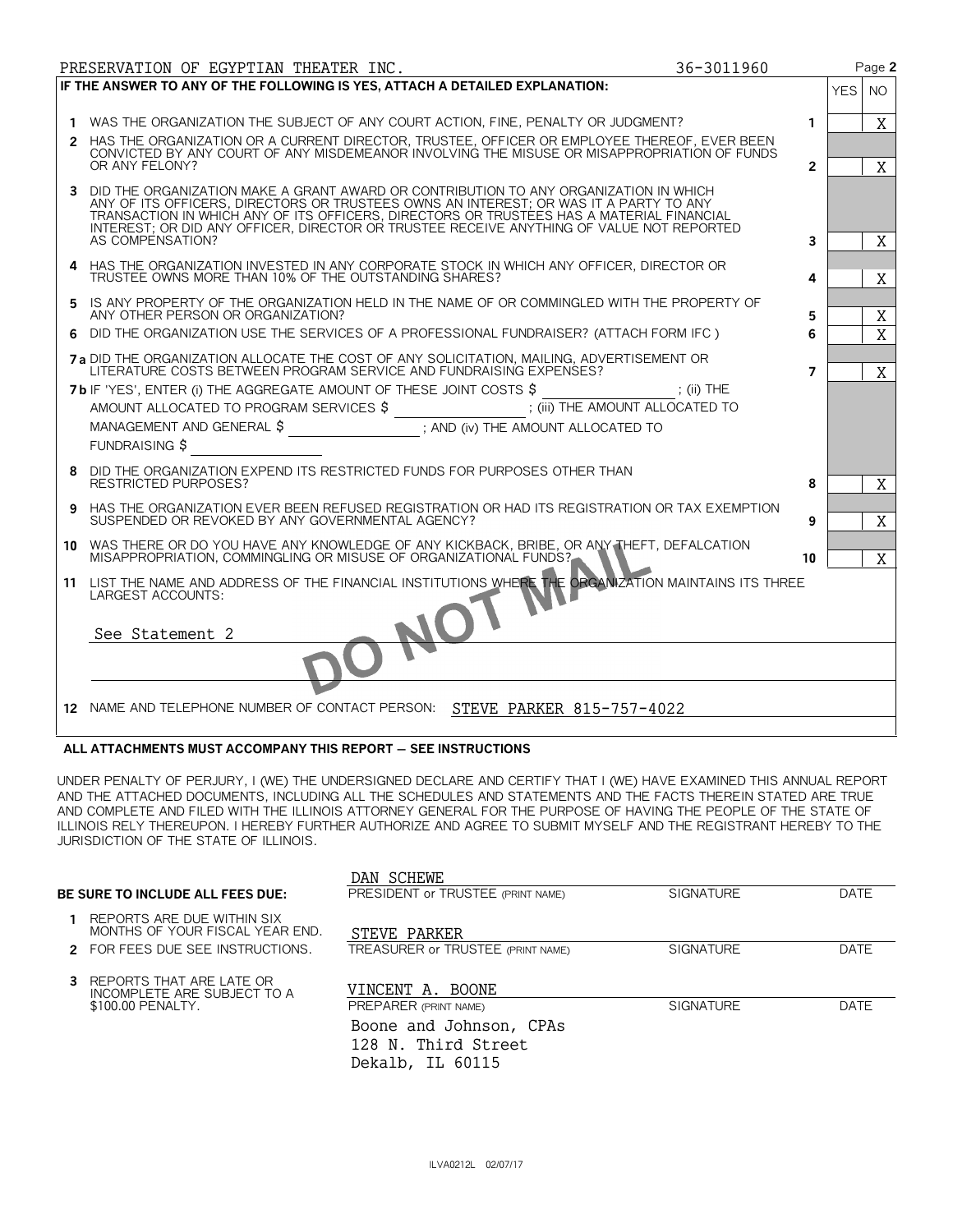PRESERVATION OF EGYPTIAN THEATER INC. 36-3011960 Page **2**

**IF THE ANSWER TO ANY OF THE FOLLOWING IS YES, ATTACH A DETAILED EXPLANATION:**

| | | | YES | NO |
|---|---|---|---|---|
| **1** | WAS THE ORGANIZATION THE SUBJECT OF ANY COURT ACTION, FINE, PENALTY OR JUDGMENT? | **1** | | X |
| **2** | HAS THE ORGANIZATION OR A CURRENT DIRECTOR, TRUSTEE, OFFICER OR EMPLOYEE THEREOF, EVER BEEN CONVICTED BY ANY COURT OF ANY MISDEMEANOR INVOLVING THE MISUSE OR MISAPPROPRIATION OF FUNDS OR ANY FELONY? | **2** | | X |
| **3** | DID THE ORGANIZATION MAKE A GRANT AWARD OR CONTRIBUTION TO ANY ORGANIZATION IN WHICH ANY OF ITS OFFICERS, DIRECTORS OR TRUSTEES OWNS AN INTEREST; OR WAS IT A PARTY TO ANY TRANSACTION IN WHICH ANY OF ITS OFFICERS, DIRECTORS OR TRUSTEES HAS A MATERIAL FINANCIAL INTEREST; OR DID ANY OFFICER, DIRECTOR OR TRUSTEE RECEIVE ANYTHING OF VALUE NOT REPORTED AS COMPENSATION? | **3** | | X |
| **4** | HAS THE ORGANIZATION INVESTED IN ANY CORPORATE STOCK IN WHICH ANY OFFICER, DIRECTOR OR TRUSTEE OWNS MORE THAN 10% OF THE OUTSTANDING SHARES? | **4** | | X |
| **5** | IS ANY PROPERTY OF THE ORGANIZATION HELD IN THE NAME OF OR COMMINGLED WITH THE PROPERTY OF ANY OTHER PERSON OR ORGANIZATION? | **5** | | X |
| **6** | DID THE ORGANIZATION USE THE SERVICES OF A PROFESSIONAL FUNDRAISER? (ATTACH FORM IFC ) | **6** | | X |
| **7 a** | DID THE ORGANIZATION ALLOCATE THE COST OF ANY SOLICITATION, MAILING, ADVERTISEMENT OR LITERATURE COSTS BETWEEN PROGRAM SERVICE AND FUNDRAISING EXPENSES? | **7** | | X |
| **7 b** | IF 'YES', ENTER (i) THE AGGREGATE AMOUNT OF THESE JOINT COSTS $ ________ ; (ii) THE AMOUNT ALLOCATED TO PROGRAM SERVICES $ ________ ; (iii) THE AMOUNT ALLOCATED TO MANAGEMENT AND GENERAL $ ________ ; AND (iv) THE AMOUNT ALLOCATED TO FUNDRAISING $ ________ | | | |
| **8** | DID THE ORGANIZATION EXPEND ITS RESTRICTED FUNDS FOR PURPOSES OTHER THAN RESTRICTED PURPOSES? | **8** | | X |
| **9** | HAS THE ORGANIZATION EVER BEEN REFUSED REGISTRATION OR HAD ITS REGISTRATION OR TAX EXEMPTION SUSPENDED OR REVOKED BY ANY GOVERNMENTAL AGENCY? | **9** | | X |
| **10** | WAS THERE OR DO YOU HAVE ANY KNOWLEDGE OF ANY KICKBACK, BRIBE, OR ANY THEFT, DEFALCATION MISAPPROPRIATION, COMMINGLING OR MISUSE OF ORGANIZATIONAL FUNDS? | **10** | | X |

**11** LIST THE NAME AND ADDRESS OF THE FINANCIAL INSTITUTIONS WHERE THE ORGANIZATION MAINTAINS ITS THREE LARGEST ACCOUNTS:

See Statement 2

**12** NAME AND TELEPHONE NUMBER OF CONTACT PERSON: STEVE PARKER 815-757-4022

DO NOT MAIL

**ALL ATTACHMENTS MUST ACCOMPANY THIS REPORT — SEE INSTRUCTIONS**

UNDER PENALTY OF PERJURY, I (WE) THE UNDERSIGNED DECLARE AND CERTIFY THAT I (WE) HAVE EXAMINED THIS ANNUAL REPORT AND THE ATTACHED DOCUMENTS, INCLUDING ALL THE SCHEDULES AND STATEMENTS AND THE FACTS THEREIN STATED ARE TRUE AND COMPLETE AND FILED WITH THE ILLINOIS ATTORNEY GENERAL FOR THE PURPOSE OF HAVING THE PEOPLE OF THE STATE OF ILLINOIS RELY THEREUPON. I HEREBY FURTHER AUTHORIZE AND AGREE TO SUBMIT MYSELF AND THE REGISTRANT HEREBY TO THE JURISDICTION OF THE STATE OF ILLINOIS.

**BE SURE TO INCLUDE ALL FEES DUE:**

1. REPORTS ARE DUE WITHIN SIX MONTHS OF YOUR FISCAL YEAR END.
2. FOR FEES DUE SEE INSTRUCTIONS.
3. REPORTS THAT ARE LATE OR INCOMPLETE ARE SUBJECT TO A $100.00 PENALTY.

| | | |
|---|---|---|
| DAN SCHEWE | | |
| PRESIDENT or TRUSTEE (PRINT NAME) | SIGNATURE | DATE |
| STEVE PARKER | | |
| TREASURER or TRUSTEE (PRINT NAME) | SIGNATURE | DATE |
| VINCENT A. BOONE | | |
| PREPARER (PRINT NAME) | SIGNATURE | DATE |

Boone and Johnson, CPAs
128 N. Third Street
Dekalb, IL 60115

ILVA0212L 02/07/17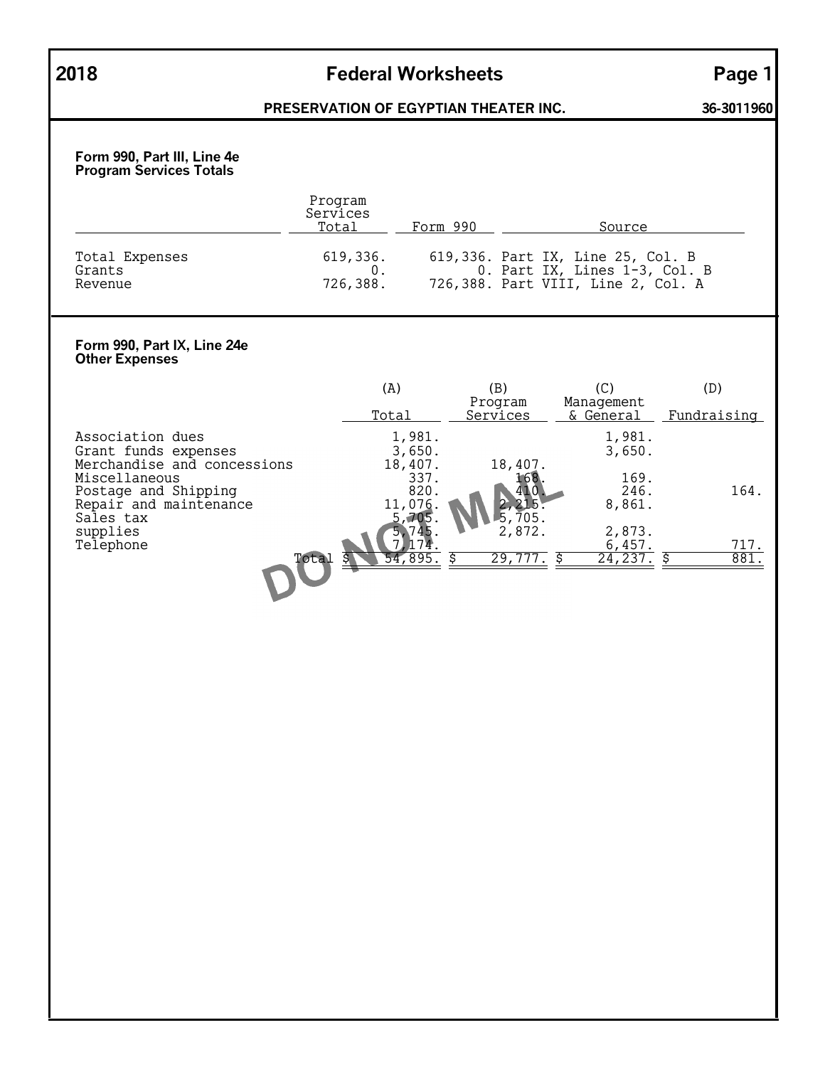**2018 Federal Worksheets**

**PRESERVATION OF EGYPTIAN THEATER INC.** **36-3011960**

### Form 990, Part III, Line 4e
### Program Services Totals

| | Program Services Total | Form 990 | Source |
|---|---|---|---|
| Total Expenses | 619,336. | 619,336. | Part IX, Line 25, Col. B |
| Grants | 0. | 0. | Part IX, Lines 1-3, Col. B |
| Revenue | 726,388. | 726,388. | Part VIII, Line 2, Col. A |

### Form 990, Part IX, Line 24e
### Other Expenses

| | (A) Total | (B) Program Services | (C) Management & General | (D) Fundraising |
|---|---|---|---|---|
| Association dues | 1,981. | | 1,981. | |
| Grant funds expenses | 3,650. | | 3,650. | |
| Merchandise and concessions | 18,407. | 18,407. | | |
| Miscellaneous | 337. | 168. | 169. | |
| Postage and Shipping | 820. | 410. | 246. | 164. |
| Repair and maintenance | 11,076. | 2,215. | 8,861. | |
| Sales tax | 5,705. | 5,705. | | |
| supplies | 5,745. | 2,872. | 2,873. | |
| Telephone | 7,174. | | 6,457. | 717. |
| Total | $ 54,895. | $ 29,777. | $ 24,237. | $ 881. |

DO NOT MAIL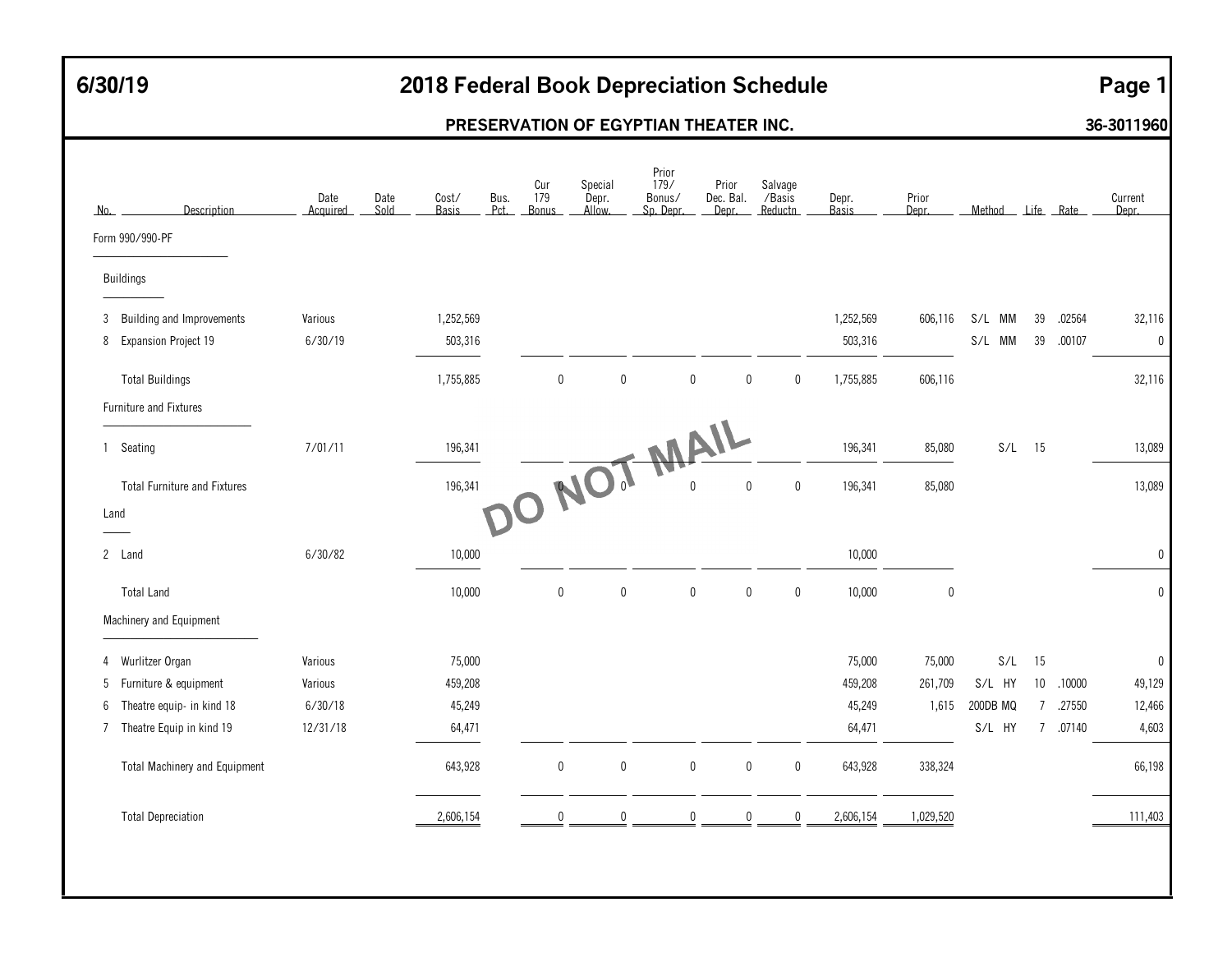# 2018 Federal Book Depreciation Schedule

**6/30/19**

**PRESERVATION OF EGYPTIAN THEATER INC.** **36-3011960**

| No. | Description | Date Acquired | Date Sold | Cost/ Basis | Bus. Pct. | Cur 179 Bonus | Special Depr. Allow. | Prior 179/ Bonus/ Sp. Depr. | Prior Dec. Bal. Depr. | Salvage /Basis Reductn | Depr. Basis | Prior Depr. | Method | Life | Rate | Current Depr. |
|---|---|---|---|---|---|---|---|---|---|---|---|---|---|---|---|---|
| | **Form 990/990-PF** | | | | | | | | | | | | | | | |
| | **Buildings** | | | | | | | | | | | | | | | |
| 3 | Building and Improvements | Various | | 1,252,569 | | | | | | | 1,252,569 | 606,116 | S/L MM | 39 | .02564 | 32,116 |
| 8 | Expansion Project 19 | 6/30/19 | | 503,316 | | | | | | | 503,316 | | S/L MM | 39 | .00107 | 0 |
| | Total Buildings | | | 1,755,885 | | 0 | 0 | 0 | 0 | 0 | 1,755,885 | 606,116 | | | | 32,116 |
| | **Furniture and Fixtures** | | | | | | | | | | | | | | | |
| 1 | Seating | 7/01/11 | | 196,341 | | | | | | | 196,341 | 85,080 | S/L | 15 | | 13,089 |
| | Total Furniture and Fixtures | | | 196,341 | | 0 | 0 | 0 | 0 | 0 | 196,341 | 85,080 | | | | 13,089 |
| | **Land** | | | | | | | | | | | | | | | |
| 2 | Land | 6/30/82 | | 10,000 | | | | | | | 10,000 | | | | | 0 |
| | Total Land | | | 10,000 | | 0 | 0 | 0 | 0 | 0 | 10,000 | 0 | | | | 0 |
| | **Machinery and Equipment** | | | | | | | | | | | | | | | |
| 4 | Wurlitzer Organ | Various | | 75,000 | | | | | | | 75,000 | 75,000 | S/L | 15 | | 0 |
| 5 | Furniture & equipment | Various | | 459,208 | | | | | | | 459,208 | 261,709 | S/L HY | 10 | .10000 | 49,129 |
| 6 | Theatre equip- in kind 18 | 6/30/18 | | 45,249 | | | | | | | 45,249 | 1,615 | 200DB MQ | 7 | .27550 | 12,466 |
| 7 | Theatre Equip in kind 19 | 12/31/18 | | 64,471 | | | | | | | 64,471 | | S/L HY | 7 | .07140 | 4,603 |
| | Total Machinery and Equipment | | | 643,928 | | 0 | 0 | 0 | 0 | 0 | 643,928 | 338,324 | | | | 66,198 |
| | Total Depreciation | | | 2,606,154 | | 0 | 0 | 0 | 0 | 0 | 2,606,154 | 1,029,520 | | | | 111,403 |

DO NOT MAIL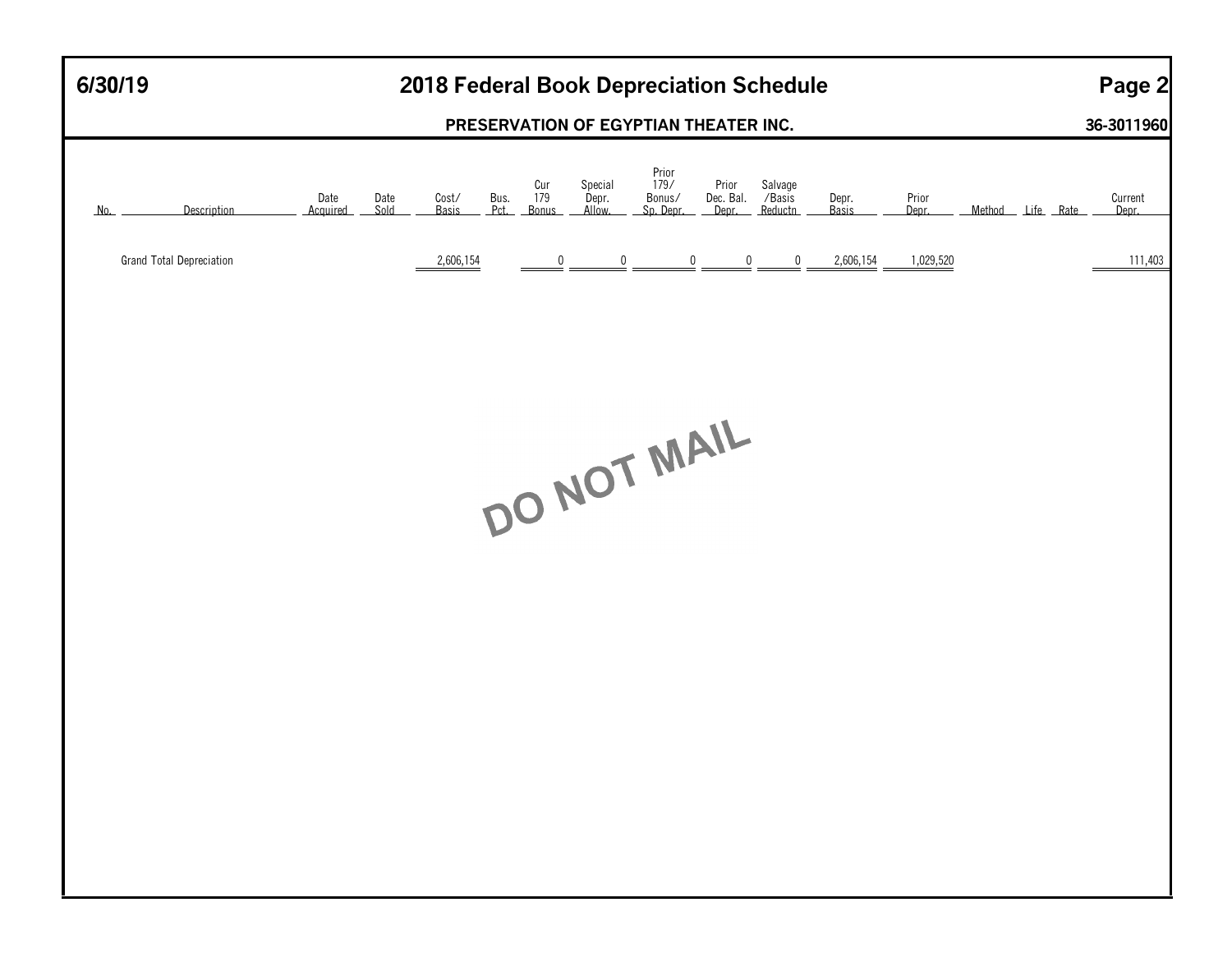# 6/30/19 — 2018 Federal Book Depreciation Schedule

## PRESERVATION OF EGYPTIAN THEATER INC. — 36-3011960

| No. | Description | Date Acquired | Date Sold | Cost/ Basis | Bus. Pct. | Cur 179 Bonus | Special Depr. Allow. | Prior 179/ Bonus/ Sp. Depr. | Prior Dec. Bal. Depr. | Salvage /Basis Reductn | Depr. Basis | Prior Depr. | Method | Life | Rate | Current Depr. |
|---|---|---|---|---|---|---|---|---|---|---|---|---|---|---|---|---|
| | Grand Total Depreciation | | | 2,606,154 | | 0 | 0 | 0 | 0 | 0 | 2,606,154 | 1,029,520 | | | | 111,403 |

DO NOT MAIL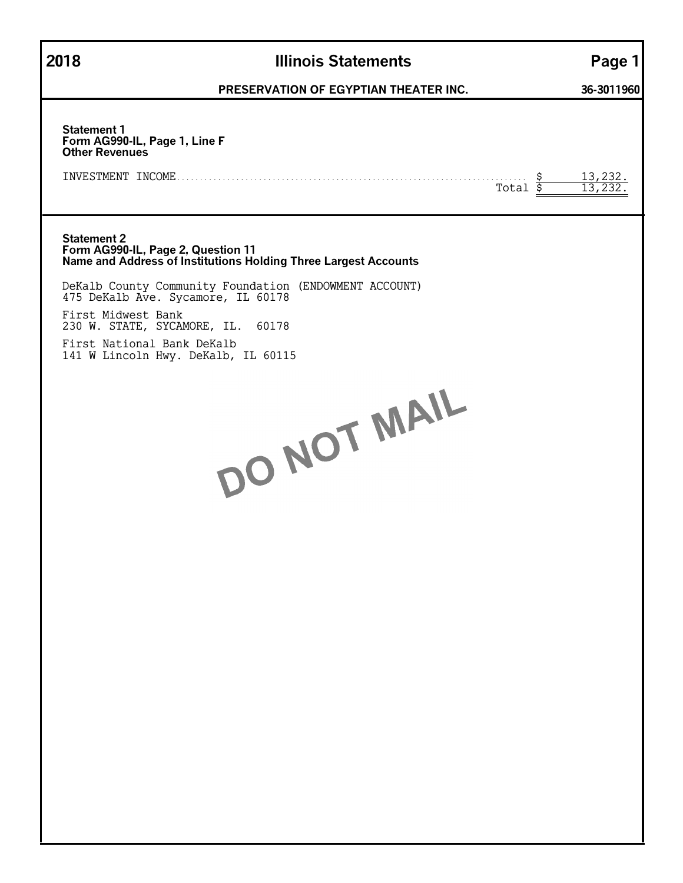**2018 Illinois Statements**

**PRESERVATION OF EGYPTIAN THEATER INC.** **36-3011960**

**Statement 1**
**Form AG990-IL, Page 1, Line F**
**Other Revenues**

| | |
|---|---|
| INVESTMENT INCOME | $ 13,232. |
| Total | $ 13,232. |

**Statement 2**
**Form AG990-IL, Page 2, Question 11**
**Name and Address of Institutions Holding Three Largest Accounts**

DeKalb County Community Foundation (ENDOWMENT ACCOUNT)
475 DeKalb Ave. Sycamore, IL 60178

First Midwest Bank
230 W. STATE, SYCAMORE, IL. 60178

First National Bank DeKalb
141 W Lincoln Hwy. DeKalb, IL 60115

DO NOT MAIL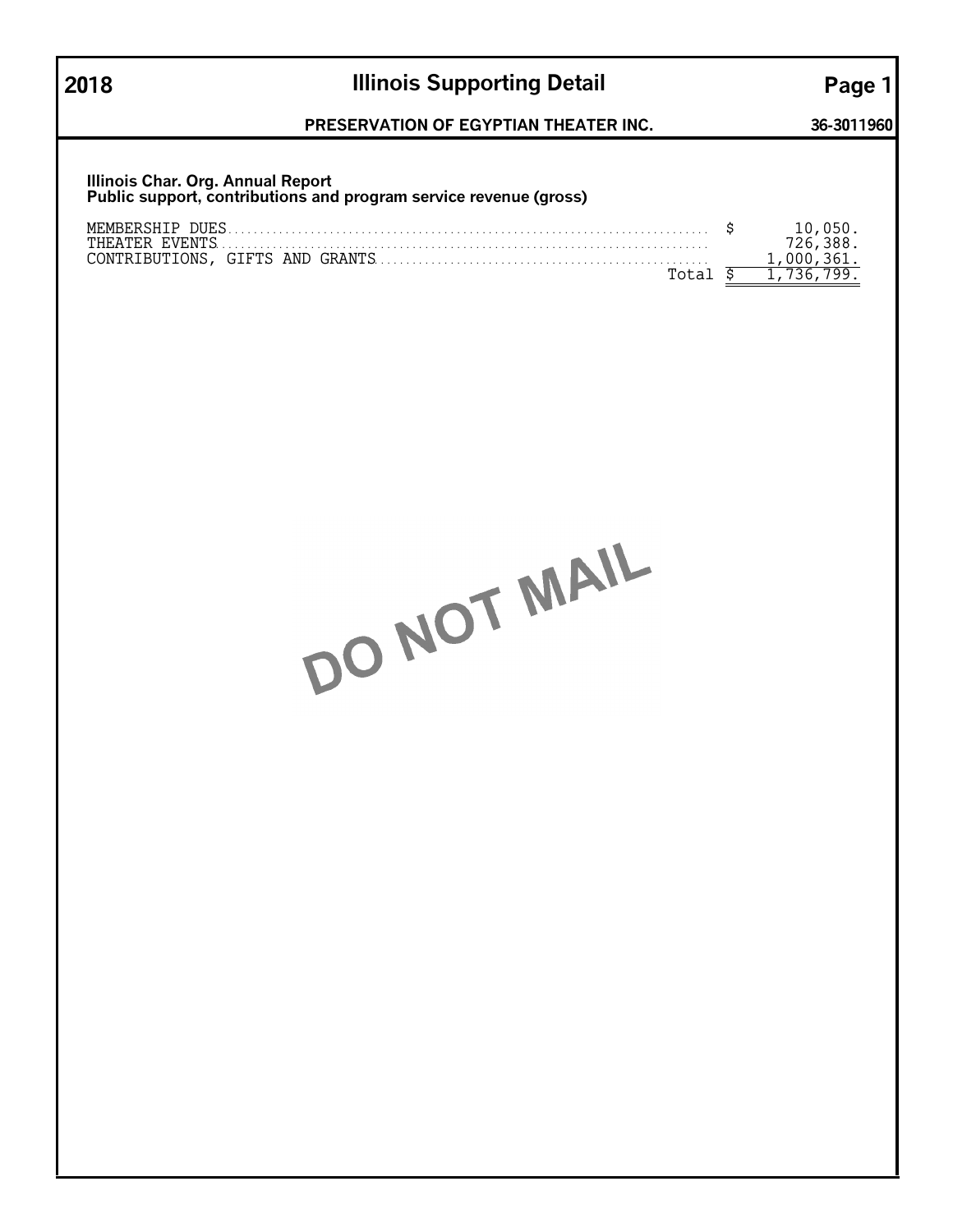# 2018 Illinois Supporting Detail

**PRESERVATION OF EGYPTIAN THEATER INC.** **36-3011960**

**Illinois Char. Org. Annual Report**
**Public support, contributions and program service revenue (gross)**

| | | |
|---|---|---|
| MEMBERSHIP DUES | $ | 10,050. |
| THEATER EVENTS | | 726,388. |
| CONTRIBUTIONS, GIFTS AND GRANTS | | 1,000,361. |
| Total | $ | 1,736,799. |

DO NOT MAIL